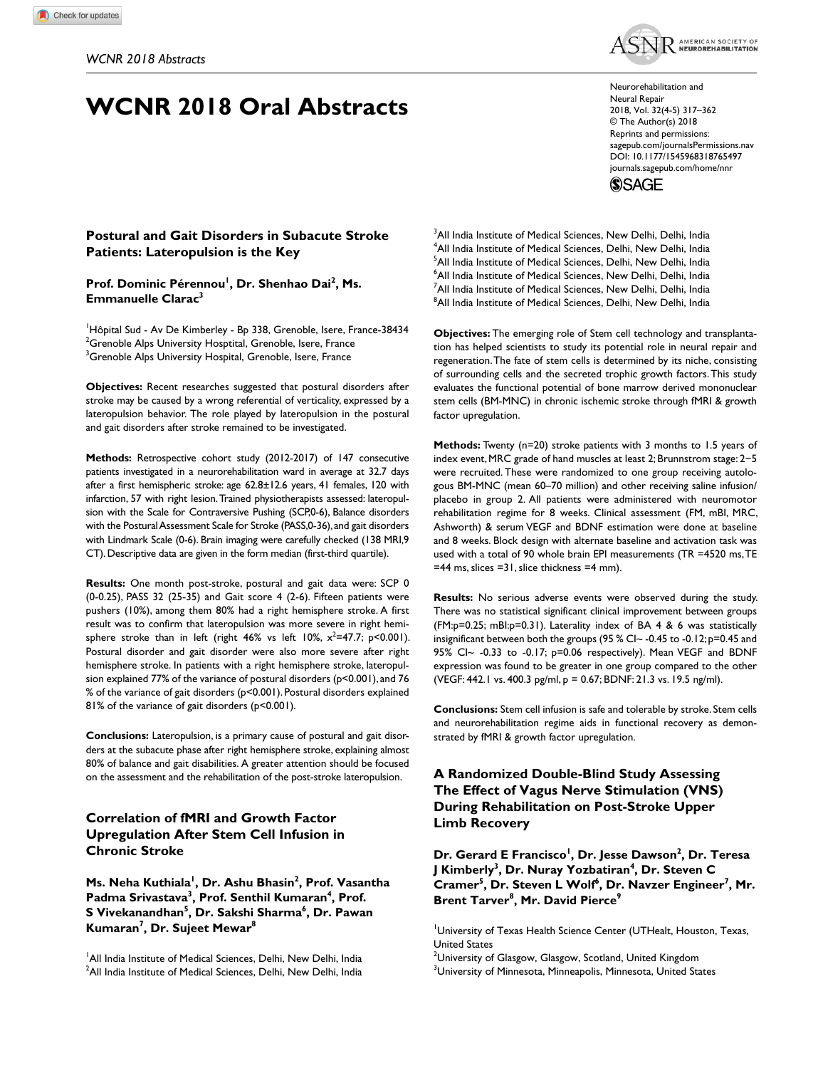# WCNR 2018 Oral Abstracts

## Postural and Gait Disorders in Subacute Stroke Patients: Lateropulsion is the Key

**Prof. Dominic Pérennou[1], Dr. Shenhao Dai[2], Ms. Emmanuelle Clarac[3]**

[1]Hôpital Sud - Av De Kimberley - Bp 338, Grenoble, Isere, France-38434
[2]Grenoble Alps University Hospital, Grenoble, Isere, France
[3]Grenoble Alps University Hospital, Grenoble, Isere, France

**Objectives:** Recent researches suggested that postural disorders after stroke may be caused by a wrong referential of verticality, expressed by a lateropulsion behavior. The role played by lateropulsion in the postural and gait disorders after stroke remained to be investigated.

**Methods:** Retrospective cohort study (2012-2017) of 147 consecutive patients investigated in a neurorehabilitation ward in average at 32.7 days after a first hemispheric stroke: age 62.8±12.6 years, 41 females, 120 with infarction, 57 with right lesion. Trained physiotherapists assessed: lateropulsion with the Scale for Contraversive Pushing (SCP,0-6), Balance disorders with the Postural Assessment Scale for Stroke (PASS,0-36), and gait disorders with Lindmark Scale (0-6). Brain imaging were carefully checked (138 MRI,9 CT). Descriptive data are given in the form median (first-third quartile).

**Results:** One month post-stroke, postural and gait data were: SCP 0 (0-0.25), PASS 32 (25-35) and Gait score 4 (2-6). Fifteen patients were pushers (10%), among them 80% had a right hemisphere stroke. A first result was to confirm that lateropulsion was more severe in right hemisphere stroke than in left (right 46% vs left 10%, $x^2$=47.7; p<0.001). Postural disorder and gait disorder were also more severe after right hemisphere stroke. In patients with a right hemisphere stroke, lateropulsion explained 77% of the variance of postural disorders (p<0.001), and 76 % of the variance of gait disorders (p<0.001). Postural disorders explained 81% of the variance of gait disorders (p<0.001).

**Conclusions:** Lateropulsion, is a primary cause of postural and gait disorders at the subacute phase after right hemisphere stroke, explaining almost 80% of balance and gait disabilities. A greater attention should be focused on the assessment and the rehabilitation of the post-stroke lateropulsion.

## Correlation of fMRI and Growth Factor Upregulation After Stem Cell Infusion in Chronic Stroke

**Ms. Neha Kuthiala[1], Dr. Ashu Bhasin[2], Prof. Vasantha Padma Srivastava[3], Prof. Senthil Kumaran[4], Prof. S Vivekanandhan[5], Dr. Sakshi Sharma[6], Dr. Pawan Kumaran[7], Dr. Sujeet Mewar[8]**

[1]All India Institute of Medical Sciences, Delhi, New Delhi, India
[2]All India Institute of Medical Sciences, Delhi, New Delhi, India
[3]All India Institute of Medical Sciences, New Delhi, Delhi, India
[4]All India Institute of Medical Sciences, Delhi, New Delhi, India
[5]All India Institute of Medical Sciences, Delhi, New Delhi, India
[6]All India Institute of Medical Sciences, New Delhi, Delhi, India
[7]All India Institute of Medical Sciences, New Delhi, Delhi, India
[8]All India Institute of Medical Sciences, Delhi, New Delhi, India

**Objectives:** The emerging role of Stem cell technology and transplantation has helped scientists to study its potential role in neural repair and regeneration. The fate of stem cells is determined by its niche, consisting of surrounding cells and the secreted trophic growth factors. This study evaluates the functional potential of bone marrow derived mononuclear stem cells (BM-MNC) in chronic ischemic stroke through fMRI & growth factor upregulation.

**Methods:** Twenty (n=20) stroke patients with 3 months to 1.5 years of index event, MRC grade of hand muscles at least 2; Brunnstrom stage: 2−5 were recruited. These were randomized to one group receiving autologous BM-MNC (mean 60–70 million) and other receiving saline infusion/placebo in group 2. All patients were administered with neuromotor rehabilitation regime for 8 weeks. Clinical assessment (FM, mBI, MRC, Ashworth) & serum VEGF and BDNF estimation were done at baseline and 8 weeks. Block design with alternate baseline and activation task was used with a total of 90 whole brain EPI measurements (TR =4520 ms, TE =44 ms, slices =31, slice thickness =4 mm).

**Results:** No serious adverse events were observed during the study. There was no statistical significant clinical improvement between groups (FM:p=0.25; mBI:p=0.31). Laterality index of BA 4 & 6 was statistically insignificant between both the groups (95 % CI~ -0.45 to -0.12; p=0.45 and 95% CI~ -0.33 to -0.17; p=0.06 respectively). Mean VEGF and BDNF expression was found to be greater in one group compared to the other (VEGF: 442.1 vs. 400.3 pg/ml, p = 0.67; BDNF: 21.3 vs. 19.5 ng/ml).

**Conclusions:** Stem cell infusion is safe and tolerable by stroke. Stem cells and neurorehabilitation regime aids in functional recovery as demonstrated by fMRI & growth factor upregulation.

## A Randomized Double-Blind Study Assessing The Effect of Vagus Nerve Stimulation (VNS) During Rehabilitation on Post-Stroke Upper Limb Recovery

**Dr. Gerard E Francisco[1], Dr. Jesse Dawson[2], Dr. Teresa J Kimberly[3], Dr. Nuray Yozbatiran[4], Dr. Steven C Cramer[5], Dr. Steven L Wolf[6], Dr. Navzer Engineer[7], Mr. Brent Tarver[8], Mr. David Pierce[9]**

[1]University of Texas Health Science Center (UTHealt, Houston, Texas, United States
[2]University of Glasgow, Glasgow, Scotland, United Kingdom
[3]University of Minnesota, Minneapolis, Minnesota, United States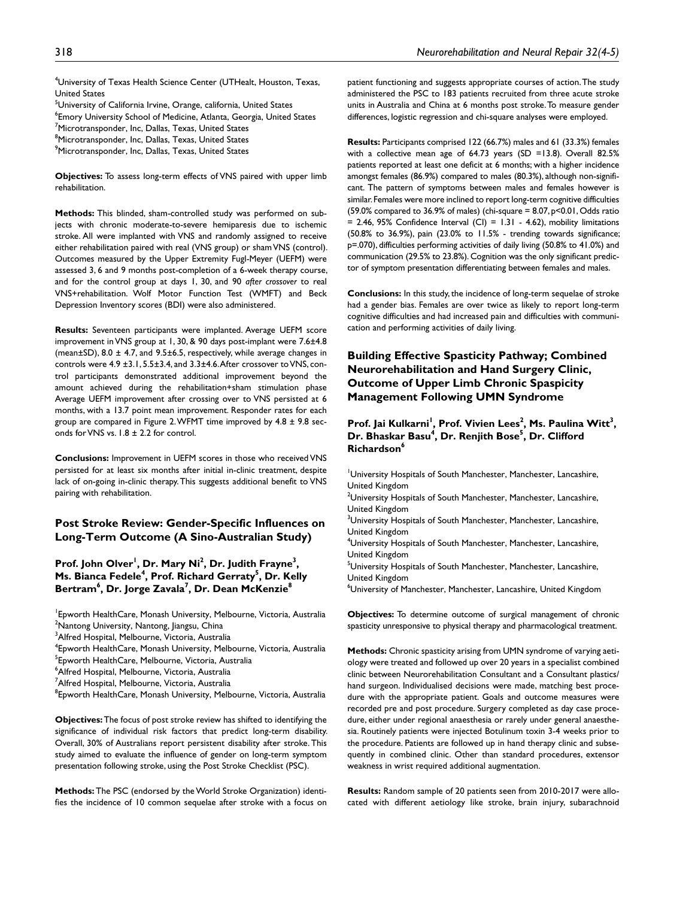[4]University of Texas Health Science Center (UTHealt, Houston, Texas, United States
[5]University of California Irvine, Orange, california, United States
[6]Emory University School of Medicine, Atlanta, Georgia, United States
[7]Microtransponder, Inc, Dallas, Texas, United States
[8]Microtransponder, Inc, Dallas, Texas, United States
[9]Microtransponder, Inc, Dallas, Texas, United States

**Objectives:** To assess long-term effects of VNS paired with upper limb rehabilitation.

**Methods:** This blinded, sham-controlled study was performed on subjects with chronic moderate-to-severe hemiparesis due to ischemic stroke. All were implanted with VNS and randomly assigned to receive either rehabilitation paired with real (VNS group) or sham VNS (control). Outcomes measured by the Upper Extremity Fugl-Meyer (UEFM) were assessed 3, 6 and 9 months post-completion of a 6-week therapy course, and for the control group at days 1, 30, and 90 *after crossover* to real VNS+rehabilitation. Wolf Motor Function Test (WMFT) and Beck Depression Inventory scores (BDI) were also administered.

**Results:** Seventeen participants were implanted. Average UEFM score improvement in VNS group at 1, 30, & 90 days post-implant were 7.6±4.8 (mean±SD), 8.0 ± 4.7, and 9.5±6.5, respectively, while average changes in controls were 4.9 ±3.1, 5.5±3.4, and 3.3±4.6. After crossover to VNS, control participants demonstrated additional improvement beyond the amount achieved during the rehabilitation+sham stimulation phase Average UEFM improvement after crossing over to VNS persisted at 6 months, with a 13.7 point mean improvement. Responder rates for each group are compared in Figure 2. WFMT time improved by 4.8 ± 9.8 seconds for VNS vs. 1.8 ± 2.2 for control.

**Conclusions:** Improvement in UEFM scores in those who received VNS persisted for at least six months after initial in-clinic treatment, despite lack of on-going in-clinic therapy. This suggests additional benefit to VNS pairing with rehabilitation.

## Post Stroke Review: Gender-Specific Influences on Long-Term Outcome (A Sino-Australian Study)

**Prof. John Olver[1], Dr. Mary Ni[2], Dr. Judith Frayne[3], Ms. Bianca Fedele[4], Prof. Richard Gerraty[5], Dr. Kelly Bertram[6], Dr. Jorge Zavala[7], Dr. Dean McKenzie[8]**

[1]Epworth HealthCare, Monash University, Melbourne, Victoria, Australia
[2]Nantong University, Nantong, Jiangsu, China
[3]Alfred Hospital, Melbourne, Victoria, Australia
[4]Epworth HealthCare, Monash University, Melbourne, Victoria, Australia
[5]Epworth HealthCare, Melbourne, Victoria, Australia
[6]Alfred Hospital, Melbourne, Victoria, Australia
[7]Alfred Hospital, Melbourne, Victoria, Australia
[8]Epworth HealthCare, Monash University, Melbourne, Victoria, Australia

**Objectives:** The focus of post stroke review has shifted to identifying the significance of individual risk factors that predict long-term disability. Overall, 30% of Australians report persistent disability after stroke. This study aimed to evaluate the influence of gender on long-term symptom presentation following stroke, using the Post Stroke Checklist (PSC).

**Methods:** The PSC (endorsed by the World Stroke Organization) identifies the incidence of 10 common sequelae after stroke with a focus on patient functioning and suggests appropriate courses of action. The study administered the PSC to 183 patients recruited from three acute stroke units in Australia and China at 6 months post stroke. To measure gender differences, logistic regression and chi-square analyses were employed.

**Results:** Participants comprised 122 (66.7%) males and 61 (33.3%) females with a collective mean age of 64.73 years (SD =13.8). Overall 82.5% patients reported at least one deficit at 6 months; with a higher incidence amongst females (86.9%) compared to males (80.3%), although non-significant. The pattern of symptoms between males and females however is similar. Females were more inclined to report long-term cognitive difficulties (59.0% compared to 36.9% of males) (chi-square = 8.07, $p<0.01$, Odds ratio = 2.46, 95% Confidence Interval (CI) = 1.31 - 4.62), mobility limitations (50.8% to 36.9%), pain (23.0% to 11.5% - trending towards significance; $p=.070$), difficulties performing activities of daily living (50.8% to 41.0%) and communication (29.5% to 23.8%). Cognition was the only significant predictor of symptom presentation differentiating between females and males.

**Conclusions:** In this study, the incidence of long-term sequelae of stroke had a gender bias. Females are over twice as likely to report long-term cognitive difficulties and had increased pain and difficulties with communication and performing activities of daily living.

## Building Effective Spasticity Pathway; Combined Neurorehabilitation and Hand Surgery Clinic, Outcome of Upper Limb Chronic Spaspicity Management Following UMN Syndrome

**Prof. Jai Kulkarni[1], Prof. Vivien Lees[2], Ms. Paulina Witt[3], Dr. Bhaskar Basu[4], Dr. Renjith Bose[5], Dr. Clifford Richardson[6]**

[1]University Hospitals of South Manchester, Manchester, Lancashire, United Kingdom
[2]University Hospitals of South Manchester, Manchester, Lancashire, United Kingdom
[3]University Hospitals of South Manchester, Manchester, Lancashire, United Kingdom
[4]University Hospitals of South Manchester, Manchester, Lancashire, United Kingdom
[5]University Hospitals of South Manchester, Manchester, Lancashire, United Kingdom
[6]University of Manchester, Manchester, Lancashire, United Kingdom

**Objectives:** To determine outcome of surgical management of chronic spasticity unresponsive to physical therapy and pharmacological treatment.

**Methods:** Chronic spasticity arising from UMN syndrome of varying aetiology were treated and followed up over 20 years in a specialist combined clinic between Neurorehabilitation Consultant and a Consultant plastics/hand surgeon. Individualised decisions were made, matching best procedure with the appropriate patient. Goals and outcome measures were recorded pre and post procedure. Surgery completed as day case procedure, either under regional anaesthesia or rarely under general anaesthesia. Routinely patients were injected Botulinum toxin 3-4 weeks prior to the procedure. Patients are followed up in hand therapy clinic and subsequently in combined clinic. Other than standard procedures, extensor weakness in wrist required additional augmentation.

**Results:** Random sample of 20 patients seen from 2010-2017 were allocated with different aetiology like stroke, brain injury, subarachnoid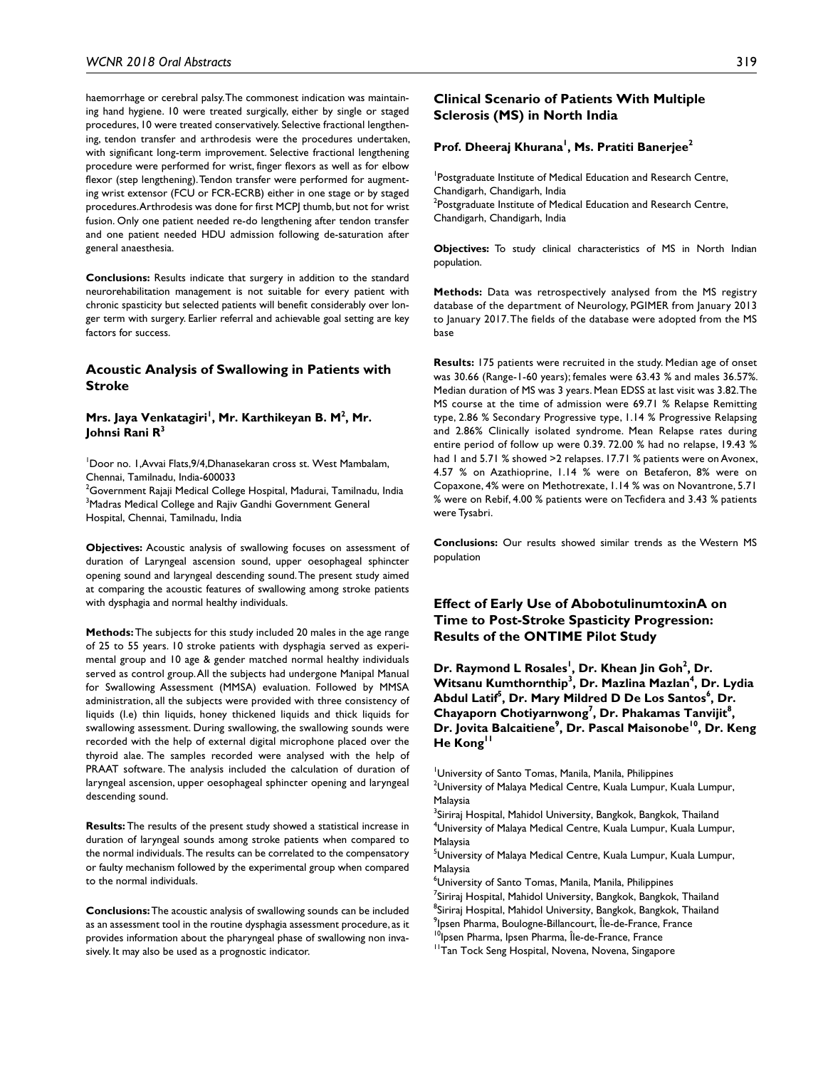haemorrhage or cerebral palsy. The commonest indication was maintaining hand hygiene. 10 were treated surgically, either by single or staged procedures, 10 were treated conservatively. Selective fractional lengthening, tendon transfer and arthrodesis were the procedures undertaken, with significant long-term improvement. Selective fractional lengthening procedure were performed for wrist, finger flexors as well as for elbow flexor (step lengthening). Tendon transfer were performed for augmenting wrist extensor (FCU or FCR-ECRB) either in one stage or by staged procedures. Arthrodesis was done for first MCPJ thumb, but not for wrist fusion. Only one patient needed re-do lengthening after tendon transfer and one patient needed HDU admission following de-saturation after general anaesthesia.

**Conclusions:** Results indicate that surgery in addition to the standard neurorehabilitation management is not suitable for every patient with chronic spasticity but selected patients will benefit considerably over longer term with surgery. Earlier referral and achievable goal setting are key factors for success.

## Acoustic Analysis of Swallowing in Patients with Stroke

**Mrs. Jaya Venkatagiri[1], Mr. Karthikeyan B. M[2], Mr. Johnsi Rani R[3]**

[1]Door no. 1,Avvai Flats,9/4,Dhanasekaran cross st. West Mambalam, Chennai, Tamilnadu, India-600033
[2]Government Rajaji Medical College Hospital, Madurai, Tamilnadu, India
[3]Madras Medical College and Rajiv Gandhi Government General Hospital, Chennai, Tamilnadu, India

**Objectives:** Acoustic analysis of swallowing focuses on assessment of duration of Laryngeal ascension sound, upper oesophageal sphincter opening sound and laryngeal descending sound. The present study aimed at comparing the acoustic features of swallowing among stroke patients with dysphagia and normal healthy individuals.

**Methods:** The subjects for this study included 20 males in the age range of 25 to 55 years. 10 stroke patients with dysphagia served as experimental group and 10 age & gender matched normal healthy individuals served as control group. All the subjects had undergone Manipal Manual for Swallowing Assessment (MMSA) evaluation. Followed by MMSA administration, all the subjects were provided with three consistency of liquids (I.e) thin liquids, honey thickened liquids and thick liquids for swallowing assessment. During swallowing, the swallowing sounds were recorded with the help of external digital microphone placed over the thyroid alae. The samples recorded were analysed with the help of PRAAT software. The analysis included the calculation of duration of laryngeal ascension, upper oesophageal sphincter opening and laryngeal descending sound.

**Results:** The results of the present study showed a statistical increase in duration of laryngeal sounds among stroke patients when compared to the normal individuals. The results can be correlated to the compensatory or faulty mechanism followed by the experimental group when compared to the normal individuals.

**Conclusions:** The acoustic analysis of swallowing sounds can be included as an assessment tool in the routine dysphagia assessment procedure, as it provides information about the pharyngeal phase of swallowing non invasively. It may also be used as a prognostic indicator.

## Clinical Scenario of Patients With Multiple Sclerosis (MS) in North India

**Prof. Dheeraj Khurana[1], Ms. Pratiti Banerjee[2]**

[1]Postgraduate Institute of Medical Education and Research Centre, Chandigarh, Chandigarh, India
[2]Postgraduate Institute of Medical Education and Research Centre, Chandigarh, Chandigarh, India

**Objectives:** To study clinical characteristics of MS in North Indian population.

**Methods:** Data was retrospectively analysed from the MS registry database of the department of Neurology, PGIMER from January 2013 to January 2017. The fields of the database were adopted from the MS base

**Results:** 175 patients were recruited in the study. Median age of onset was 30.66 (Range-1-60 years); females were 63.43 % and males 36.57%. Median duration of MS was 3 years. Mean EDSS at last visit was 3.82. The MS course at the time of admission were 69.71 % Relapse Remitting type, 2.86 % Secondary Progressive type, 1.14 % Progressive Relapsing and 2.86% Clinically isolated syndrome. Mean Relapse rates during entire period of follow up were 0.39. 72.00 % had no relapse, 19.43 % had 1 and 5.71 % showed >2 relapses. 17.71 % patients were on Avonex, 4.57 % on Azathioprine, 1.14 % were on Betaferon, 8% were on Copaxone, 4% were on Methotrexate, 1.14 % was on Novantrone, 5.71 % were on Rebif, 4.00 % patients were on Tecfidera and 3.43 % patients were Tysabri.

**Conclusions:** Our results showed similar trends as the Western MS population

## Effect of Early Use of AbobotulinumtoxinA on Time to Post-Stroke Spasticity Progression: Results of the ONTIME Pilot Study

**Dr. Raymond L Rosales[1], Dr. Khean Jin Goh[2], Dr. Witsanu Kumthornthip[3], Dr. Mazlina Mazlan[4], Dr. Lydia Abdul Latif[5], Dr. Mary Mildred D De Los Santos[6], Dr. Chayaporn Chotiyarnwong[7], Dr. Phakamas Tanvijit[8], Dr. Jovita Balcaitiene[9], Dr. Pascal Maisonobe[10], Dr. Keng He Kong[11]**

[1]University of Santo Tomas, Manila, Manila, Philippines
[2]University of Malaya Medical Centre, Kuala Lumpur, Kuala Lumpur, Malaysia
[3]Siriraj Hospital, Mahidol University, Bangkok, Bangkok, Thailand
[4]University of Malaya Medical Centre, Kuala Lumpur, Kuala Lumpur, Malaysia
[5]University of Malaya Medical Centre, Kuala Lumpur, Kuala Lumpur, Malaysia
[6]University of Santo Tomas, Manila, Manila, Philippines
[7]Siriraj Hospital, Mahidol University, Bangkok, Bangkok, Thailand
[8]Siriraj Hospital, Mahidol University, Bangkok, Bangkok, Thailand
[9]Ipsen Pharma, Boulogne-Billancourt, Île-de-France, France
[10]Ipsen Pharma, Ipsen Pharma, Île-de-France, France
[11]Tan Tock Seng Hospital, Novena, Novena, Singapore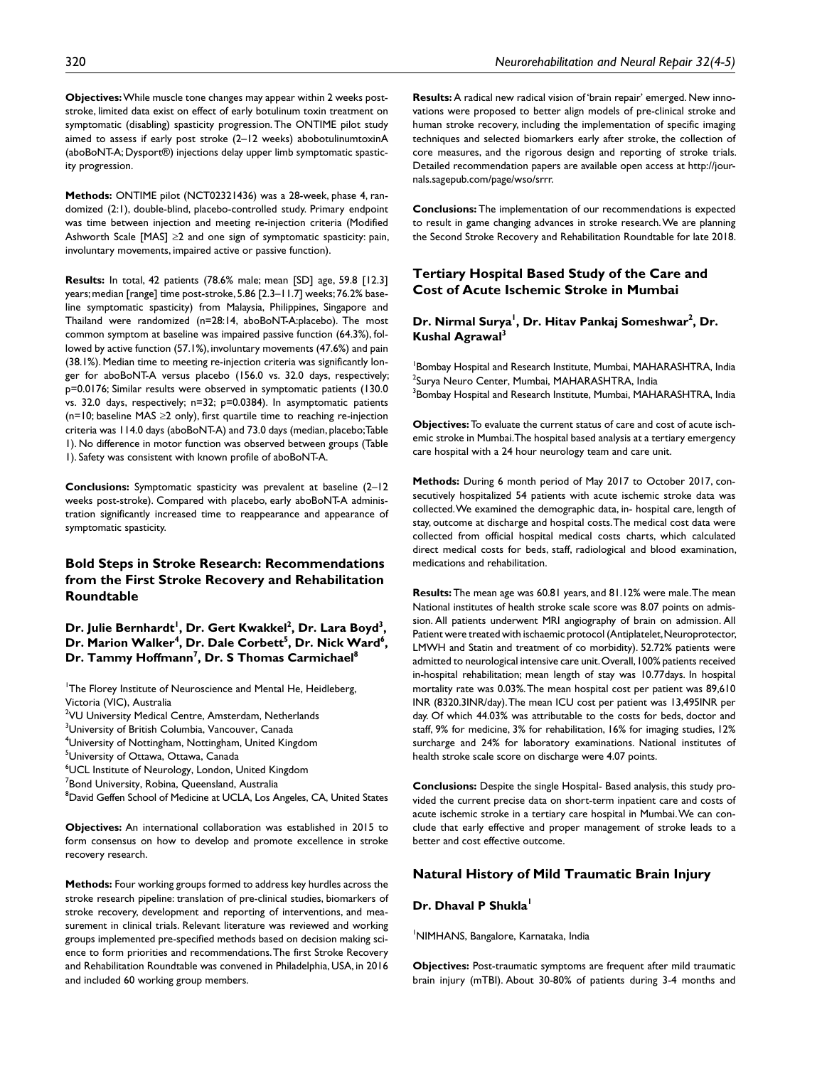**Objectives:** While muscle tone changes may appear within 2 weeks post-stroke, limited data exist on effect of early botulinum toxin treatment on symptomatic (disabling) spasticity progression. The ONTIME pilot study aimed to assess if early post stroke (2–12 weeks) abobotulinumtoxinA (aboBoNT-A; Dysport®) injections delay upper limb symptomatic spasticity progression.

**Methods:** ONTIME pilot (NCT02321436) was a 28-week, phase 4, randomized (2:1), double-blind, placebo-controlled study. Primary endpoint was time between injection and meeting re-injection criteria (Modified Ashworth Scale [MAS] ≥2 and one sign of symptomatic spasticity: pain, involuntary movements, impaired active or passive function).

**Results:** In total, 42 patients (78.6% male; mean [SD] age, 59.8 [12.3] years; median [range] time post-stroke, 5.86 [2.3–11.7] weeks; 76.2% baseline symptomatic spasticity) from Malaysia, Philippines, Singapore and Thailand were randomized (n=28:14, aboBoNT-A:placebo). The most common symptom at baseline was impaired passive function (64.3%), followed by active function (57.1%), involuntary movements (47.6%) and pain (38.1%). Median time to meeting re-injection criteria was significantly longer for aboBoNT-A versus placebo (156.0 vs. 32.0 days, respectively; p=0.0176; Similar results were observed in symptomatic patients (130.0 vs. 32.0 days, respectively; n=32; p=0.0384). In asymptomatic patients (n=10; baseline MAS ≥2 only), first quartile time to reaching re-injection criteria was 114.0 days (aboBoNT-A) and 73.0 days (median, placebo; Table 1). No difference in motor function was observed between groups (Table 1). Safety was consistent with known profile of aboBoNT-A.

**Conclusions:** Symptomatic spasticity was prevalent at baseline (2–12 weeks post-stroke). Compared with placebo, early aboBoNT-A administration significantly increased time to reappearance and appearance of symptomatic spasticity.

## Bold Steps in Stroke Research: Recommendations from the First Stroke Recovery and Rehabilitation Roundtable

**Dr. Julie Bernhardt[1], Dr. Gert Kwakkel[2], Dr. Lara Boyd[3], Dr. Marion Walker[4], Dr. Dale Corbett[5], Dr. Nick Ward[6], Dr. Tammy Hoffmann[7], Dr. S Thomas Carmichael[8]**

[1]The Florey Institute of Neuroscience and Mental He, Heidleberg, Victoria (VIC), Australia
[2]VU University Medical Centre, Amsterdam, Netherlands
[3]University of British Columbia, Vancouver, Canada
[4]University of Nottingham, Nottingham, United Kingdom
[5]University of Ottawa, Ottawa, Canada
[6]UCL Institute of Neurology, London, United Kingdom
[7]Bond University, Robina, Queensland, Australia
[8]David Geffen School of Medicine at UCLA, Los Angeles, CA, United States

**Objectives:** An international collaboration was established in 2015 to form consensus on how to develop and promote excellence in stroke recovery research.

**Methods:** Four working groups formed to address key hurdles across the stroke research pipeline: translation of pre-clinical studies, biomarkers of stroke recovery, development and reporting of interventions, and measurement in clinical trials. Relevant literature was reviewed and working groups implemented pre-specified methods based on decision making science to form priorities and recommendations. The first Stroke Recovery and Rehabilitation Roundtable was convened in Philadelphia, USA, in 2016 and included 60 working group members.

**Results:** A radical new radical vision of 'brain repair' emerged. New innovations were proposed to better align models of pre-clinical stroke and human stroke recovery, including the implementation of specific imaging techniques and selected biomarkers early after stroke, the collection of core measures, and the rigorous design and reporting of stroke trials. Detailed recommendation papers are available open access at http://journals.sagepub.com/page/wso/srrr.

**Conclusions:** The implementation of our recommendations is expected to result in game changing advances in stroke research. We are planning the Second Stroke Recovery and Rehabilitation Roundtable for late 2018.

## Tertiary Hospital Based Study of the Care and Cost of Acute Ischemic Stroke in Mumbai

**Dr. Nirmal Surya[1], Dr. Hitav Pankaj Someshwar[2], Dr. Kushal Agrawal[3]**

[1]Bombay Hospital and Research Institute, Mumbai, MAHARASHTRA, India
[2]Surya Neuro Center, Mumbai, MAHARASHTRA, India
[3]Bombay Hospital and Research Institute, Mumbai, MAHARASHTRA, India

**Objectives:** To evaluate the current status of care and cost of acute ischemic stroke in Mumbai. The hospital based analysis at a tertiary emergency care hospital with a 24 hour neurology team and care unit.

**Methods:** During 6 month period of May 2017 to October 2017, consecutively hospitalized 54 patients with acute ischemic stroke data was collected. We examined the demographic data, in- hospital care, length of stay, outcome at discharge and hospital costs. The medical cost data were collected from official hospital medical costs charts, which calculated direct medical costs for beds, staff, radiological and blood examination, medications and rehabilitation.

**Results:** The mean age was 60.81 years, and 81.12% were male. The mean National institutes of health stroke scale score was 8.07 points on admission. All patients underwent MRI angiography of brain on admission. All Patient were treated with ischaemic protocol (Antiplatelet, Neuroprotector, LMWH and Statin and treatment of co morbidity). 52.72% patients were admitted to neurological intensive care unit. Overall, 100% patients received in-hospital rehabilitation; mean length of stay was 10.77days. In hospital mortality rate was 0.03%. The mean hospital cost per patient was 89,610 INR (8320.3INR/day). The mean ICU cost per patient was 13,495INR per day. Of which 44.03% was attributable to the costs for beds, doctor and staff, 9% for medicine, 3% for rehabilitation, 16% for imaging studies, 12% surcharge and 24% for laboratory examinations. National institutes of health stroke scale score on discharge were 4.07 points.

**Conclusions:** Despite the single Hospital- Based analysis, this study provided the current precise data on short-term inpatient care and costs of acute ischemic stroke in a tertiary care hospital in Mumbai. We can conclude that early effective and proper management of stroke leads to a better and cost effective outcome.

## Natural History of Mild Traumatic Brain Injury

**Dr. Dhaval P Shukla[1]**

[1]NIMHANS, Bangalore, Karnataka, India

**Objectives:** Post-traumatic symptoms are frequent after mild traumatic brain injury (mTBI). About 30-80% of patients during 3-4 months and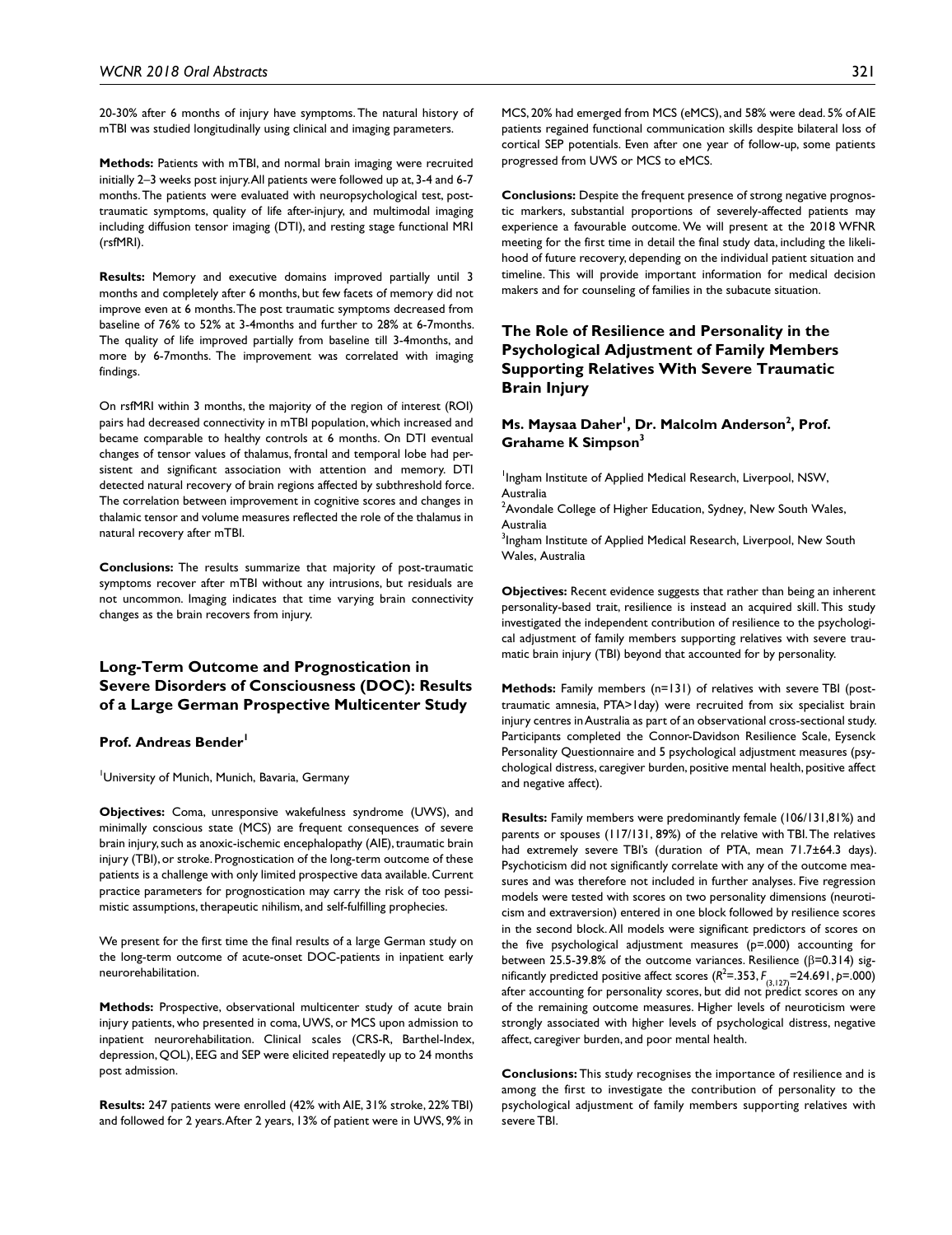20-30% after 6 months of injury have symptoms. The natural history of mTBI was studied longitudinally using clinical and imaging parameters.

**Methods:** Patients with mTBI, and normal brain imaging were recruited initially 2–3 weeks post injury. All patients were followed up at, 3-4 and 6-7 months. The patients were evaluated with neuropsychological test, post-traumatic symptoms, quality of life after-injury, and multimodal imaging including diffusion tensor imaging (DTI), and resting stage functional MRI (rsfMRI).

**Results:** Memory and executive domains improved partially until 3 months and completely after 6 months, but few facets of memory did not improve even at 6 months. The post traumatic symptoms decreased from baseline of 76% to 52% at 3-4months and further to 28% at 6-7months. The quality of life improved partially from baseline till 3-4months, and more by 6-7months. The improvement was correlated with imaging findings.

On rsfMRI within 3 months, the majority of the region of interest (ROI) pairs had decreased connectivity in mTBI population, which increased and became comparable to healthy controls at 6 months. On DTI eventual changes of tensor values of thalamus, frontal and temporal lobe had persistent and significant association with attention and memory. DTI detected natural recovery of brain regions affected by subthreshold force. The correlation between improvement in cognitive scores and changes in thalamic tensor and volume measures reflected the role of the thalamus in natural recovery after mTBI.

**Conclusions:** The results summarize that majority of post-traumatic symptoms recover after mTBI without any intrusions, but residuals are not uncommon. Imaging indicates that time varying brain connectivity changes as the brain recovers from injury.

## Long-Term Outcome and Prognostication in Severe Disorders of Consciousness (DOC): Results of a Large German Prospective Multicenter Study

**Prof. Andreas Bender[1]**

[1]University of Munich, Munich, Bavaria, Germany

**Objectives:** Coma, unresponsive wakefulness syndrome (UWS), and minimally conscious state (MCS) are frequent consequences of severe brain injury, such as anoxic-ischemic encephalopathy (AIE), traumatic brain injury (TBI), or stroke. Prognostication of the long-term outcome of these patients is a challenge with only limited prospective data available. Current practice parameters for prognostication may carry the risk of too pessimistic assumptions, therapeutic nihilism, and self-fulfilling prophecies.

We present for the first time the final results of a large German study on the long-term outcome of acute-onset DOC-patients in inpatient early neurorehabilitation.

**Methods:** Prospective, observational multicenter study of acute brain injury patients, who presented in coma, UWS, or MCS upon admission to inpatient neurorehabilitation. Clinical scales (CRS-R, Barthel-Index, depression, QOL), EEG and SEP were elicited repeatedly up to 24 months post admission.

**Results:** 247 patients were enrolled (42% with AIE, 31% stroke, 22% TBI) and followed for 2 years. After 2 years, 13% of patient were in UWS, 9% in MCS, 20% had emerged from MCS (eMCS), and 58% were dead. 5% of AIE patients regained functional communication skills despite bilateral loss of cortical SEP potentials. Even after one year of follow-up, some patients progressed from UWS or MCS to eMCS.

**Conclusions:** Despite the frequent presence of strong negative prognostic markers, substantial proportions of severely-affected patients may experience a favourable outcome. We will present at the 2018 WFNR meeting for the first time in detail the final study data, including the likelihood of future recovery, depending on the individual patient situation and timeline. This will provide important information for medical decision makers and for counseling of families in the subacute situation.

## The Role of Resilience and Personality in the Psychological Adjustment of Family Members Supporting Relatives With Severe Traumatic Brain Injury

**Ms. Maysaa Daher[1], Dr. Malcolm Anderson[2], Prof. Grahame K Simpson[3]**

[1]Ingham Institute of Applied Medical Research, Liverpool, NSW, Australia
[2]Avondale College of Higher Education, Sydney, New South Wales, Australia
[3]Ingham Institute of Applied Medical Research, Liverpool, New South Wales, Australia

**Objectives:** Recent evidence suggests that rather than being an inherent personality-based trait, resilience is instead an acquired skill. This study investigated the independent contribution of resilience to the psychological adjustment of family members supporting relatives with severe traumatic brain injury (TBI) beyond that accounted for by personality.

**Methods:** Family members (n=131) of relatives with severe TBI (post-traumatic amnesia, PTA>1day) were recruited from six specialist brain injury centres in Australia as part of an observational cross-sectional study. Participants completed the Connor-Davidson Resilience Scale, Eysenck Personality Questionnaire and 5 psychological adjustment measures (psychological distress, caregiver burden, positive mental health, positive affect and negative affect).

**Results:** Family members were predominantly female (106/131,81%) and parents or spouses (117/131, 89%) of the relative with TBI. The relatives had extremely severe TBI's (duration of PTA, mean 71.7±64.3 days). Psychoticism did not significantly correlate with any of the outcome measures and was therefore not included in further analyses. Five regression models were tested with scores on two personality dimensions (neuroticism and extraversion) entered in one block followed by resilience scores in the second block. All models were significant predictors of scores on the five psychological adjustment measures (p=.000) accounting for between 25.5-39.8% of the outcome variances. Resilience ($\beta$=0.314) significantly predicted positive affect scores ($R^2$=.353, $F_{(3,127)}$=24.691, $p$=.000) after accounting for personality scores, but did not predict scores on any of the remaining outcome measures. Higher levels of neuroticism were strongly associated with higher levels of psychological distress, negative affect, caregiver burden, and poor mental health.

**Conclusions:** This study recognises the importance of resilience and is among the first to investigate the contribution of personality to the psychological adjustment of family members supporting relatives with severe TBI.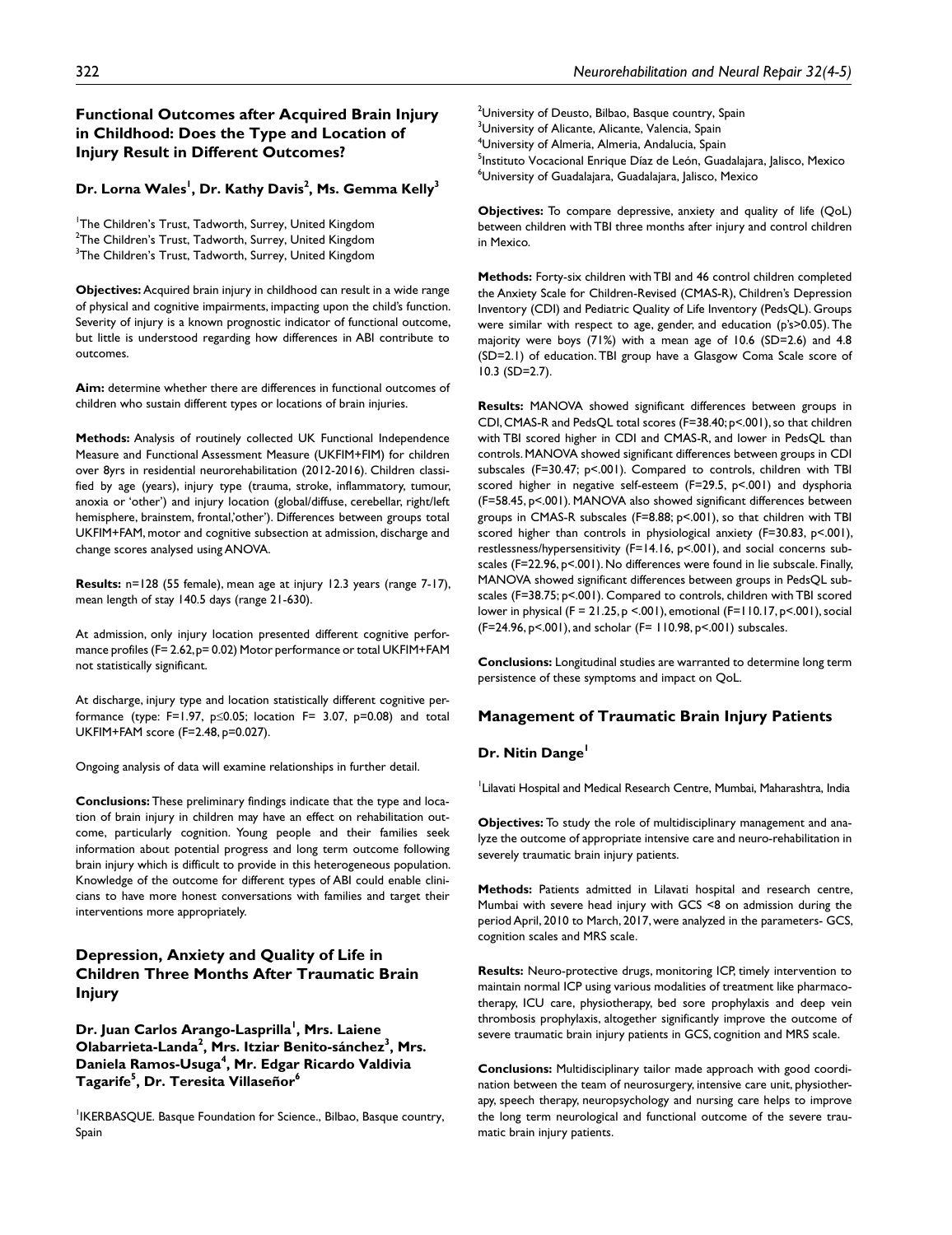## Functional Outcomes after Acquired Brain Injury in Childhood: Does the Type and Location of Injury Result in Different Outcomes?

**Dr. Lorna Wales[1], Dr. Kathy Davis[2], Ms. Gemma Kelly[3]**

[1]The Children's Trust, Tadworth, Surrey, United Kingdom
[2]The Children's Trust, Tadworth, Surrey, United Kingdom
[3]The Children's Trust, Tadworth, Surrey, United Kingdom

**Objectives:** Acquired brain injury in childhood can result in a wide range of physical and cognitive impairments, impacting upon the child's function. Severity of injury is a known prognostic indicator of functional outcome, but little is understood regarding how differences in ABI contribute to outcomes.

**Aim:** determine whether there are differences in functional outcomes of children who sustain different types or locations of brain injuries.

**Methods:** Analysis of routinely collected UK Functional Independence Measure and Functional Assessment Measure (UKFIM+FIM) for children over 8yrs in residential neurorehabilitation (2012-2016). Children classified by age (years), injury type (trauma, stroke, inflammatory, tumour, anoxia or 'other') and injury location (global/diffuse, cerebellar, right/left hemisphere, brainstem, frontal,'other'). Differences between groups total UKFIM+FAM, motor and cognitive subsection at admission, discharge and change scores analysed using ANOVA.

**Results:** n=128 (55 female), mean age at injury 12.3 years (range 7-17), mean length of stay 140.5 days (range 21-630).

At admission, only injury location presented different cognitive performance profiles ($F= 2.62, p= 0.02$) Motor performance or total UKFIM+FAM not statistically significant.

At discharge, injury type and location statistically different cognitive performance (type: $F=1.97$, $p\leq0.05$; location $F= 3.07$, $p=0.08$) and total UKFIM+FAM score ($F=2.48, p=0.027$).

Ongoing analysis of data will examine relationships in further detail.

**Conclusions:** These preliminary findings indicate that the type and location of brain injury in children may have an effect on rehabilitation outcome, particularly cognition. Young people and their families seek information about potential progress and long term outcome following brain injury which is difficult to provide in this heterogeneous population. Knowledge of the outcome for different types of ABI could enable clinicians to have more honest conversations with families and target their interventions more appropriately.

## Depression, Anxiety and Quality of Life in Children Three Months After Traumatic Brain Injury

**Dr. Juan Carlos Arango-Lasprilla[1], Mrs. Laiene Olabarrieta-Landa[2], Mrs. Itziar Benito-sánchez[3], Mrs. Daniela Ramos-Usuga[4], Mr. Edgar Ricardo Valdivia Tagarife[5], Dr. Teresita Villaseñor[6]**

[1]IKERBASQUE. Basque Foundation for Science., Bilbao, Basque country, Spain
[2]University of Deusto, Bilbao, Basque country, Spain
[3]University of Alicante, Alicante, Valencia, Spain
[4]University of Almeria, Almeria, Andalucia, Spain
[5]Instituto Vocacional Enrique Díaz de León, Guadalajara, Jalisco, Mexico
[6]University of Guadalajara, Guadalajara, Jalisco, Mexico

**Objectives:** To compare depressive, anxiety and quality of life (QoL) between children with TBI three months after injury and control children in Mexico.

**Methods:** Forty-six children with TBI and 46 control children completed the Anxiety Scale for Children-Revised (CMAS-R), Children's Depression Inventory (CDI) and Pediatric Quality of Life Inventory (PedsQL). Groups were similar with respect to age, gender, and education (p's>0.05). The majority were boys (71%) with a mean age of 10.6 (SD=2.6) and 4.8 (SD=2.1) of education. TBI group have a Glasgow Coma Scale score of 10.3 (SD=2.7).

**Results:** MANOVA showed significant differences between groups in CDI, CMAS-R and PedsQL total scores ($F=38.40; p<.001$), so that children with TBI scored higher in CDI and CMAS-R, and lower in PedsQL than controls. MANOVA showed significant differences between groups in CDI subscales ($F=30.47; p<.001$). Compared to controls, children with TBI scored higher in negative self-esteem ($F=29.5, p<.001$) and dysphoria ($F=58.45, p<.001$). MANOVA also showed significant differences between groups in CMAS-R subscales ($F=8.88; p<.001$), so that children with TBI scored higher than controls in physiological anxiety ($F=30.83, p<.001$), restlessness/hypersensitivity ($F=14.16, p<.001$), and social concerns subscales ($F=22.96, p<.001$). No differences were found in lie subscale. Finally, MANOVA showed significant differences between groups in PedsQL subscales ($F=38.75; p<.001$). Compared to controls, children with TBI scored lower in physical ($F = 21.25, p <.001$), emotional ($F=110.17, p<.001$), social ($F=24.96, p<.001$), and scholar ($F= 110.98, p<.001$) subscales.

**Conclusions:** Longitudinal studies are warranted to determine long term persistence of these symptoms and impact on QoL.

## Management of Traumatic Brain Injury Patients

**Dr. Nitin Dange[1]**

[1]Lilavati Hospital and Medical Research Centre, Mumbai, Maharashtra, India

**Objectives:** To study the role of multidisciplinary management and analyze the outcome of appropriate intensive care and neuro-rehabilitation in severely traumatic brain injury patients.

**Methods:** Patients admitted in Lilavati hospital and research centre, Mumbai with severe head injury with GCS <8 on admission during the period April, 2010 to March, 2017, were analyzed in the parameters- GCS, cognition scales and MRS scale.

**Results:** Neuro-protective drugs, monitoring ICP, timely intervention to maintain normal ICP using various modalities of treatment like pharmacotherapy, ICU care, physiotherapy, bed sore prophylaxis and deep vein thrombosis prophylaxis, altogether significantly improve the outcome of severe traumatic brain injury patients in GCS, cognition and MRS scale.

**Conclusions:** Multidisciplinary tailor made approach with good coordination between the team of neurosurgery, intensive care unit, physiotherapy, speech therapy, neuropsychology and nursing care helps to improve the long term neurological and functional outcome of the severe traumatic brain injury patients.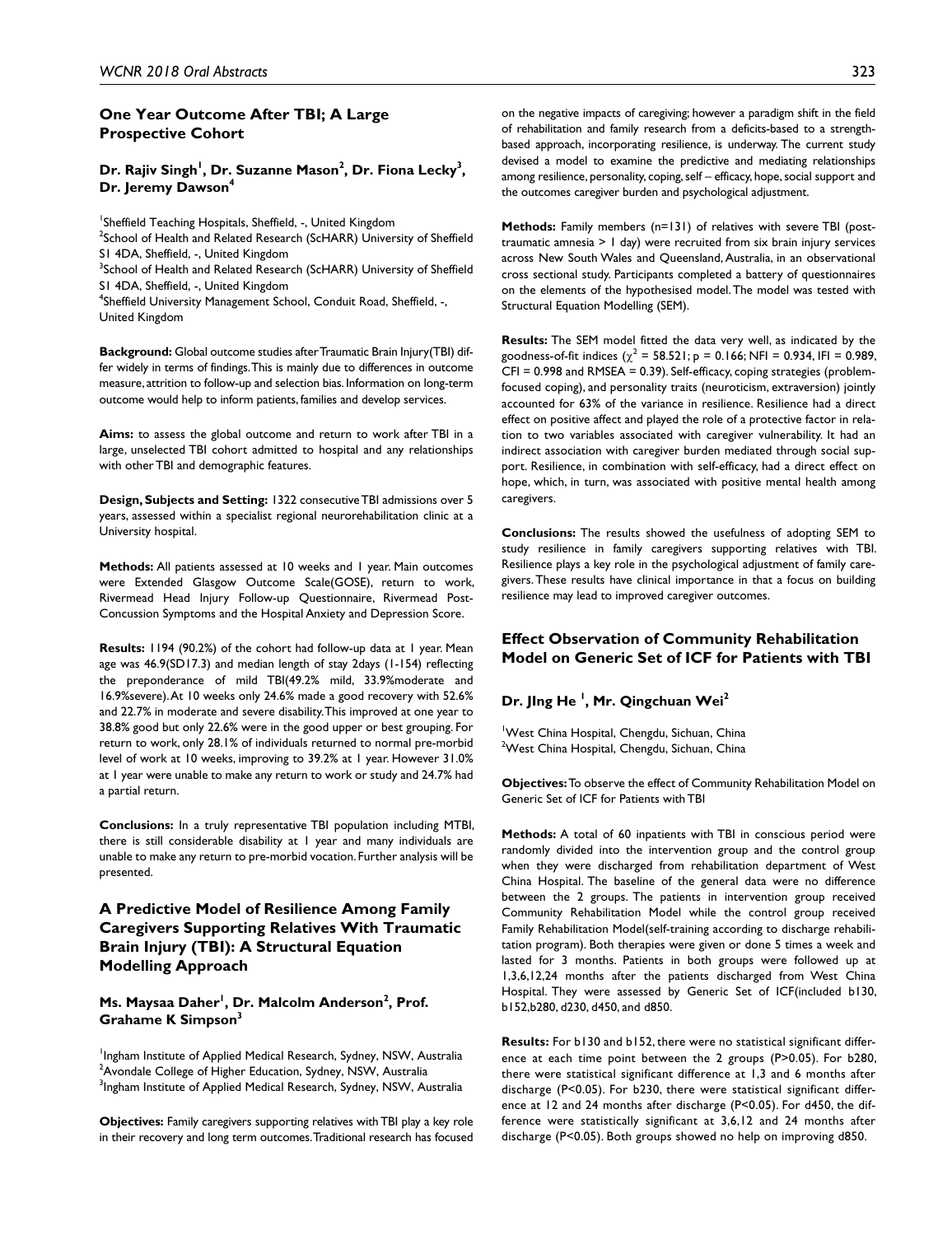## One Year Outcome After TBI; A Large Prospective Cohort

### Dr. Rajiv Singh[1], Dr. Suzanne Mason[2], Dr. Fiona Lecky[3], Dr. Jeremy Dawson[4]

[1]Sheffield Teaching Hospitals, Sheffield, -, United Kingdom
[2]School of Health and Related Research (ScHARR) University of Sheffield S1 4DA, Sheffield, -, United Kingdom
[3]School of Health and Related Research (ScHARR) University of Sheffield S1 4DA, Sheffield, -, United Kingdom
[4]Sheffield University Management School, Conduit Road, Sheffield, -, United Kingdom

**Background:** Global outcome studies after Traumatic Brain Injury(TBI) differ widely in terms of findings. This is mainly due to differences in outcome measure, attrition to follow-up and selection bias. Information on long-term outcome would help to inform patients, families and develop services.

**Aims:** to assess the global outcome and return to work after TBI in a large, unselected TBI cohort admitted to hospital and any relationships with other TBI and demographic features.

**Design, Subjects and Setting:** 1322 consecutive TBI admissions over 5 years, assessed within a specialist regional neurorehabilitation clinic at a University hospital.

**Methods:** All patients assessed at 10 weeks and 1 year. Main outcomes were Extended Glasgow Outcome Scale(GOSE), return to work, Rivermead Head Injury Follow-up Questionnaire, Rivermead Post-Concussion Symptoms and the Hospital Anxiety and Depression Score.

**Results:** 1194 (90.2%) of the cohort had follow-up data at 1 year. Mean age was 46.9(SD17.3) and median length of stay 2days (1-154) reflecting the preponderance of mild TBI(49.2% mild, 33.9%moderate and 16.9%severe). At 10 weeks only 24.6% made a good recovery with 52.6% and 22.7% in moderate and severe disability. This improved at one year to 38.8% good but only 22.6% were in the good upper or best grouping. For return to work, only 28.1% of individuals returned to normal pre-morbid level of work at 10 weeks, improving to 39.2% at 1 year. However 31.0% at 1 year were unable to make any return to work or study and 24.7% had a partial return.

**Conclusions:** In a truly representative TBI population including MTBI, there is still considerable disability at 1 year and many individuals are unable to make any return to pre-morbid vocation. Further analysis will be presented.

## A Predictive Model of Resilience Among Family Caregivers Supporting Relatives With Traumatic Brain Injury (TBI): A Structural Equation Modelling Approach

### Ms. Maysaa Daher[1], Dr. Malcolm Anderson[2], Prof. Grahame K Simpson[3]

[1]Ingham Institute of Applied Medical Research, Sydney, NSW, Australia
[2]Avondale College of Higher Education, Sydney, NSW, Australia
[3]Ingham Institute of Applied Medical Research, Sydney, NSW, Australia

**Objectives:** Family caregivers supporting relatives with TBI play a key role in their recovery and long term outcomes. Traditional research has focused on the negative impacts of caregiving; however a paradigm shift in the field of rehabilitation and family research from a deficits-based to a strength-based approach, incorporating resilience, is underway. The current study devised a model to examine the predictive and mediating relationships among resilience, personality, coping, self – efficacy, hope, social support and the outcomes caregiver burden and psychological adjustment.

**Methods:** Family members (n=131) of relatives with severe TBI (post-traumatic amnesia > 1 day) were recruited from six brain injury services across New South Wales and Queensland, Australia, in an observational cross sectional study. Participants completed a battery of questionnaires on the elements of the hypothesised model. The model was tested with Structural Equation Modelling (SEM).

**Results:** The SEM model fitted the data very well, as indicated by the goodness-of-fit indices ($\chi^2 = 58.521$; p = 0.166; NFI = 0.934, IFI = 0.989, CFI = 0.998 and RMSEA = 0.39). Self-efficacy, coping strategies (problem-focused coping), and personality traits (neuroticism, extraversion) jointly accounted for 63% of the variance in resilience. Resilience had a direct effect on positive affect and played the role of a protective factor in relation to two variables associated with caregiver vulnerability. It had an indirect association with caregiver burden mediated through social support. Resilience, in combination with self-efficacy, had a direct effect on hope, which, in turn, was associated with positive mental health among caregivers.

**Conclusions:** The results showed the usefulness of adopting SEM to study resilience in family caregivers supporting relatives with TBI. Resilience plays a key role in the psychological adjustment of family caregivers. These results have clinical importance in that a focus on building resilience may lead to improved caregiver outcomes.

## Effect Observation of Community Rehabilitation Model on Generic Set of ICF for Patients with TBI

### Dr. JIng He [1], Mr. Qingchuan Wei[2]

[1]West China Hospital, Chengdu, Sichuan, China
[2]West China Hospital, Chengdu, Sichuan, China

**Objectives:** To observe the effect of Community Rehabilitation Model on Generic Set of ICF for Patients with TBI

**Methods:** A total of 60 inpatients with TBI in conscious period were randomly divided into the intervention group and the control group when they were discharged from rehabilitation department of West China Hospital. The baseline of the general data were no difference between the 2 groups. The patients in intervention group received Community Rehabilitation Model while the control group received Family Rehabilitation Model(self-training according to discharge rehabilitation program). Both therapies were given or done 5 times a week and lasted for 3 months. Patients in both groups were followed up at 1,3,6,12,24 months after the patients discharged from West China Hospital. They were assessed by Generic Set of ICF(included b130, b152,b280, d230, d450, and d850.

**Results:** For b130 and b152, there were no statistical significant difference at each time point between the 2 groups (P>0.05). For b280, there were statistical significant difference at 1,3 and 6 months after discharge (P<0.05). For b230, there were statistical significant difference at 12 and 24 months after discharge (P<0.05). For d450, the difference were statistically significant at 3,6,12 and 24 months after discharge (P<0.05). Both groups showed no help on improving d850.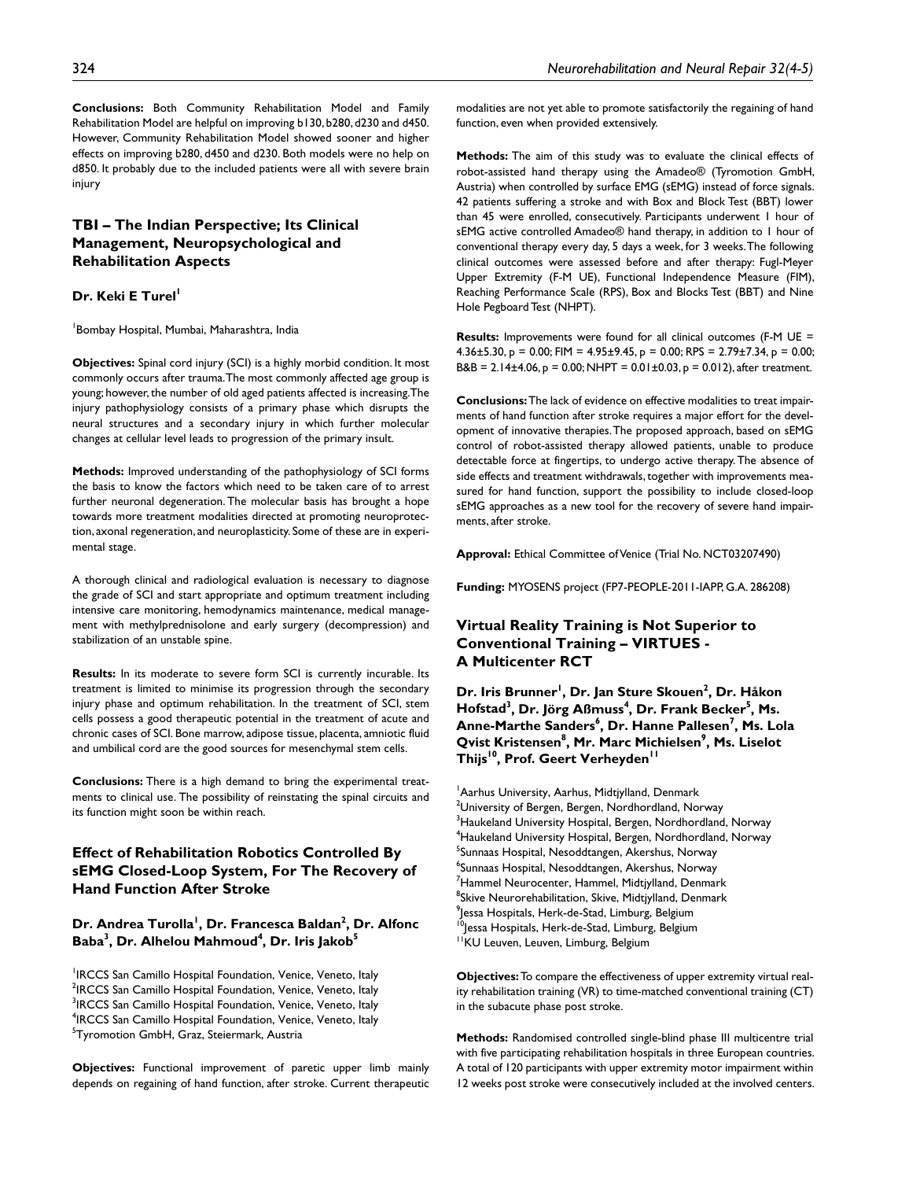**Conclusions:** Both Community Rehabilitation Model and Family Rehabilitation Model are helpful on improving b130, b280, d230 and d450. However, Community Rehabilitation Model showed sooner and higher effects on improving b280, d450 and d230. Both models were no help on d850. It probably due to the included patients were all with severe brain injury

## TBI – The Indian Perspective; Its Clinical Management, Neuropsychological and Rehabilitation Aspects

**Dr. Keki E Turel**[1]

[1]Bombay Hospital, Mumbai, Maharashtra, India

**Objectives:** Spinal cord injury (SCI) is a highly morbid condition. It most commonly occurs after trauma. The most commonly affected age group is young; however, the number of old aged patients affected is increasing. The injury pathophysiology consists of a primary phase which disrupts the neural structures and a secondary injury in which further molecular changes at cellular level leads to progression of the primary insult.

**Methods:** Improved understanding of the pathophysiology of SCI forms the basis to know the factors which need to be taken care of to arrest further neuronal degeneration. The molecular basis has brought a hope towards more treatment modalities directed at promoting neuroprotection, axonal regeneration, and neuroplasticity. Some of these are in experimental stage.

A thorough clinical and radiological evaluation is necessary to diagnose the grade of SCI and start appropriate and optimum treatment including intensive care monitoring, hemodynamics maintenance, medical management with methylprednisolone and early surgery (decompression) and stabilization of an unstable spine.

**Results:** In its moderate to severe form SCI is currently incurable. Its treatment is limited to minimise its progression through the secondary injury phase and optimum rehabilitation. In the treatment of SCI, stem cells possess a good therapeutic potential in the treatment of acute and chronic cases of SCI. Bone marrow, adipose tissue, placenta, amniotic fluid and umbilical cord are the good sources for mesenchymal stem cells.

**Conclusions:** There is a high demand to bring the experimental treatments to clinical use. The possibility of reinstating the spinal circuits and its function might soon be within reach.

## Effect of Rehabilitation Robotics Controlled By sEMG Closed-Loop System, For The Recovery of Hand Function After Stroke

**Dr. Andrea Turolla**[1]**, Dr. Francesca Baldan**[2]**, Dr. Alfonc Baba**[3]**, Dr. Alhelou Mahmoud**[4]**, Dr. Iris Jakob**[5]

[1]IRCCS San Camillo Hospital Foundation, Venice, Veneto, Italy
[2]IRCCS San Camillo Hospital Foundation, Venice, Veneto, Italy
[3]IRCCS San Camillo Hospital Foundation, Venice, Veneto, Italy
[4]IRCCS San Camillo Hospital Foundation, Venice, Veneto, Italy
[5]Tyromotion GmbH, Graz, Steiermark, Austria

**Objectives:** Functional improvement of paretic upper limb mainly depends on regaining of hand function, after stroke. Current therapeutic modalities are not yet able to promote satisfactorily the regaining of hand function, even when provided extensively.

**Methods:** The aim of this study was to evaluate the clinical effects of robot-assisted hand therapy using the Amadeo® (Tyromotion GmbH, Austria) when controlled by surface EMG (sEMG) instead of force signals. 42 patients suffering a stroke and with Box and Block Test (BBT) lower than 45 were enrolled, consecutively. Participants underwent 1 hour of sEMG active controlled Amadeo® hand therapy, in addition to 1 hour of conventional therapy every day, 5 days a week, for 3 weeks. The following clinical outcomes were assessed before and after therapy: Fugl-Meyer Upper Extremity (F-M UE), Functional Independence Measure (FIM), Reaching Performance Scale (RPS), Box and Blocks Test (BBT) and Nine Hole Pegboard Test (NHPT).

**Results:** Improvements were found for all clinical outcomes (F-M UE = 4.36±5.30, $p = 0.00$; FIM = 4.95±9.45, $p = 0.00$; RPS = 2.79±7.34, $p = 0.00$; B&B = 2.14±4.06, $p = 0.00$; NHPT = 0.01±0.03, $p = 0.012$), after treatment.

**Conclusions:** The lack of evidence on effective modalities to treat impairments of hand function after stroke requires a major effort for the development of innovative therapies. The proposed approach, based on sEMG control of robot-assisted therapy allowed patients, unable to produce detectable force at fingertips, to undergo active therapy. The absence of side effects and treatment withdrawals, together with improvements measured for hand function, support the possibility to include closed-loop sEMG approaches as a new tool for the recovery of severe hand impairments, after stroke.

**Approval:** Ethical Committee of Venice (Trial No. NCT03207490)

**Funding:** MYOSENS project (FP7-PEOPLE-2011-IAPP, G.A. 286208)

## Virtual Reality Training is Not Superior to Conventional Training – VIRTUES - A Multicenter RCT

**Dr. Iris Brunner**[1]**, Dr. Jan Sture Skouen**[2]**, Dr. Håkon Hofstad**[3]**, Dr. Jörg Aßmuss**[4]**, Dr. Frank Becker**[5]**, Ms. Anne-Marthe Sanders**[6]**, Dr. Hanne Pallesen**[7]**, Ms. Lola Qvist Kristensen**[8]**, Mr. Marc Michielsen**[9]**, Ms. Liselot Thijs**[10]**, Prof. Geert Verheyden**[11]

[1]Aarhus University, Aarhus, Midtjylland, Denmark
[2]University of Bergen, Bergen, Nordhordland, Norway
[3]Haukeland University Hospital, Bergen, Nordhordland, Norway
[4]Haukeland University Hospital, Bergen, Nordhordland, Norway
[5]Sunnaas Hospital, Nesoddtangen, Akershus, Norway
[6]Sunnaas Hospital, Nesoddtangen, Akershus, Norway
[7]Hammel Neurocenter, Hammel, Midtjylland, Denmark
[8]Skive Neurorehabilitation, Skive, Midtjylland, Denmark
[9]Jessa Hospitals, Herk-de-Stad, Limburg, Belgium
[10]Jessa Hospitals, Herk-de-Stad, Limburg, Belgium
[11]KU Leuven, Leuven, Limburg, Belgium

**Objectives:** To compare the effectiveness of upper extremity virtual reality rehabilitation training (VR) to time-matched conventional training (CT) in the subacute phase post stroke.

**Methods:** Randomised controlled single-blind phase III multicentre trial with five participating rehabilitation hospitals in three European countries. A total of 120 participants with upper extremity motor impairment within 12 weeks post stroke were consecutively included at the involved centers.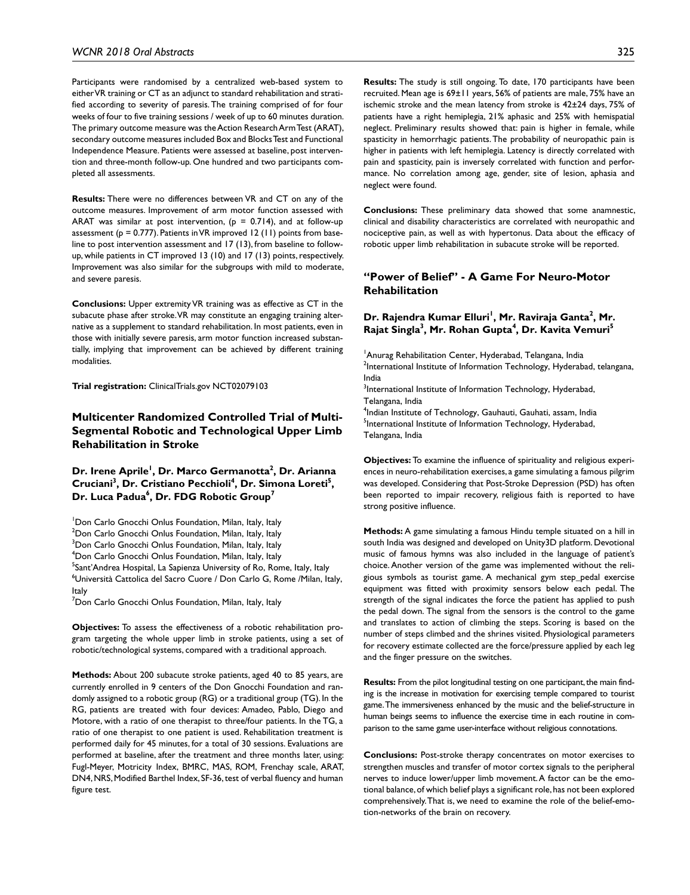Participants were randomised by a centralized web-based system to either VR training or CT as an adjunct to standard rehabilitation and stratified according to severity of paresis. The training comprised of for four weeks of four to five training sessions / week of up to 60 minutes duration. The primary outcome measure was the Action Research Arm Test (ARAT), secondary outcome measures included Box and Blocks Test and Functional Independence Measure. Patients were assessed at baseline, post intervention and three-month follow-up. One hundred and two participants completed all assessments.

**Results:** There were no differences between VR and CT on any of the outcome measures. Improvement of arm motor function assessed with ARAT was similar at post intervention, ($p = 0.714$), and at follow-up assessment ($p = 0.777$). Patients in VR improved 12 (11) points from baseline to post intervention assessment and 17 (13), from baseline to follow-up, while patients in CT improved 13 (10) and 17 (13) points, respectively. Improvement was also similar for the subgroups with mild to moderate, and severe paresis.

**Conclusions:** Upper extremity VR training was as effective as CT in the subacute phase after stroke. VR may constitute an engaging training alternative as a supplement to standard rehabilitation. In most patients, even in those with initially severe paresis, arm motor function increased substantially, implying that improvement can be achieved by different training modalities.

**Trial registration:** ClinicalTrials.gov NCT02079103

## Multicenter Randomized Controlled Trial of Multi-Segmental Robotic and Technological Upper Limb Rehabilitation in Stroke

**Dr. Irene Aprile[1], Dr. Marco Germanotta[2], Dr. Arianna Cruciani[3], Dr. Cristiano Pecchioli[4], Dr. Simona Loreti[5], Dr. Luca Padua[6], Dr. FDG Robotic Group[7]**

[1]Don Carlo Gnocchi Onlus Foundation, Milan, Italy, Italy
[2]Don Carlo Gnocchi Onlus Foundation, Milan, Italy, Italy
[3]Don Carlo Gnocchi Onlus Foundation, Milan, Italy, Italy
[4]Don Carlo Gnocchi Onlus Foundation, Milan, Italy, Italy
[5]Sant'Andrea Hospital, La Sapienza University of Ro, Rome, Italy, Italy
[6]Università Cattolica del Sacro Cuore / Don Carlo G, Rome /Milan, Italy, Italy
[7]Don Carlo Gnocchi Onlus Foundation, Milan, Italy, Italy

**Objectives:** To assess the effectiveness of a robotic rehabilitation program targeting the whole upper limb in stroke patients, using a set of robotic/technological systems, compared with a traditional approach.

**Methods:** About 200 subacute stroke patients, aged 40 to 85 years, are currently enrolled in 9 centers of the Don Gnocchi Foundation and randomly assigned to a robotic group (RG) or a traditional group (TG). In the RG, patients are treated with four devices: Amadeo, Pablo, Diego and Motore, with a ratio of one therapist to three/four patients. In the TG, a ratio of one therapist to one patient is used. Rehabilitation treatment is performed daily for 45 minutes, for a total of 30 sessions. Evaluations are performed at baseline, after the treatment and three months later, using: Fugl-Meyer, Motricity Index, BMRC, MAS, ROM, Frenchay scale, ARAT, DN4, NRS, Modified Barthel Index, SF-36, test of verbal fluency and human figure test.

**Results:** The study is still ongoing. To date, 170 participants have been recruited. Mean age is 69±11 years, 56% of patients are male, 75% have an ischemic stroke and the mean latency from stroke is 42±24 days, 75% of patients have a right hemiplegia, 21% aphasic and 25% with hemispatial neglect. Preliminary results showed that: pain is higher in female, while spasticity in hemorrhagic patients. The probability of neuropathic pain is higher in patients with left hemiplegia. Latency is directly correlated with pain and spasticity, pain is inversely correlated with function and performance. No correlation among age, gender, site of lesion, aphasia and neglect were found.

**Conclusions:** These preliminary data showed that some anamnestic, clinical and disability characteristics are correlated with neuropathic and nociceptive pain, as well as with hypertonus. Data about the efficacy of robotic upper limb rehabilitation in subacute stroke will be reported.

## "Power of Belief" - A Game For Neuro-Motor Rehabilitation

**Dr. Rajendra Kumar Elluri[1], Mr. Raviraja Ganta[2], Mr. Rajat Singla[3], Mr. Rohan Gupta[4], Dr. Kavita Vemuri[5]**

[1]Anurag Rehabilitation Center, Hyderabad, Telangana, India
[2]International Institute of Information Technology, Hyderabad, telangana, India
[3]International Institute of Information Technology, Hyderabad, Telangana, India
[4]Indian Institute of Technology, Gauhauti, Gauhati, assam, India
[5]International Institute of Information Technology, Hyderabad, Telangana, India

**Objectives:** To examine the influence of spirituality and religious experiences in neuro-rehabilitation exercises, a game simulating a famous pilgrim was developed. Considering that Post-Stroke Depression (PSD) has often been reported to impair recovery, religious faith is reported to have strong positive influence.

**Methods:** A game simulating a famous Hindu temple situated on a hill in south India was designed and developed on Unity3D platform. Devotional music of famous hymns was also included in the language of patient's choice. Another version of the game was implemented without the religious symbols as tourist game. A mechanical gym step_pedal exercise equipment was fitted with proximity sensors below each pedal. The strength of the signal indicates the force the patient has applied to push the pedal down. The signal from the sensors is the control to the game and translates to action of climbing the steps. Scoring is based on the number of steps climbed and the shrines visited. Physiological parameters for recovery estimate collected are the force/pressure applied by each leg and the finger pressure on the switches.

**Results:** From the pilot longitudinal testing on one participant, the main finding is the increase in motivation for exercising temple compared to tourist game. The immersiveness enhanced by the music and the belief-structure in human beings seems to influence the exercise time in each routine in comparison to the same game user-interface without religious connotations.

**Conclusions:** Post-stroke therapy concentrates on motor exercises to strengthen muscles and transfer of motor cortex signals to the peripheral nerves to induce lower/upper limb movement. A factor can be the emotional balance, of which belief plays a significant role, has not been explored comprehensively. That is, we need to examine the role of the belief-emotion-networks of the brain on recovery.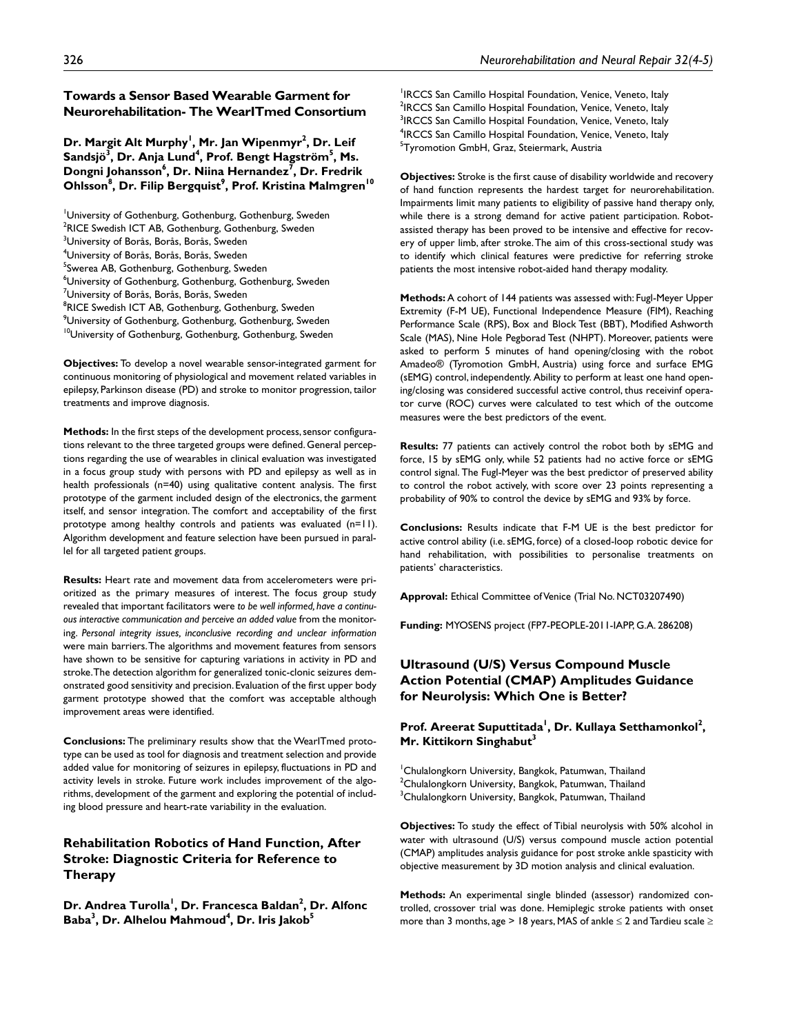## Towards a Sensor Based Wearable Garment for Neurorehabilitation- The WearITmed Consortium

**Dr. Margit Alt Murphy[1], Mr. Jan Wipenmyr[2], Dr. Leif Sandsjö[3], Dr. Anja Lund[4], Prof. Bengt Hagström[5], Ms. Dongni Johansson[6], Dr. Niina Hernandez[7], Dr. Fredrik Ohlsson[8], Dr. Filip Bergquist[9], Prof. Kristina Malmgren[10]**

[1]University of Gothenburg, Gothenburg, Gothenburg, Sweden
[2]RICE Swedish ICT AB, Gothenburg, Gothenburg, Sweden
[3]University of Borås, Borås, Borås, Sweden
[4]University of Borås, Borås, Borås, Sweden
[5]Swerea AB, Gothenburg, Gothenburg, Sweden
[6]University of Gothenburg, Gothenburg, Gothenburg, Sweden
[7]University of Borås, Borås, Borås, Sweden
[8]RICE Swedish ICT AB, Gothenburg, Gothenburg, Sweden
[9]University of Gothenburg, Gothenburg, Gothenburg, Sweden
[10]University of Gothenburg, Gothenburg, Gothenburg, Sweden

**Objectives:** To develop a novel wearable sensor-integrated garment for continuous monitoring of physiological and movement related variables in epilepsy, Parkinson disease (PD) and stroke to monitor progression, tailor treatments and improve diagnosis.

**Methods:** In the first steps of the development process, sensor configurations relevant to the three targeted groups were defined. General perceptions regarding the use of wearables in clinical evaluation was investigated in a focus group study with persons with PD and epilepsy as well as in health professionals (n=40) using qualitative content analysis. The first prototype of the garment included design of the electronics, the garment itself, and sensor integration. The comfort and acceptability of the first prototype among healthy controls and patients was evaluated (n=11). Algorithm development and feature selection have been pursued in parallel for all targeted patient groups.

**Results:** Heart rate and movement data from accelerometers were prioritized as the primary measures of interest. The focus group study revealed that important facilitators were *to be well informed, have a continuous interactive communication and perceive an added value* from the monitoring. *Personal integrity issues, inconclusive recording and unclear information* were main barriers. The algorithms and movement features from sensors have shown to be sensitive for capturing variations in activity in PD and stroke. The detection algorithm for generalized tonic-clonic seizures demonstrated good sensitivity and precision. Evaluation of the first upper body garment prototype showed that the comfort was acceptable although improvement areas were identified.

**Conclusions:** The preliminary results show that the WearITmed prototype can be used as tool for diagnosis and treatment selection and provide added value for monitoring of seizures in epilepsy, fluctuations in PD and activity levels in stroke. Future work includes improvement of the algorithms, development of the garment and exploring the potential of including blood pressure and heart-rate variability in the evaluation.

## Rehabilitation Robotics of Hand Function, After Stroke: Diagnostic Criteria for Reference to Therapy

**Dr. Andrea Turolla[1], Dr. Francesca Baldan[2], Dr. Alfonc Baba[3], Dr. Alhelou Mahmoud[4], Dr. Iris Jakob[5]**

[1]IRCCS San Camillo Hospital Foundation, Venice, Veneto, Italy
[2]IRCCS San Camillo Hospital Foundation, Venice, Veneto, Italy
[3]IRCCS San Camillo Hospital Foundation, Venice, Veneto, Italy
[4]IRCCS San Camillo Hospital Foundation, Venice, Veneto, Italy
[5]Tyromotion GmbH, Graz, Steiermark, Austria

**Objectives:** Stroke is the first cause of disability worldwide and recovery of hand function represents the hardest target for neurorehabilitation. Impairments limit many patients to eligibility of passive hand therapy only, while there is a strong demand for active patient participation. Robot-assisted therapy has been proved to be intensive and effective for recovery of upper limb, after stroke. The aim of this cross-sectional study was to identify which clinical features were predictive for referring stroke patients the most intensive robot-aided hand therapy modality.

**Methods:** A cohort of 144 patients was assessed with: Fugl-Meyer Upper Extremity (F-M UE), Functional Independence Measure (FIM), Reaching Performance Scale (RPS), Box and Block Test (BBT), Modified Ashworth Scale (MAS), Nine Hole Pegborad Test (NHPT). Moreover, patients were asked to perform 5 minutes of hand opening/closing with the robot Amadeo® (Tyromotion GmbH, Austria) using force and surface EMG (sEMG) control, independently. Ability to perform at least one hand opening/closing was considered successful active control, thus receivinf operator curve (ROC) curves were calculated to test which of the outcome measures were the best predictors of the event.

**Results:** 77 patients can actively control the robot both by sEMG and force, 15 by sEMG only, while 52 patients had no active force or sEMG control signal. The Fugl-Meyer was the best predictor of preserved ability to control the robot actively, with score over 23 points representing a probability of 90% to control the device by sEMG and 93% by force.

**Conclusions:** Results indicate that F-M UE is the best predictor for active control ability (i.e. sEMG, force) of a closed-loop robotic device for hand rehabilitation, with possibilities to personalise treatments on patients' characteristics.

**Approval:** Ethical Committee of Venice (Trial No. NCT03207490)

**Funding:** MYOSENS project (FP7-PEOPLE-2011-IAPP, G.A. 286208)

## Ultrasound (U/S) Versus Compound Muscle Action Potential (CMAP) Amplitudes Guidance for Neurolysis: Which One is Better?

**Prof. Areerat Suputtitada[1], Dr. Kullaya Setthamonkol[2], Mr. Kittikorn Singhabut[3]**

[1]Chulalongkorn University, Bangkok, Patumwan, Thailand
[2]Chulalongkorn University, Bangkok, Patumwan, Thailand
[3]Chulalongkorn University, Bangkok, Patumwan, Thailand

**Objectives:** To study the effect of Tibial neurolysis with 50% alcohol in water with ultrasound (U/S) versus compound muscle action potential (CMAP) amplitudes analysis guidance for post stroke ankle spasticity with objective measurement by 3D motion analysis and clinical evaluation.

**Methods:** An experimental single blinded (assessor) randomized controlled, crossover trial was done. Hemiplegic stroke patients with onset more than 3 months, age > 18 years, MAS of ankle ≤ 2 and Tardieu scale ≥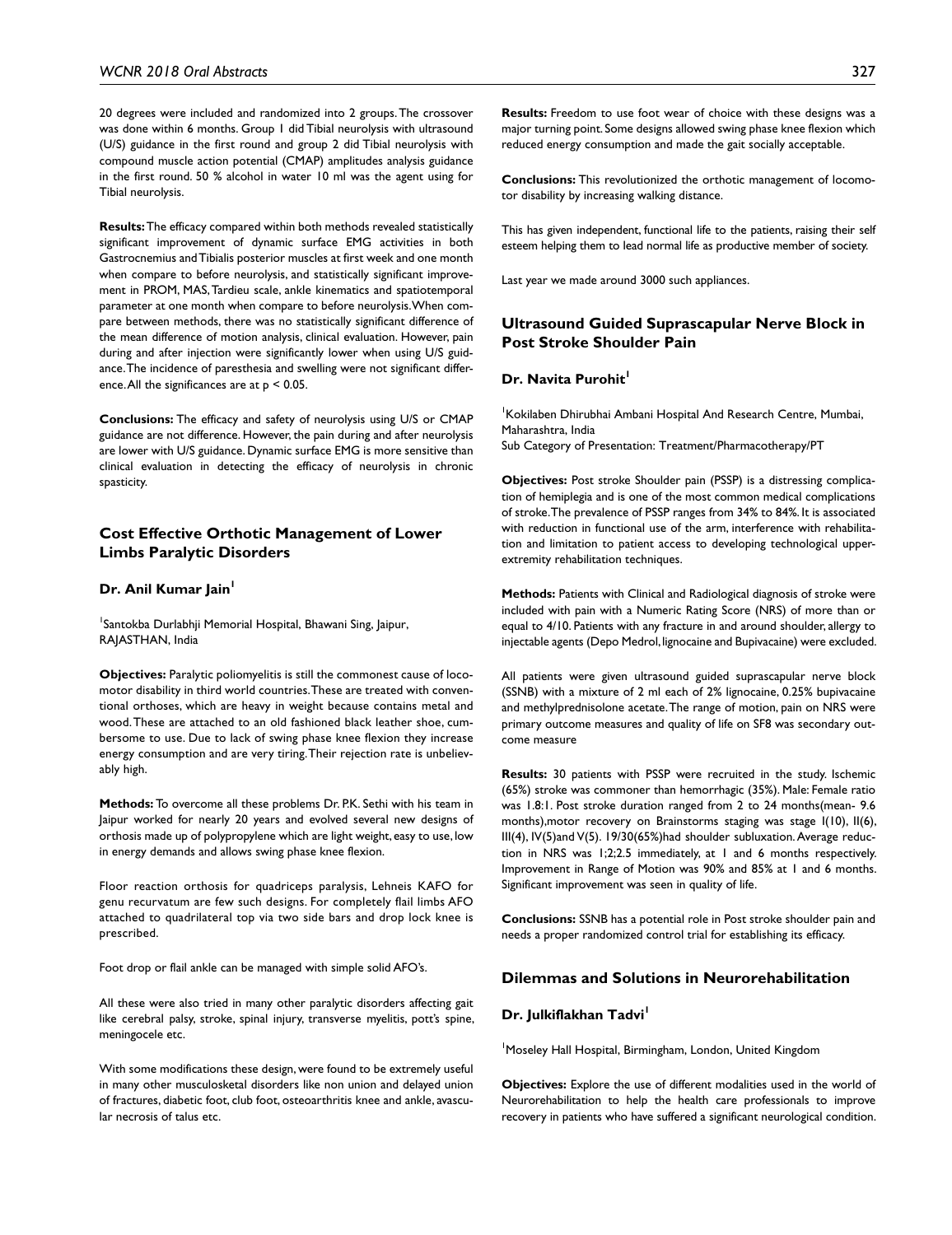20 degrees were included and randomized into 2 groups. The crossover was done within 6 months. Group 1 did Tibial neurolysis with ultrasound (U/S) guidance in the first round and group 2 did Tibial neurolysis with compound muscle action potential (CMAP) amplitudes analysis guidance in the first round. 50 % alcohol in water 10 ml was the agent using for Tibial neurolysis.

**Results:** The efficacy compared within both methods revealed statistically significant improvement of dynamic surface EMG activities in both Gastrocnemius and Tibialis posterior muscles at first week and one month when compare to before neurolysis, and statistically significant improvement in PROM, MAS, Tardieu scale, ankle kinematics and spatiotemporal parameter at one month when compare to before neurolysis. When compare between methods, there was no statistically significant difference of the mean difference of motion analysis, clinical evaluation. However, pain during and after injection were significantly lower when using U/S guidance. The incidence of paresthesia and swelling were not significant difference. All the significances are at $p < 0.05$.

**Conclusions:** The efficacy and safety of neurolysis using U/S or CMAP guidance are not difference. However, the pain during and after neurolysis are lower with U/S guidance. Dynamic surface EMG is more sensitive than clinical evaluation in detecting the efficacy of neurolysis in chronic spasticity.

## Cost Effective Orthotic Management of Lower Limbs Paralytic Disorders

### Dr. Anil Kumar Jain[1]

[1]Santokba Durlabhji Memorial Hospital, Bhawani Sing, Jaipur, RAJASTHAN, India

**Objectives:** Paralytic poliomyelitis is still the commonest cause of locomotor disability in third world countries. These are treated with conventional orthoses, which are heavy in weight because contains metal and wood. These are attached to an old fashioned black leather shoe, cumbersome to use. Due to lack of swing phase knee flexion they increase energy consumption and are very tiring. Their rejection rate is unbelievably high.

**Methods:** To overcome all these problems Dr. P.K. Sethi with his team in Jaipur worked for nearly 20 years and evolved several new designs of orthosis made up of polypropylene which are light weight, easy to use, low in energy demands and allows swing phase knee flexion.

Floor reaction orthosis for quadriceps paralysis, Lehneis KAFO for genu recurvatum are few such designs. For completely flail limbs AFO attached to quadrilateral top via two side bars and drop lock knee is prescribed.

Foot drop or flail ankle can be managed with simple solid AFO's.

All these were also tried in many other paralytic disorders affecting gait like cerebral palsy, stroke, spinal injury, transverse myelitis, pott's spine, meningocele etc.

With some modifications these design, were found to be extremely useful in many other musculoskeletal disorders like non union and delayed union of fractures, diabetic foot, club foot, osteoarthritis knee and ankle, avascular necrosis of talus etc.

**Results:** Freedom to use foot wear of choice with these designs was a major turning point. Some designs allowed swing phase knee flexion which reduced energy consumption and made the gait socially acceptable.

**Conclusions:** This revolutionized the orthotic management of locomotor disability by increasing walking distance.

This has given independent, functional life to the patients, raising their self esteem helping them to lead normal life as productive member of society.

Last year we made around 3000 such appliances.

## Ultrasound Guided Suprascapular Nerve Block in Post Stroke Shoulder Pain

### Dr. Navita Purohit[1]

[1]Kokilaben Dhirubhai Ambani Hospital And Research Centre, Mumbai, Maharashtra, India
Sub Category of Presentation: Treatment/Pharmacotherapy/PT

**Objectives:** Post stroke Shoulder pain (PSSP) is a distressing complication of hemiplegia and is one of the most common medical complications of stroke. The prevalence of PSSP ranges from 34% to 84%. It is associated with reduction in functional use of the arm, interference with rehabilitation and limitation to patient access to developing technological upper-extremity rehabilitation techniques.

**Methods:** Patients with Clinical and Radiological diagnosis of stroke were included with pain with a Numeric Rating Score (NRS) of more than or equal to 4/10. Patients with any fracture in and around shoulder, allergy to injectable agents (Depo Medrol, lignocaine and Bupivacaine) were excluded.

All patients were given ultrasound guided suprascapular nerve block (SSNB) with a mixture of 2 ml each of 2% lignocaine, 0.25% bupivacaine and methylprednisolone acetate. The range of motion, pain on NRS were primary outcome measures and quality of life on SF8 was secondary outcome measure

**Results:** 30 patients with PSSP were recruited in the study. Ischemic (65%) stroke was commoner than hemorrhagic (35%). Male: Female ratio was 1.8:1. Post stroke duration ranged from 2 to 24 months(mean- 9.6 months),motor recovery on Brainstorms staging was stage I(10), II(6), III(4), IV(5)and V(5). 19/30(65%)had shoulder subluxation. Average reduction in NRS was 1;2;2.5 immediately, at 1 and 6 months respectively. Improvement in Range of Motion was 90% and 85% at 1 and 6 months. Significant improvement was seen in quality of life.

**Conclusions:** SSNB has a potential role in Post stroke shoulder pain and needs a proper randomized control trial for establishing its efficacy.

## Dilemmas and Solutions in Neurorehabilitation

### Dr. Julkiflakhan Tadvi[1]

[1]Moseley Hall Hospital, Birmingham, London, United Kingdom

**Objectives:** Explore the use of different modalities used in the world of Neurorehabilitation to help the health care professionals to improve recovery in patients who have suffered a significant neurological condition.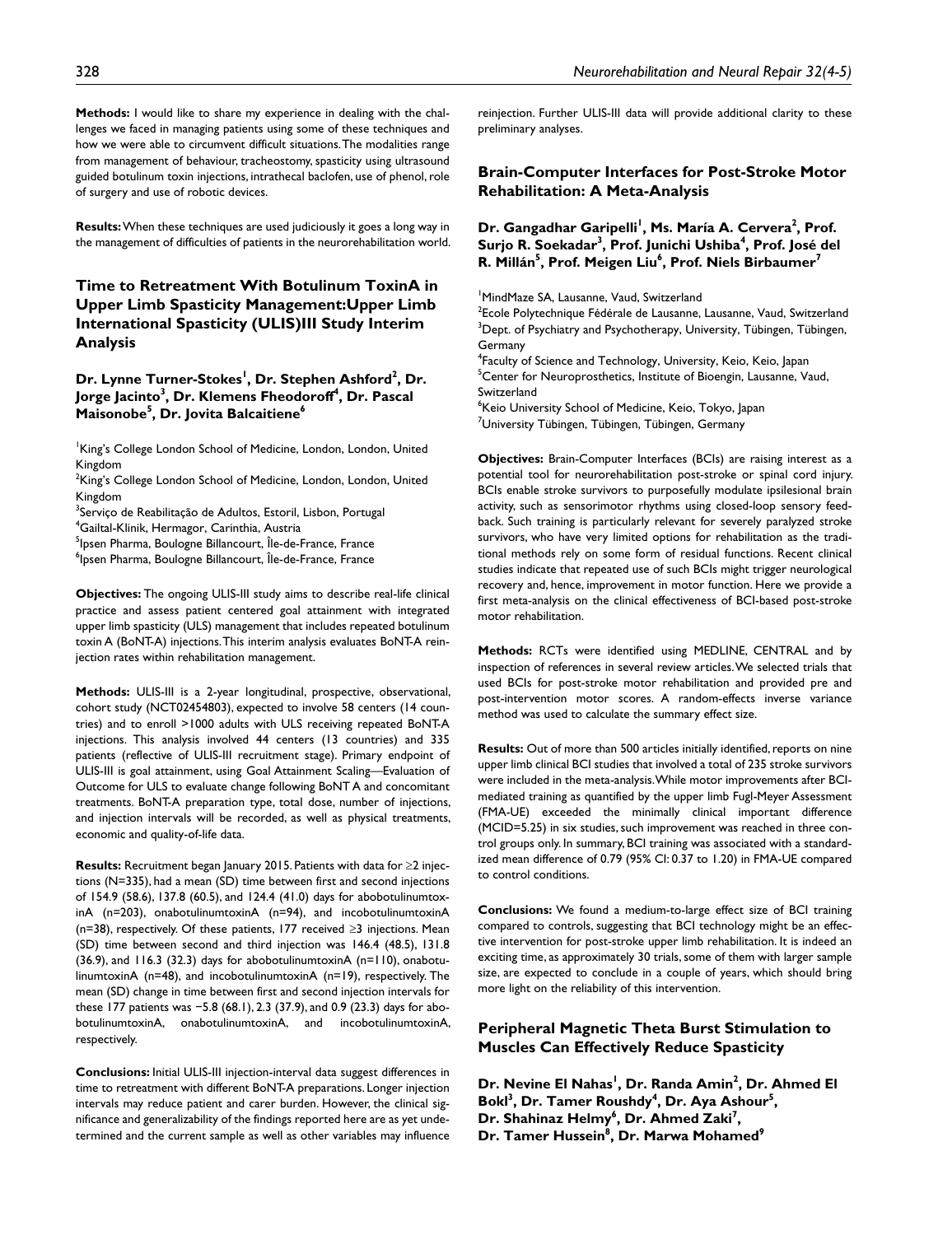**Methods:** I would like to share my experience in dealing with the challenges we faced in managing patients using some of these techniques and how we were able to circumvent difficult situations. The modalities range from management of behaviour, tracheostomy, spasticity using ultrasound guided botulinum toxin injections, intrathecal baclofen, use of phenol, role of surgery and use of robotic devices.

**Results:** When these techniques are used judiciously it goes a long way in the management of difficulties of patients in the neurorehabilitation world.

## Time to Retreatment With Botulinum ToxinA in Upper Limb Spasticity Management:Upper Limb International Spasticity (ULIS)III Study Interim Analysis

**Dr. Lynne Turner-Stokes[1], Dr. Stephen Ashford[2], Dr. Jorge Jacinto[3], Dr. Klemens Fheodoroff[4], Dr. Pascal Maisonobe[5], Dr. Jovita Balcaitiene[6]**

[1]King's College London School of Medicine, London, London, United Kingdom
[2]King's College London School of Medicine, London, London, United Kingdom
[3]Serviço de Reabilitação de Adultos, Estoril, Lisbon, Portugal
[4]Gailtal-Klinik, Hermagor, Carinthia, Austria
[5]Ipsen Pharma, Boulogne Billancourt, Île-de-France, France
[6]Ipsen Pharma, Boulogne Billancourt, Île-de-France, France

**Objectives:** The ongoing ULIS-III study aims to describe real-life clinical practice and assess patient centered goal attainment with integrated upper limb spasticity (ULS) management that includes repeated botulinum toxin A (BoNT-A) injections. This interim analysis evaluates BoNT-A reinjection rates within rehabilitation management.

**Methods:** ULIS-III is a 2-year longitudinal, prospective, observational, cohort study (NCT02454803), expected to involve 58 centers (14 countries) and to enroll >1000 adults with ULS receiving repeated BoNT-A injections. This analysis involved 44 centers (13 countries) and 335 patients (reflective of ULIS-III recruitment stage). Primary endpoint of ULIS-III is goal attainment, using Goal Attainment Scaling—Evaluation of Outcome for ULS to evaluate change following BoNT A and concomitant treatments. BoNT-A preparation type, total dose, number of injections, and injection intervals will be recorded, as well as physical treatments, economic and quality-of-life data.

**Results:** Recruitment began January 2015. Patients with data for ≥2 injections (N=335), had a mean (SD) time between first and second injections of 154.9 (58.6), 137.8 (60.5), and 124.4 (41.0) days for abobotulinumtoxinA (n=203), onabotulinumtoxinA (n=94), and incobotulinumtoxinA (n=38), respectively. Of these patients, 177 received ≥3 injections. Mean (SD) time between second and third injection was 146.4 (48.5), 131.8 (36.9), and 116.3 (32.3) days for abobotulinumtoxinA (n=110), onabotulinumtoxinA (n=48), and incobotulinumtoxinA (n=19), respectively. The mean (SD) change in time between first and second injection intervals for these 177 patients was −5.8 (68.1), 2.3 (37.9), and 0.9 (23.3) days for abobotulinumtoxinA, onabotulinumtoxinA, and incobotulinumtoxinA, respectively.

**Conclusions:** Initial ULIS-III injection-interval data suggest differences in time to retreatment with different BoNT-A preparations. Longer injection intervals may reduce patient and carer burden. However, the clinical significance and generalizability of the findings reported here are as yet undetermined and the current sample as well as other variables may influence reinjection. Further ULIS-III data will provide additional clarity to these preliminary analyses.

## Brain-Computer Interfaces for Post-Stroke Motor Rehabilitation: A Meta-Analysis

**Dr. Gangadhar Garipelli[1], Ms. María A. Cervera[2], Prof. Surjo R. Soekadar[3], Prof. Junichi Ushiba[4], Prof. José del R. Millán[5], Prof. Meigen Liu[6], Prof. Niels Birbaumer[7]**

[1]MindMaze SA, Lausanne, Vaud, Switzerland
[2]Ecole Polytechnique Fédérale de Lausanne, Lausanne, Vaud, Switzerland
[3]Dept. of Psychiatry and Psychotherapy, University, Tübingen, Tübingen, Germany
[4]Faculty of Science and Technology, University, Keio, Keio, Japan
[5]Center for Neuroprosthetics, Institute of Bioengin, Lausanne, Vaud, Switzerland
[6]Keio University School of Medicine, Keio, Tokyo, Japan
[7]University Tübingen, Tübingen, Tübingen, Germany

**Objectives:** Brain-Computer Interfaces (BCIs) are raising interest as a potential tool for neurorehabilitation post-stroke or spinal cord injury. BCIs enable stroke survivors to purposefully modulate ipsilesional brain activity, such as sensorimotor rhythms using closed-loop sensory feedback. Such training is particularly relevant for severely paralyzed stroke survivors, who have very limited options for rehabilitation as the traditional methods rely on some form of residual functions. Recent clinical studies indicate that repeated use of such BCIs might trigger neurological recovery and, hence, improvement in motor function. Here we provide a first meta-analysis on the clinical effectiveness of BCI-based post-stroke motor rehabilitation.

**Methods:** RCTs were identified using MEDLINE, CENTRAL and by inspection of references in several review articles. We selected trials that used BCIs for post-stroke motor rehabilitation and provided pre and post-intervention motor scores. A random-effects inverse variance method was used to calculate the summary effect size.

**Results:** Out of more than 500 articles initially identified, reports on nine upper limb clinical BCI studies that involved a total of 235 stroke survivors were included in the meta-analysis. While motor improvements after BCI-mediated training as quantified by the upper limb Fugl-Meyer Assessment (FMA-UE) exceeded the minimally clinical important difference (MCID=5.25) in six studies, such improvement was reached in three control groups only. In summary, BCI training was associated with a standardized mean difference of 0.79 (95% CI: 0.37 to 1.20) in FMA-UE compared to control conditions.

**Conclusions:** We found a medium-to-large effect size of BCI training compared to controls, suggesting that BCI technology might be an effective intervention for post-stroke upper limb rehabilitation. It is indeed an exciting time, as approximately 30 trials, some of them with larger sample size, are expected to conclude in a couple of years, which should bring more light on the reliability of this intervention.

## Peripheral Magnetic Theta Burst Stimulation to Muscles Can Effectively Reduce Spasticity

**Dr. Nevine El Nahas[1], Dr. Randa Amin[2], Dr. Ahmed El Bokl[3], Dr. Tamer Roushdy[4], Dr. Aya Ashour[5], Dr. Shahinaz Helmy[6], Dr. Ahmed Zaki[7], Dr. Tamer Hussein[8], Dr. Marwa Mohamed[9]**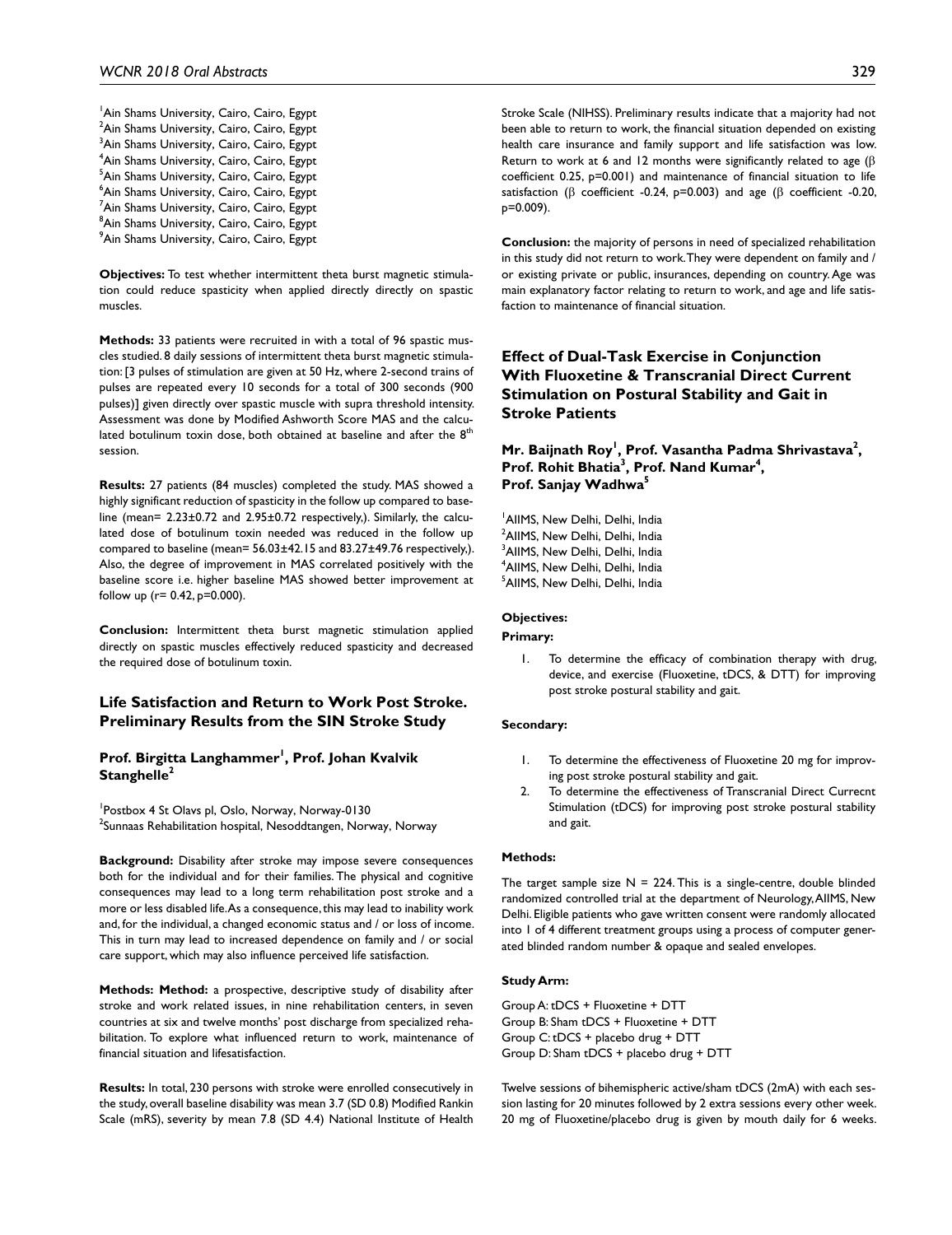[1]Ain Shams University, Cairo, Cairo, Egypt
[2]Ain Shams University, Cairo, Cairo, Egypt
[3]Ain Shams University, Cairo, Cairo, Egypt
[4]Ain Shams University, Cairo, Cairo, Egypt
[5]Ain Shams University, Cairo, Cairo, Egypt
[6]Ain Shams University, Cairo, Cairo, Egypt
[7]Ain Shams University, Cairo, Cairo, Egypt
[8]Ain Shams University, Cairo, Cairo, Egypt
[9]Ain Shams University, Cairo, Cairo, Egypt

**Objectives:** To test whether intermittent theta burst magnetic stimulation could reduce spasticity when applied directly directly on spastic muscles.

**Methods:** 33 patients were recruited in with a total of 96 spastic muscles studied. 8 daily sessions of intermittent theta burst magnetic stimulation: [3 pulses of stimulation are given at 50 Hz, where 2-second trains of pulses are repeated every 10 seconds for a total of 300 seconds (900 pulses)] given directly over spastic muscle with supra threshold intensity. Assessment was done by Modified Ashworth Score MAS and the calculated botulinum toxin dose, both obtained at baseline and after the 8$^{th}$ session.

**Results:** 27 patients (84 muscles) completed the study. MAS showed a highly significant reduction of spasticity in the follow up compared to baseline (mean= 2.23±0.72 and 2.95±0.72 respectively,). Similarly, the calculated dose of botulinum toxin needed was reduced in the follow up compared to baseline (mean= 56.03±42.15 and 83.27±49.76 respectively,). Also, the degree of improvement in MAS correlated positively with the baseline score i.e. higher baseline MAS showed better improvement at follow up (r= 0.42, p=0.000).

**Conclusion:** Intermittent theta burst magnetic stimulation applied directly on spastic muscles effectively reduced spasticity and decreased the required dose of botulinum toxin.

## Life Satisfaction and Return to Work Post Stroke. Preliminary Results from the SIN Stroke Study

**Prof. Birgitta Langhammer[1], Prof. Johan Kvalvik Stanghelle[2]**

[1]Postbox 4 St Olavs pl, Oslo, Norway, Norway-0130
[2]Sunnaas Rehabilitation hospital, Nesoddtangen, Norway, Norway

**Background:** Disability after stroke may impose severe consequences both for the individual and for their families. The physical and cognitive consequences may lead to a long term rehabilitation post stroke and a more or less disabled life. As a consequence, this may lead to inability work and, for the individual, a changed economic status and / or loss of income. This in turn may lead to increased dependence on family and / or social care support, which may also influence perceived life satisfaction.

**Methods: Method:** a prospective, descriptive study of disability after stroke and work related issues, in nine rehabilitation centers, in seven countries at six and twelve months' post discharge from specialized rehabilitation. To explore what influenced return to work, maintenance of financial situation and lifesatisfaction.

**Results:** In total, 230 persons with stroke were enrolled consecutively in the study, overall baseline disability was mean 3.7 (SD 0.8) Modified Rankin Scale (mRS), severity by mean 7.8 (SD 4.4) National Institute of Health Stroke Scale (NIHSS). Preliminary results indicate that a majority had not been able to return to work, the financial situation depended on existing health care insurance and family support and life satisfaction was low. Return to work at 6 and 12 months were significantly related to age (β coefficient 0.25, p=0.001) and maintenance of financial situation to life satisfaction (β coefficient -0.24, p=0.003) and age (β coefficient -0.20, p=0.009).

**Conclusion:** the majority of persons in need of specialized rehabilitation in this study did not return to work. They were dependent on family and / or existing private or public, insurances, depending on country. Age was main explanatory factor relating to return to work, and age and life satisfaction to maintenance of financial situation.

## Effect of Dual-Task Exercise in Conjunction With Fluoxetine & Transcranial Direct Current Stimulation on Postural Stability and Gait in Stroke Patients

**Mr. Baijnath Roy[1], Prof. Vasantha Padma Shrivastava[2], Prof. Rohit Bhatia[3], Prof. Nand Kumar[4], Prof. Sanjay Wadhwa[5]**

[1]AIIMS, New Delhi, Delhi, India
[2]AIIMS, New Delhi, Delhi, India
[3]AIIMS, New Delhi, Delhi, India
[4]AIIMS, New Delhi, Delhi, India
[5]AIIMS, New Delhi, Delhi, India

**Objectives:**

**Primary:**

1. To determine the efficacy of combination therapy with drug, device, and exercise (Fluoxetine, tDCS, & DTT) for improving post stroke postural stability and gait.

**Secondary:**

1. To determine the effectiveness of Fluoxetine 20 mg for improving post stroke postural stability and gait.
2. To determine the effectiveness of Transcranial Direct Currecnt Stimulation (tDCS) for improving post stroke postural stability and gait.

**Methods:**

The target sample size N = 224. This is a single-centre, double blinded randomized controlled trial at the department of Neurology, AIIMS, New Delhi. Eligible patients who gave written consent were randomly allocated into 1 of 4 different treatment groups using a process of computer generated blinded random number & opaque and sealed envelopes.

**Study Arm:**

Group A: tDCS + Fluoxetine + DTT
Group B: Sham tDCS + Fluoxetine + DTT
Group C: tDCS + placebo drug + DTT
Group D: Sham tDCS + placebo drug + DTT

Twelve sessions of bihemispheric active/sham tDCS (2mA) with each session lasting for 20 minutes followed by 2 extra sessions every other week. 20 mg of Fluoxetine/placebo drug is given by mouth daily for 6 weeks.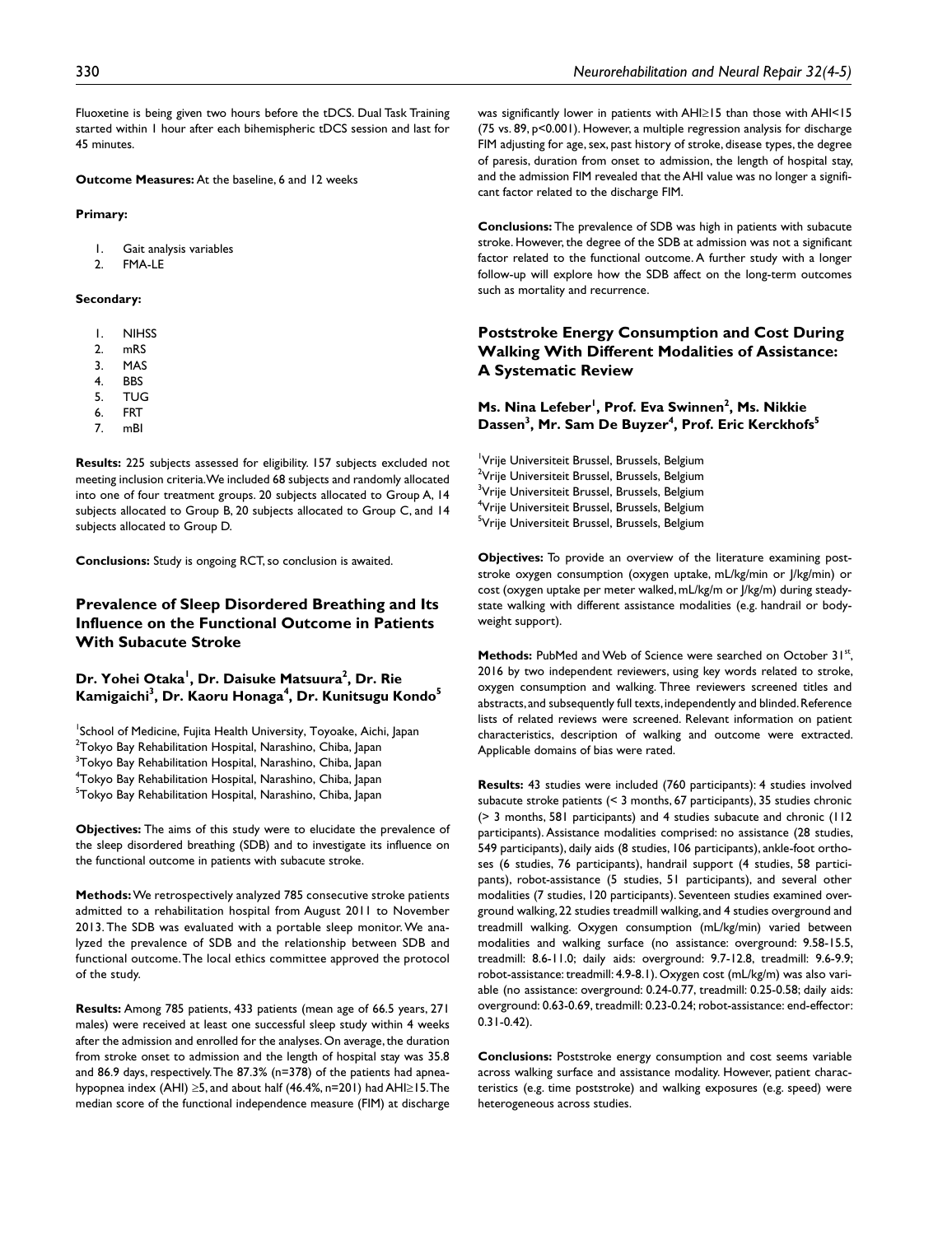Fluoxetine is being given two hours before the tDCS. Dual Task Training started within 1 hour after each bihemispheric tDCS session and last for 45 minutes.

**Outcome Measures:** At the baseline, 6 and 12 weeks

**Primary:**

1. Gait analysis variables
2. FMA-LE

**Secondary:**

1. NIHSS
2. mRS
3. MAS
4. BBS
5. TUG
6. FRT
7. mBI

**Results:** 225 subjects assessed for eligibility. 157 subjects excluded not meeting inclusion criteria. We included 68 subjects and randomly allocated into one of four treatment groups. 20 subjects allocated to Group A, 14 subjects allocated to Group B, 20 subjects allocated to Group C, and 14 subjects allocated to Group D.

**Conclusions:** Study is ongoing RCT, so conclusion is awaited.

## Prevalence of Sleep Disordered Breathing and Its Influence on the Functional Outcome in Patients With Subacute Stroke

**Dr. Yohei Otaka[1], Dr. Daisuke Matsuura[2], Dr. Rie Kamigaichi[3], Dr. Kaoru Honaga[4], Dr. Kunitsugu Kondo[5]**

[1]School of Medicine, Fujita Health University, Toyoake, Aichi, Japan
[2]Tokyo Bay Rehabilitation Hospital, Narashino, Chiba, Japan
[3]Tokyo Bay Rehabilitation Hospital, Narashino, Chiba, Japan
[4]Tokyo Bay Rehabilitation Hospital, Narashino, Chiba, Japan
[5]Tokyo Bay Rehabilitation Hospital, Narashino, Chiba, Japan

**Objectives:** The aims of this study were to elucidate the prevalence of the sleep disordered breathing (SDB) and to investigate its influence on the functional outcome in patients with subacute stroke.

**Methods:** We retrospectively analyzed 785 consecutive stroke patients admitted to a rehabilitation hospital from August 2011 to November 2013. The SDB was evaluated with a portable sleep monitor. We analyzed the prevalence of SDB and the relationship between SDB and functional outcome. The local ethics committee approved the protocol of the study.

**Results:** Among 785 patients, 433 patients (mean age of 66.5 years, 271 males) were received at least one successful sleep study within 4 weeks after the admission and enrolled for the analyses. On average, the duration from stroke onset to admission and the length of hospital stay was 35.8 and 86.9 days, respectively. The 87.3% (n=378) of the patients had apnea-hypopnea index (AHI) ≥5, and about half (46.4%, n=201) had AHI≥15. The median score of the functional independence measure (FIM) at discharge was significantly lower in patients with AHI≥15 than those with AHI<15 (75 vs. 89, $p<0.001$). However, a multiple regression analysis for discharge FIM adjusting for age, sex, past history of stroke, disease types, the degree of paresis, duration from onset to admission, the length of hospital stay, and the admission FIM revealed that the AHI value was no longer a significant factor related to the discharge FIM.

**Conclusions:** The prevalence of SDB was high in patients with subacute stroke. However, the degree of the SDB at admission was not a significant factor related to the functional outcome. A further study with a longer follow-up will explore how the SDB affect on the long-term outcomes such as mortality and recurrence.

## Poststroke Energy Consumption and Cost During Walking With Different Modalities of Assistance: A Systematic Review

**Ms. Nina Lefeber[1], Prof. Eva Swinnen[2], Ms. Nikkie Dassen[3], Mr. Sam De Buyzer[4], Prof. Eric Kerckhofs[5]**

[1]Vrije Universiteit Brussel, Brussels, Belgium
[2]Vrije Universiteit Brussel, Brussels, Belgium
[3]Vrije Universiteit Brussel, Brussels, Belgium
[4]Vrije Universiteit Brussel, Brussels, Belgium
[5]Vrije Universiteit Brussel, Brussels, Belgium

**Objectives:** To provide an overview of the literature examining poststroke oxygen consumption (oxygen uptake, mL/kg/min or J/kg/min) or cost (oxygen uptake per meter walked, mL/kg/m or J/kg/m) during steady-state walking with different assistance modalities (e.g. handrail or body-weight support).

**Methods:** PubMed and Web of Science were searched on October 31st, 2016 by two independent reviewers, using key words related to stroke, oxygen consumption and walking. Three reviewers screened titles and abstracts, and subsequently full texts, independently and blinded. Reference lists of related reviews were screened. Relevant information on patient characteristics, description of walking and outcome were extracted. Applicable domains of bias were rated.

**Results:** 43 studies were included (760 participants): 4 studies involved subacute stroke patients (< 3 months, 67 participants), 35 studies chronic (> 3 months, 581 participants) and 4 studies subacute and chronic (112 participants). Assistance modalities comprised: no assistance (28 studies, 549 participants), daily aids (8 studies, 106 participants), ankle-foot orthoses (6 studies, 76 participants), handrail support (4 studies, 58 participants), robot-assistance (5 studies, 51 participants), and several other modalities (7 studies, 120 participants). Seventeen studies examined overground walking, 22 studies treadmill walking, and 4 studies overground and treadmill walking. Oxygen consumption (mL/kg/min) varied between modalities and walking surface (no assistance: overground: 9.58-15.5, treadmill: 8.6-11.0; daily aids: overground: 9.7-12.8, treadmill: 9.6-9.9; robot-assistance: treadmill: 4.9-8.1). Oxygen cost (mL/kg/m) was also variable (no assistance: overground: 0.24-0.77, treadmill: 0.25-0.58; daily aids: overground: 0.63-0.69, treadmill: 0.23-0.24; robot-assistance: end-effector: 0.31-0.42).

**Conclusions:** Poststroke energy consumption and cost seems variable across walking surface and assistance modality. However, patient characteristics (e.g. time poststroke) and walking exposures (e.g. speed) were heterogeneous across studies.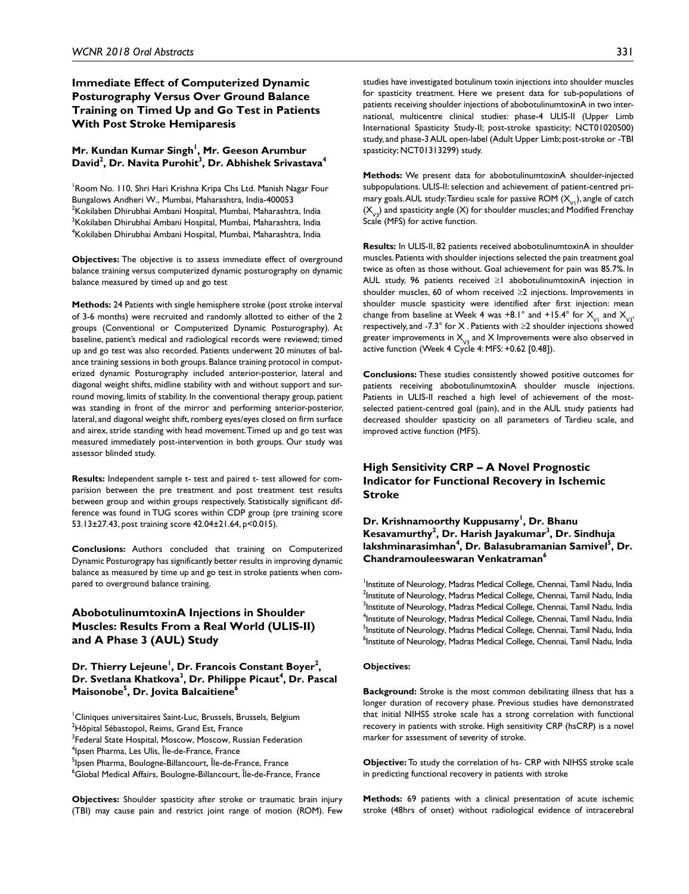## Immediate Effect of Computerized Dynamic Posturography Versus Over Ground Balance Training on Timed Up and Go Test in Patients With Post Stroke Hemiparesis

**Mr. Kundan Kumar Singh[1], Mr. Geeson Arumbur David[2], Dr. Navita Purohit[3], Dr. Abhishek Srivastava[4]**

[1]Room No. 110, Shri Hari Krishna Kripa Chs Ltd. Manish Nagar Four Bungalows Andheri W., Mumbai, Maharashtra, India-400053
[2]Kokilaben Dhirubhai Ambani Hospital, Mumbai, Maharashtra, India
[3]Kokilaben Dhirubhai Ambani Hospital, Mumbai, Maharashtra, India
[4]Kokilaben Dhirubhai Ambani Hospital, Mumbai, Maharashtra, India

**Objectives:** The objective is to assess immediate effect of overground balance training versus computerized dynamic posturography on dynamic balance measured by timed up and go test

**Methods:** 24 Patients with single hemisphere stroke (post stroke interval of 3-6 months) were recruited and randomly allotted to either of the 2 groups (Conventional or Computerized Dynamic Posturography). At baseline, patient's medical and radiological records were reviewed; timed up and go test was also recorded. Patients underwent 20 minutes of balance training sessions in both groups. Balance training protocol in computerized dynamic Posturography included anterior-posterior, lateral and diagonal weight shifts, midline stability with and without support and surround moving, limits of stability. In the conventional therapy group, patient was standing in front of the mirror and performing anterior-posterior, lateral, and diagonal weight shift, romberg eyes/eyes closed on firm surface and airex, stride standing with head movement. Timed up and go test was measured immediately post-intervention in both groups. Our study was assessor blinded study.

**Results:** Independent sample t- test and paired t- test allowed for comparision between the pre treatment and post treatment test results between group and within groups respectively. Statistically significant difference was found in TUG scores within CDP group (pre training score 53.13±27.43, post training score 42.04±21.64, $p<0.015$).

**Conclusions:** Authors concluded that training on Computerized Dynamic Posturograpy has significantly better results in improving dynamic balance as measured by time up and go test in stroke patients when compared to overground balance training.

## AbobotulinumtoxinA Injections in Shoulder Muscles: Results From a Real World (ULIS-II) and A Phase 3 (AUL) Study

**Dr. Thierry Lejeune[1], Dr. Francois Constant Boyer[2], Dr. Svetlana Khatkova[3], Dr. Philippe Picaut[4], Dr. Pascal Maisonobe[5], Dr. Jovita Balcaitiene[6]**

[1]Cliniques universitaires Saint-Luc, Brussels, Brussels, Belgium
[2]Hôpital Sébastopol, Reims, Grand Est, France
[3]Federal State Hospital, Moscow, Moscow, Russian Federation
[4]Ipsen Pharma, Les Ulis, Île-de-France, France
[5]Ipsen Pharma, Boulogne-Billancourt, Île-de-France, France
[6]Global Medical Affairs, Boulogne-Billancourt, Île-de-France, France

**Objectives:** Shoulder spasticity after stroke or traumatic brain injury (TBI) may cause pain and restrict joint range of motion (ROM). Few studies have investigated botulinum toxin injections into shoulder muscles for spasticity treatment. Here we present data for sub-populations of patients receiving shoulder injections of abobotulinumtoxinA in two international, multicentre clinical studies: phase-4 ULIS-II (Upper Limb International Spasticity Study-II; post-stroke spasticity; NCT01020500) study, and phase-3 AUL open-label (Adult Upper Limb; post-stroke or -TBI spasticity; NCT01313299) study.

**Methods:** We present data for abobotulinumtoxinA shoulder-injected subpopulations. ULIS-II: selection and achievement of patient-centred primary goals. AUL study: Tardieu scale for passive ROM ($X_{V1}$), angle of catch ($X_{V3}$) and spasticity angle (X) for shoulder muscles; and Modified Frenchay Scale (MFS) for active function.

**Results:** In ULIS-II, 82 patients received abobotulinumtoxinA in shoulder muscles. Patients with shoulder injections selected the pain treatment goal twice as often as those without. Goal achievement for pain was 85.7%. In AUL study, 96 patients received ≥1 abobotulinumtoxinA injection in shoulder muscles, 60 of whom received ≥2 injections. Improvements in shoulder muscle spasticity were identified after first injection: mean change from baseline at Week 4 was +8.1° and +15.4° for $X_{V1}$ and $X_{V3}$, respectively, and -7.3° for X . Patients with ≥2 shoulder injections showed greater improvements in $X_{V3}$ and X Improvements were also observed in active function (Week 4 Cycle 4: MFS: +0.62 [0.48]).

**Conclusions:** These studies consistently showed positive outcomes for patients receiving abobotulinumtoxinA shoulder muscle injections. Patients in ULIS-II reached a high level of achievement of the most-selected patient-centred goal (pain), and in the AUL study patients had decreased shoulder spasticity on all parameters of Tardieu scale, and improved active function (MFS).

## High Sensitivity CRP – A Novel Prognostic Indicator for Functional Recovery in Ischemic Stroke

**Dr. Krishnamoorthy Kuppusamy[1], Dr. Bhanu Kesavamurthy[2], Dr. Harish Jayakumar[3], Dr. Sindhuja lakshminarasimhan[4], Dr. Balasubramanian Samivel[5], Dr. Chandramouleeswaran Venkatraman[6]**

[1]Institute of Neurology, Madras Medical College, Chennai, Tamil Nadu, India
[2]Institute of Neurology, Madras Medical College, Chennai, Tamil Nadu, India
[3]Institute of Neurology, Madras Medical College, Chennai, Tamil Nadu, India
[4]Institute of Neurology, Madras Medical College, Chennai, Tamil Nadu, India
[5]Institute of Neurology, Madras Medical College, Chennai, Tamil Nadu, India
[6]Institute of Neurology, Madras Medical College, Chennai, Tamil Nadu, India

**Objectives:**

**Background:** Stroke is the most common debilitating illness that has a longer duration of recovery phase. Previous studies have demonstrated that initial NIHSS stroke scale has a strong correlation with functional recovery in patients with stroke. High sensitivity CRP (hsCRP) is a novel marker for assessment of severity of stroke.

**Objective:** To study the correlation of hs- CRP with NIHSS stroke scale in predicting functional recovery in patients with stroke

**Methods:** 69 patients with a clinical presentation of acute ischemic stroke (48hrs of onset) without radiological evidence of intracerebral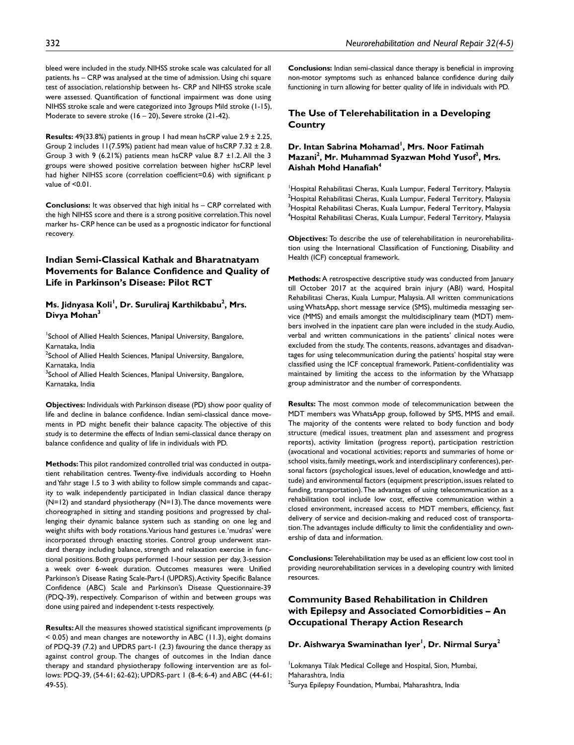bleed were included in the study. NIHSS stroke scale was calculated for all patients. hs – CRP was analysed at the time of admission. Using chi square test of association, relationship between hs- CRP and NIHSS stroke scale were assessed. Quantification of functional impairment was done using NIHSS stroke scale and were categorized into 3groups Mild stroke (1-15), Moderate to severe stroke (16 – 20), Severe stroke (21-42).

**Results:** 49(33.8%) patients in group 1 had mean hsCRP value 2.9 ± 2.25, Group 2 includes 11(7.59%) patient had mean value of hsCRP 7.32 ± 2.8. Group 3 with 9 (6.21%) patients mean hsCRP value 8.7 ±1.2. All the 3 groups were showed positive correlation between higher hsCRP level had higher NIHSS score (correlation coefficient=0.6) with significant p value of <0.01.

**Conclusions:** It was observed that high initial hs – CRP correlated with the high NIHSS score and there is a strong positive correlation. This novel marker hs- CRP hence can be used as a prognostic indicator for functional recovery.

## Indian Semi-Classical Kathak and Bharatnatyam Movements for Balance Confidence and Quality of Life in Parkinson's Disease: Pilot RCT

**Ms. Jidnyasa Koli[1], Dr. Suruliraj Karthikbabu[2], Mrs. Divya Mohan[3]**

[1]School of Allied Health Sciences, Manipal University, Bangalore, Karnataka, India
[2]School of Allied Health Sciences, Manipal University, Bangalore, Karnataka, India
[3]School of Allied Health Sciences, Manipal University, Bangalore, Karnataka, India

**Objectives:** Individuals with Parkinson disease (PD) show poor quality of life and decline in balance confidence. Indian semi-classical dance movements in PD might benefit their balance capacity. The objective of this study is to determine the effects of Indian semi-classical dance therapy on balance confidence and quality of life in individuals with PD.

**Methods:** This pilot randomized controlled trial was conducted in outpatient rehabilitation centres. Twenty-five individuals according to Hoehn and Yahr stage 1.5 to 3 with ability to follow simple commands and capacity to walk independently participated in Indian classical dance therapy (N=12) and standard physiotherapy (N=13). The dance movements were choreographed in sitting and standing positions and progressed by challenging their dynamic balance system such as standing on one leg and weight shifts with body rotations. Various hand gestures i.e. 'mudras' were incorporated through enacting stories. Control group underwent standard therapy including balance, strength and relaxation exercise in functional positions. Both groups performed 1-hour session per day, 3-session a week over 6-week duration. Outcomes measures were Unified Parkinson's Disease Rating Scale-Part-I (UPDRS), Activity Specific Balance Confidence (ABC) Scale and Parkinson's Disease Questionnaire-39 (PDQ-39), respectively. Comparison of within and between groups was done using paired and independent t-tests respectively.

**Results:** All the measures showed statistical significant improvements ($p < 0.05$) and mean changes are noteworthy in ABC (11.3), eight domains of PDQ-39 (7.2) and UPDRS part-1 (2.3) favouring the dance therapy as against control group. The changes of outcomes in the Indian dance therapy and standard physiotherapy following intervention are as follows: PDQ-39, (54-61; 62-62); UPDRS-part 1 (8-4; 6-4) and ABC (44-61; 49-55).

**Conclusions:** Indian semi-classical dance therapy is beneficial in improving non-motor symptoms such as enhanced balance confidence during daily functioning in turn allowing for better quality of life in individuals with PD.

## The Use of Telerehabilitation in a Developing Country

**Dr. Intan Sabrina Mohamad[1], Mrs. Noor Fatimah Mazani[2], Mr. Muhammad Syazwan Mohd Yusof[3], Mrs. Aishah Mohd Hanafiah[4]**

[1]Hospital Rehabilitasi Cheras, Kuala Lumpur, Federal Territory, Malaysia
[2]Hospital Rehabilitasi Cheras, Kuala Lumpur, Federal Territory, Malaysia
[3]Hospital Rehabilitasi Cheras, Kuala Lumpur, Federal Territory, Malaysia
[4]Hospital Rehabilitasi Cheras, Kuala Lumpur, Federal Territory, Malaysia

**Objectives:** To describe the use of telerehabilitation in neurorehabilitation using the International Classification of Functioning, Disability and Health (ICF) conceptual framework.

**Methods:** A retrospective descriptive study was conducted from January till October 2017 at the acquired brain injury (ABI) ward, Hospital Rehabilitasi Cheras, Kuala Lumpur, Malaysia. All written communications using WhatsApp, short message service (SMS), multimedia messaging service (MMS) and emails amongst the multidisciplinary team (MDT) members involved in the inpatient care plan were included in the study. Audio, verbal and written communications in the patients' clinical notes were excluded from the study. The contents, reasons, advantages and disadvantages for using telecommunication during the patients' hospital stay were classified using the ICF conceptual framework. Patient-confidentiality was maintained by limiting the access to the information by the Whatsapp group administrator and the number of correspondents.

**Results:** The most common mode of telecommunication between the MDT members was WhatsApp group, followed by SMS, MMS and email. The majority of the contents were related to body function and body structure (medical issues, treatment plan and assessment and progress reports), activity limitation (progress report), participation restriction (avocational and vocational activities; reports and summaries of home or school visits, family meetings, work and interdisciplinary conferences), personal factors (psychological issues, level of education, knowledge and attitude) and environmental factors (equipment prescription, issues related to funding, transportation). The advantages of using telecommunication as a rehabilitation tool include low cost, effective communication within a closed environment, increased access to MDT members, efficiency, fast delivery of service and decision-making and reduced cost of transportation. The advantages include difficulty to limit the confidentiality and ownership of data and information.

**Conclusions:** Telerehabilitation may be used as an efficient low cost tool in providing neurorehabilitation services in a developing country with limited resources.

## Community Based Rehabilitation in Children with Epilepsy and Associated Comorbidities – An Occupational Therapy Action Research

**Dr. Aishwarya Swaminathan Iyer[1], Dr. Nirmal Surya[2]**

[1]Lokmanya Tilak Medical College and Hospital, Sion, Mumbai, Maharashtra, India
[2]Surya Epilepsy Foundation, Mumbai, Maharashtra, India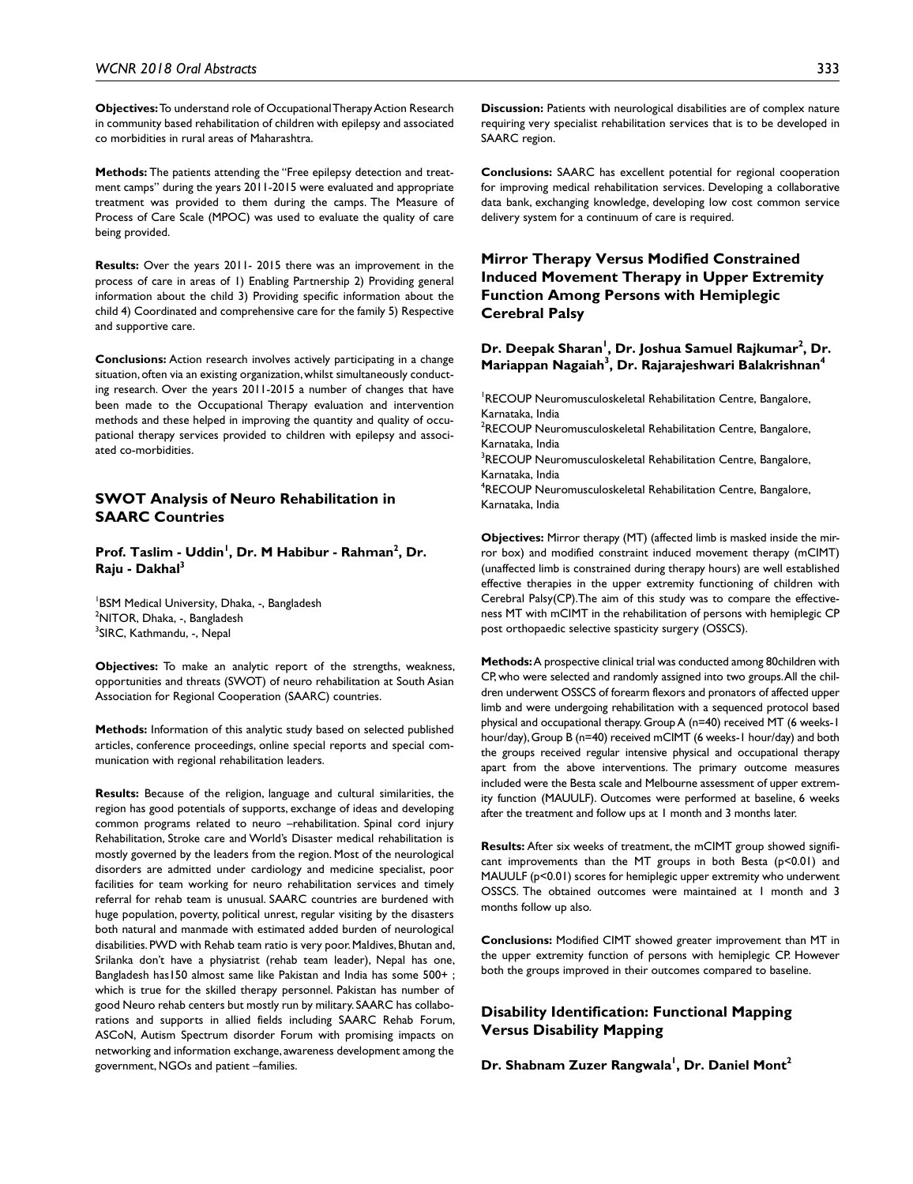**Objectives:** To understand role of Occupational Therapy Action Research in community based rehabilitation of children with epilepsy and associated co morbidities in rural areas of Maharashtra.

**Methods:** The patients attending the "Free epilepsy detection and treatment camps" during the years 2011-2015 were evaluated and appropriate treatment was provided to them during the camps. The Measure of Process of Care Scale (MPOC) was used to evaluate the quality of care being provided.

**Results:** Over the years 2011- 2015 there was an improvement in the process of care in areas of 1) Enabling Partnership 2) Providing general information about the child 3) Providing specific information about the child 4) Coordinated and comprehensive care for the family 5) Respective and supportive care.

**Conclusions:** Action research involves actively participating in a change situation, often via an existing organization, whilst simultaneously conducting research. Over the years 2011-2015 a number of changes that have been made to the Occupational Therapy evaluation and intervention methods and these helped in improving the quantity and quality of occupational therapy services provided to children with epilepsy and associated co-morbidities.

## SWOT Analysis of Neuro Rehabilitation in SAARC Countries

**Prof. Taslim - Uddin[1], Dr. M Habibur - Rahman[2], Dr. Raju - Dakhal[3]**

[1]BSM Medical University, Dhaka, -, Bangladesh
[2]NITOR, Dhaka, -, Bangladesh
[3]SIRC, Kathmandu, -, Nepal

**Objectives:** To make an analytic report of the strengths, weakness, opportunities and threats (SWOT) of neuro rehabilitation at South Asian Association for Regional Cooperation (SAARC) countries.

**Methods:** Information of this analytic study based on selected published articles, conference proceedings, online special reports and special communication with regional rehabilitation leaders.

**Results:** Because of the religion, language and cultural similarities, the region has good potentials of supports, exchange of ideas and developing common programs related to neuro –rehabilitation. Spinal cord injury Rehabilitation, Stroke care and World's Disaster medical rehabilitation is mostly governed by the leaders from the region. Most of the neurological disorders are admitted under cardiology and medicine specialist, poor facilities for team working for neuro rehabilitation services and timely referral for rehab team is unusual. SAARC countries are burdened with huge population, poverty, political unrest, regular visiting by the disasters both natural and manmade with estimated added burden of neurological disabilities. PWD with Rehab team ratio is very poor. Maldives, Bhutan and, Srilanka don't have a physiatrist (rehab team leader), Nepal has one, Bangladesh has150 almost same like Pakistan and India has some 500+ ; which is true for the skilled therapy personnel. Pakistan has number of good Neuro rehab centers but mostly run by military. SAARC has collaborations and supports in allied fields including SAARC Rehab Forum, ASCoN, Autism Spectrum disorder Forum with promising impacts on networking and information exchange, awareness development among the government, NGOs and patient –families.

**Discussion:** Patients with neurological disabilities are of complex nature requiring very specialist rehabilitation services that is to be developed in SAARC region.

**Conclusions:** SAARC has excellent potential for regional cooperation for improving medical rehabilitation services. Developing a collaborative data bank, exchanging knowledge, developing low cost common service delivery system for a continuum of care is required.

## Mirror Therapy Versus Modified Constrained Induced Movement Therapy in Upper Extremity Function Among Persons with Hemiplegic Cerebral Palsy

**Dr. Deepak Sharan[1], Dr. Joshua Samuel Rajkumar[2], Dr. Mariappan Nagaiah[3], Dr. Rajarajeshwari Balakrishnan[4]**

[1]RECOUP Neuromusculoskeletal Rehabilitation Centre, Bangalore, Karnataka, India
[2]RECOUP Neuromusculoskeletal Rehabilitation Centre, Bangalore, Karnataka, India
[3]RECOUP Neuromusculoskeletal Rehabilitation Centre, Bangalore, Karnataka, India
[4]RECOUP Neuromusculoskeletal Rehabilitation Centre, Bangalore, Karnataka, India

**Objectives:** Mirror therapy (MT) (affected limb is masked inside the mirror box) and modified constraint induced movement therapy (mCIMT) (unaffected limb is constrained during therapy hours) are well established effective therapies in the upper extremity functioning of children with Cerebral Palsy(CP).The aim of this study was to compare the effectiveness MT with mCIMT in the rehabilitation of persons with hemiplegic CP post orthopaedic selective spasticity surgery (OSSCS).

**Methods:** A prospective clinical trial was conducted among 80children with CP, who were selected and randomly assigned into two groups. All the children underwent OSSCS of forearm flexors and pronators of affected upper limb and were undergoing rehabilitation with a sequenced protocol based physical and occupational therapy. Group A (n=40) received MT (6 weeks-1 hour/day), Group B (n=40) received mCIMT (6 weeks-1 hour/day) and both the groups received regular intensive physical and occupational therapy apart from the above interventions. The primary outcome measures included were the Besta scale and Melbourne assessment of upper extremity function (MAUULF). Outcomes were performed at baseline, 6 weeks after the treatment and follow ups at 1 month and 3 months later.

**Results:** After six weeks of treatment, the mCIMT group showed significant improvements than the MT groups in both Besta ($p<0.01$) and MAUULF ($p<0.01$) scores for hemiplegic upper extremity who underwent OSSCS. The obtained outcomes were maintained at 1 month and 3 months follow up also.

**Conclusions:** Modified CIMT showed greater improvement than MT in the upper extremity function of persons with hemiplegic CP. However both the groups improved in their outcomes compared to baseline.

## Disability Identification: Functional Mapping Versus Disability Mapping

**Dr. Shabnam Zuzer Rangwala[1], Dr. Daniel Mont[2]**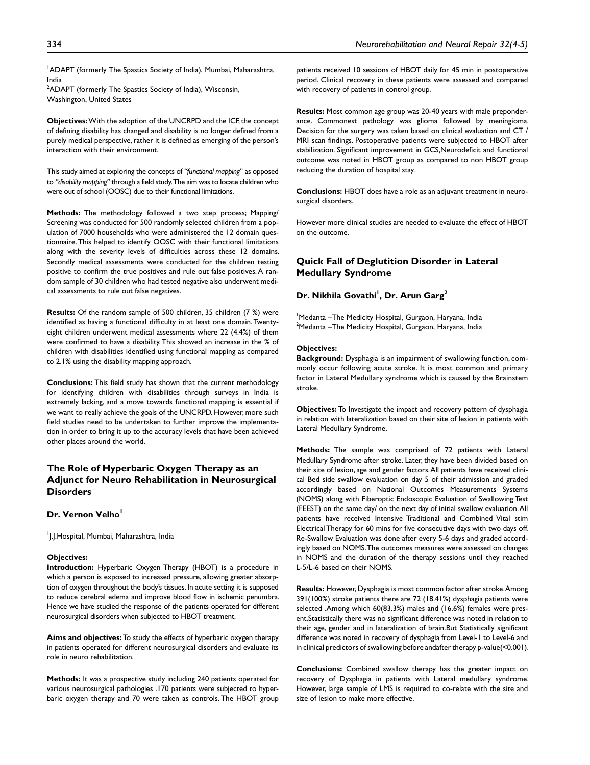[1]ADAPT (formerly The Spastics Society of India), Mumbai, Maharashtra, India
[2]ADAPT (formerly The Spastics Society of India), Wisconsin, Washington, United States

**Objectives:** With the adoption of the UNCRPD and the ICF, the concept of defining disability has changed and disability is no longer defined from a purely medical perspective, rather it is defined as emerging of the person's interaction with their environment.

This study aimed at exploring the concepts of *"functional mapping"* as opposed to *"disability mapping"* through a field study. The aim was to locate children who were out of school (OOSC) due to their functional limitations.

**Methods:** The methodology followed a two step process; Mapping/ Screening was conducted for 500 randomly selected children from a population of 7000 households who were administered the 12 domain questionnaire. This helped to identify OOSC with their functional limitations along with the severity levels of difficulties across these 12 domains. Secondly medical assessments were conducted for the children testing positive to confirm the true positives and rule out false positives. A random sample of 30 children who had tested negative also underwent medical assessments to rule out false negatives.

**Results:** Of the random sample of 500 children, 35 children (7 %) were identified as having a functional difficulty in at least one domain. Twenty-eight children underwent medical assessments where 22 (4.4%) of them were confirmed to have a disability. This showed an increase in the % of children with disabilities identified using functional mapping as compared to 2.1% using the disability mapping approach.

**Conclusions:** This field study has shown that the current methodology for identifying children with disabilities through surveys in India is extremely lacking, and a move towards functional mapping is essential if we want to really achieve the goals of the UNCRPD. However, more such field studies need to be undertaken to further improve the implementation in order to bring it up to the accuracy levels that have been achieved other places around the world.

## The Role of Hyperbaric Oxygen Therapy as an Adjunct for Neuro Rehabilitation in Neurosurgical Disorders

### Dr. Vernon Velho[1]

[1]J.J.Hospital, Mumbai, Maharashtra, India

**Objectives:**

**Introduction:** Hyperbaric Oxygen Therapy (HBOT) is a procedure in which a person is exposed to increased pressure, allowing greater absorption of oxygen throughout the body's tissues. In acute setting it is supposed to reduce cerebral edema and improve blood flow in ischemic penumbra. Hence we have studied the response of the patients operated for different neurosurgical disorders when subjected to HBOT treatment.

**Aims and objectives:** To study the effects of hyperbaric oxygen therapy in patients operated for different neurosurgical disorders and evaluate its role in neuro rehabilitation.

**Methods:** It was a prospective study including 240 patients operated for various neurosurgical pathologies .170 patients were subjected to hyperbaric oxygen therapy and 70 were taken as controls. The HBOT group patients received 10 sessions of HBOT daily for 45 min in postoperative period. Clinical recovery in these patients were assessed and compared with recovery of patients in control group.

**Results:** Most common age group was 20-40 years with male preponderance. Commonest pathology was glioma followed by meningioma. Decision for the surgery was taken based on clinical evaluation and CT / MRI scan findings. Postoperative patients were subjected to HBOT after stabilization. Significant improvement in GCS, Neurodeficit and functional outcome was noted in HBOT group as compared to non HBOT group reducing the duration of hospital stay.

**Conclusions:** HBOT does have a role as an adjuvant treatment in neurosurgical disorders.

However more clinical studies are needed to evaluate the effect of HBOT on the outcome.

## Quick Fall of Deglutition Disorder in Lateral Medullary Syndrome

### Dr. Nikhila Govathi[1], Dr. Arun Garg[2]

[1]Medanta –The Medicity Hospital, Gurgaon, Haryana, India
[2]Medanta –The Medicity Hospital, Gurgaon, Haryana, India

**Objectives:**

**Background:** Dysphagia is an impairment of swallowing function, commonly occur following acute stroke. It is most common and primary factor in Lateral Medullary syndrome which is caused by the Brainstem stroke.

**Objectives:** To Investigate the impact and recovery pattern of dysphagia in relation with lateralization based on their site of lesion in patients with Lateral Medullary Syndrome.

**Methods:** The sample was comprised of 72 patients with Lateral Medullary Syndrome after stroke. Later, they have been divided based on their site of lesion, age and gender factors. All patients have received clinical Bed side swallow evaluation on day 5 of their admission and graded accordingly based on National Outcomes Measurements Systems (NOMS) along with Fiberoptic Endoscopic Evaluation of Swallowing Test (FEEST) on the same day/ on the next day of initial swallow evaluation. All patients have received Intensive Traditional and Combined Vital stim Electrical Therapy for 60 mins for five consecutive days with two days off. Re-Swallow Evaluation was done after every 5-6 days and graded accordingly based on NOMS. The outcomes measures were assessed on changes in NOMS and the duration of the therapy sessions until they reached L-5/L-6 based on their NOMS.

**Results:** However, Dysphagia is most common factor after stroke. Among 391(100%) stroke patients there are 72 (18.41%) dysphagia patients were selected .Among which 60(83.3%) males and (16.6%) females were present. Statistically there was no significant difference was noted in relation to their age, gender and in lateralization of brain. But Statistically significant difference was noted in recovery of dysphagia from Level-1 to Level-6 and in clinical predictors of swallowing before andafter therapy p-value(<0.001).

**Conclusions:** Combined swallow therapy has the greater impact on recovery of Dysphagia in patients with Lateral medullary syndrome. However, large sample of LMS is required to co-relate with the site and size of lesion to make more effective.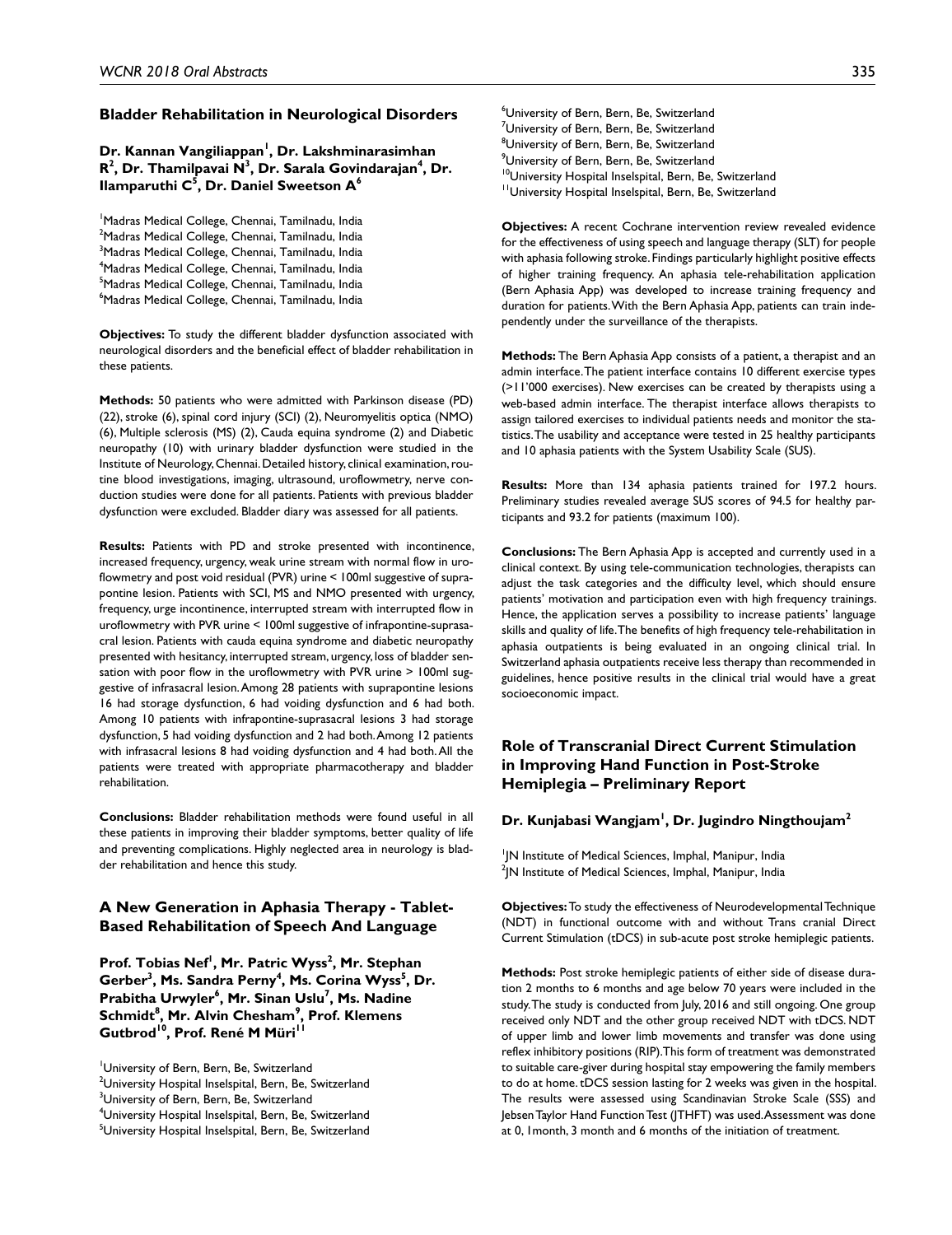## Bladder Rehabilitation in Neurological Disorders

**Dr. Kannan Vangiliappan[1], Dr. Lakshminarasimhan R[2], Dr. Thamilpavai N[3], Dr. Sarala Govindarajan[4], Dr. Ilamparuthi C[5], Dr. Daniel Sweetson A[6]**

[1]Madras Medical College, Chennai, Tamilnadu, India
[2]Madras Medical College, Chennai, Tamilnadu, India
[3]Madras Medical College, Chennai, Tamilnadu, India
[4]Madras Medical College, Chennai, Tamilnadu, India
[5]Madras Medical College, Chennai, Tamilnadu, India
[6]Madras Medical College, Chennai, Tamilnadu, India

**Objectives:** To study the different bladder dysfunction associated with neurological disorders and the beneficial effect of bladder rehabilitation in these patients.

**Methods:** 50 patients who were admitted with Parkinson disease (PD) (22), stroke (6), spinal cord injury (SCI) (2), Neuromyelitis optica (NMO) (6), Multiple sclerosis (MS) (2), Cauda equina syndrome (2) and Diabetic neuropathy (10) with urinary bladder dysfunction were studied in the Institute of Neurology, Chennai. Detailed history, clinical examination, routine blood investigations, imaging, ultrasound, uroflowmetry, nerve conduction studies were done for all patients. Patients with previous bladder dysfunction were excluded. Bladder diary was assessed for all patients.

**Results:** Patients with PD and stroke presented with incontinence, increased frequency, urgency, weak urine stream with normal flow in uroflowmetry and post void residual (PVR) urine < 100ml suggestive of suprapontine lesion. Patients with SCI, MS and NMO presented with urgency, frequency, urge incontinence, interrupted stream with interrupted flow in uroflowmetry with PVR urine < 100ml suggestive of infrapontine-suprasacral lesion. Patients with cauda equina syndrome and diabetic neuropathy presented with hesitancy, interrupted stream, urgency, loss of bladder sensation with poor flow in the uroflowmetry with PVR urine > 100ml suggestive of infrasacral lesion. Among 28 patients with suprapontine lesions 16 had storage dysfunction, 6 had voiding dysfunction and 6 had both. Among 10 patients with infrapontine-suprasacral lesions 3 had storage dysfunction, 5 had voiding dysfunction and 2 had both. Among 12 patients with infrasacral lesions 8 had voiding dysfunction and 4 had both. All the patients were treated with appropriate pharmacotherapy and bladder rehabilitation.

**Conclusions:** Bladder rehabilitation methods were found useful in all these patients in improving their bladder symptoms, better quality of life and preventing complications. Highly neglected area in neurology is bladder rehabilitation and hence this study.

## A New Generation in Aphasia Therapy - Tablet-Based Rehabilitation of Speech And Language

**Prof. Tobias Nef[1], Mr. Patric Wyss[2], Mr. Stephan Gerber[3], Ms. Sandra Perny[4], Ms. Corina Wyss[5], Dr. Prabitha Urwyler[6], Mr. Sinan Uslu[7], Ms. Nadine Schmidt[8], Mr. Alvin Chesham[9], Prof. Klemens Gutbrod[10], Prof. René M Müri[11]**

[1]University of Bern, Bern, Be, Switzerland
[2]University Hospital Inselspital, Bern, Be, Switzerland
[3]University of Bern, Bern, Be, Switzerland
[4]University Hospital Inselspital, Bern, Be, Switzerland
[5]University Hospital Inselspital, Bern, Be, Switzerland
[6]University of Bern, Bern, Be, Switzerland
[7]University of Bern, Bern, Be, Switzerland
[8]University of Bern, Bern, Be, Switzerland
[9]University of Bern, Bern, Be, Switzerland
[10]University Hospital Inselspital, Bern, Be, Switzerland
[11]University Hospital Inselspital, Bern, Be, Switzerland

**Objectives:** A recent Cochrane intervention review revealed evidence for the effectiveness of using speech and language therapy (SLT) for people with aphasia following stroke. Findings particularly highlight positive effects of higher training frequency. An aphasia tele-rehabilitation application (Bern Aphasia App) was developed to increase training frequency and duration for patients. With the Bern Aphasia App, patients can train independently under the surveillance of the therapists.

**Methods:** The Bern Aphasia App consists of a patient, a therapist and an admin interface. The patient interface contains 10 different exercise types (>11'000 exercises). New exercises can be created by therapists using a web-based admin interface. The therapist interface allows therapists to assign tailored exercises to individual patients needs and monitor the statistics. The usability and acceptance were tested in 25 healthy participants and 10 aphasia patients with the System Usability Scale (SUS).

**Results:** More than 134 aphasia patients trained for 197.2 hours. Preliminary studies revealed average SUS scores of 94.5 for healthy participants and 93.2 for patients (maximum 100).

**Conclusions:** The Bern Aphasia App is accepted and currently used in a clinical context. By using tele-communication technologies, therapists can adjust the task categories and the difficulty level, which should ensure patients' motivation and participation even with high frequency trainings. Hence, the application serves a possibility to increase patients' language skills and quality of life. The benefits of high frequency tele-rehabilitation in aphasia outpatients is being evaluated in an ongoing clinical trial. In Switzerland aphasia outpatients receive less therapy than recommended in guidelines, hence positive results in the clinical trial would have a great socioeconomic impact.

## Role of Transcranial Direct Current Stimulation in Improving Hand Function in Post-Stroke Hemiplegia – Preliminary Report

**Dr. Kunjabasi Wangjam[1], Dr. Jugindro Ningthoujam[2]**

[1]JN Institute of Medical Sciences, Imphal, Manipur, India
[2]JN Institute of Medical Sciences, Imphal, Manipur, India

**Objectives:** To study the effectiveness of Neurodevelopmental Technique (NDT) in functional outcome with and without Trans cranial Direct Current Stimulation (tDCS) in sub-acute post stroke hemiplegic patients.

**Methods:** Post stroke hemiplegic patients of either side of disease duration 2 months to 6 months and age below 70 years were included in the study. The study is conducted from July, 2016 and still ongoing. One group received only NDT and the other group received NDT with tDCS. NDT of upper limb and lower limb movements and transfer was done using reflex inhibitory positions (RIP). This form of treatment was demonstrated to suitable care-giver during hospital stay empowering the family members to do at home. tDCS session lasting for 2 weeks was given in the hospital. The results were assessed using Scandinavian Stroke Scale (SSS) and Jebsen Taylor Hand Function Test (JTHFT) was used. Assessment was done at 0, 1month, 3 month and 6 months of the initiation of treatment.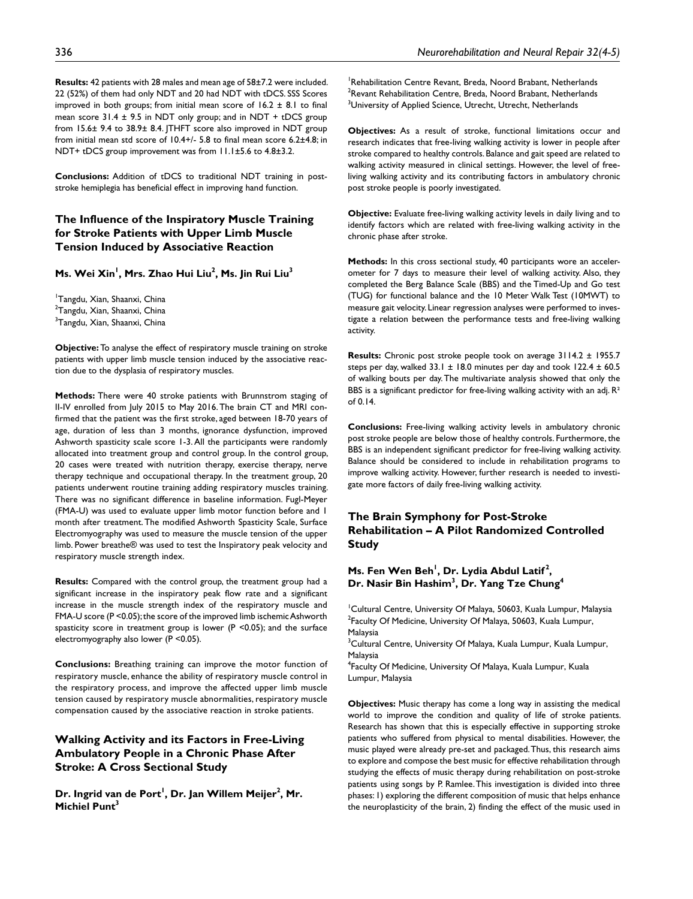**Results:** 42 patients with 28 males and mean age of 58±7.2 were included. 22 (52%) of them had only NDT and 20 had NDT with tDCS. SSS Scores improved in both groups; from initial mean score of 16.2 ± 8.1 to final mean score 31.4 ± 9.5 in NDT only group; and in NDT + tDCS group from 15.6± 9.4 to 38.9± 8.4. JTHFT score also improved in NDT group from initial mean std score of 10.4+/- 5.8 to final mean score 6.2±4.8; in NDT+ tDCS group improvement was from 11.1±5.6 to 4.8±3.2.

**Conclusions:** Addition of tDCS to traditional NDT training in post-stroke hemiplegia has beneficial effect in improving hand function.

## The Influence of the Inspiratory Muscle Training for Stroke Patients with Upper Limb Muscle Tension Induced by Associative Reaction

**Ms. Wei Xin[1], Mrs. Zhao Hui Liu[2], Ms. Jin Rui Liu[3]**

[1]Tangdu, Xian, Shaanxi, China
[2]Tangdu, Xian, Shaanxi, China
[3]Tangdu, Xian, Shaanxi, China

**Objective:** To analyse the effect of respiratory muscle training on stroke patients with upper limb muscle tension induced by the associative reaction due to the dysplasia of respiratory muscles.

**Methods:** There were 40 stroke patients with Brunnstrom staging of II-IV enrolled from July 2015 to May 2016. The brain CT and MRI confirmed that the patient was the first stroke, aged between 18-70 years of age, duration of less than 3 months, ignorance dysfunction, improved Ashworth spasticity scale score 1-3. All the participants were randomly allocated into treatment group and control group. In the control group, 20 cases were treated with nutrition therapy, exercise therapy, nerve therapy technique and occupational therapy. In the treatment group, 20 patients underwent routine training adding respiratory muscles training. There was no significant difference in baseline information. Fugl-Meyer (FMA-U) was used to evaluate upper limb motor function before and 1 month after treatment. The modified Ashworth Spasticity Scale, Surface Electromyography was used to measure the muscle tension of the upper limb. Power breathe® was used to test the Inspiratory peak velocity and respiratory muscle strength index.

**Results:** Compared with the control group, the treatment group had a significant increase in the inspiratory peak flow rate and a significant increase in the muscle strength index of the respiratory muscle and FMA-U score ($P < 0.05$); the score of the improved limb ischemic Ashworth spasticity score in treatment group is lower ($P < 0.05$); and the surface electromyography also lower ($P < 0.05$).

**Conclusions:** Breathing training can improve the motor function of respiratory muscle, enhance the ability of respiratory muscle control in the respiratory process, and improve the affected upper limb muscle tension caused by respiratory muscle abnormalities, respiratory muscle compensation caused by the associative reaction in stroke patients.

## Walking Activity and its Factors in Free-Living Ambulatory People in a Chronic Phase After Stroke: A Cross Sectional Study

**Dr. Ingrid van de Port[1], Dr. Jan Willem Meijer[2], Mr. Michiel Punt[3]**

[1]Rehabilitation Centre Revant, Breda, Noord Brabant, Netherlands
[2]Revant Rehabilitation Centre, Breda, Noord Brabant, Netherlands
[3]University of Applied Science, Utrecht, Utrecht, Netherlands

**Objectives:** As a result of stroke, functional limitations occur and research indicates that free-living walking activity is lower in people after stroke compared to healthy controls. Balance and gait speed are related to walking activity measured in clinical settings. However, the level of free-living walking activity and its contributing factors in ambulatory chronic post stroke people is poorly investigated.

**Objective:** Evaluate free-living walking activity levels in daily living and to identify factors which are related with free-living walking activity in the chronic phase after stroke.

**Methods:** In this cross sectional study, 40 participants wore an accelerometer for 7 days to measure their level of walking activity. Also, they completed the Berg Balance Scale (BBS) and the Timed-Up and Go test (TUG) for functional balance and the 10 Meter Walk Test (10MWT) to measure gait velocity. Linear regression analyses were performed to investigate a relation between the performance tests and free-living walking activity.

**Results:** Chronic post stroke people took on average 3114.2 ± 1955.7 steps per day, walked 33.1 ± 18.0 minutes per day and took 122.4 ± 60.5 of walking bouts per day. The multivariate analysis showed that only the BBS is a significant predictor for free-living walking activity with an adj. $R^2$ of 0.14.

**Conclusions:** Free-living walking activity levels in ambulatory chronic post stroke people are below those of healthy controls. Furthermore, the BBS is an independent significant predictor for free-living walking activity. Balance should be considered to include in rehabilitation programs to improve walking activity. However, further research is needed to investigate more factors of daily free-living walking activity.

## The Brain Symphony for Post-Stroke Rehabilitation – A Pilot Randomized Controlled Study

**Ms. Fen Wen Beh[1], Dr. Lydia Abdul Latif[2], Dr. Nasir Bin Hashim[3], Dr. Yang Tze Chung[4]**

[1]Cultural Centre, University Of Malaya, 50603, Kuala Lumpur, Malaysia
[2]Faculty Of Medicine, University Of Malaya, 50603, Kuala Lumpur, Malaysia
[3]Cultural Centre, University Of Malaya, Kuala Lumpur, Kuala Lumpur, Malaysia
[4]Faculty Of Medicine, University Of Malaya, Kuala Lumpur, Kuala Lumpur, Malaysia

**Objectives:** Music therapy has come a long way in assisting the medical world to improve the condition and quality of life of stroke patients. Research has shown that this is especially effective in supporting stroke patients who suffered from physical to mental disabilities. However, the music played were already pre-set and packaged. Thus, this research aims to explore and compose the best music for effective rehabilitation through studying the effects of music therapy during rehabilitation on post-stroke patients using songs by P. Ramlee. This investigation is divided into three phases: 1) exploring the different composition of music that helps enhance the neuroplasticity of the brain, 2) finding the effect of the music used in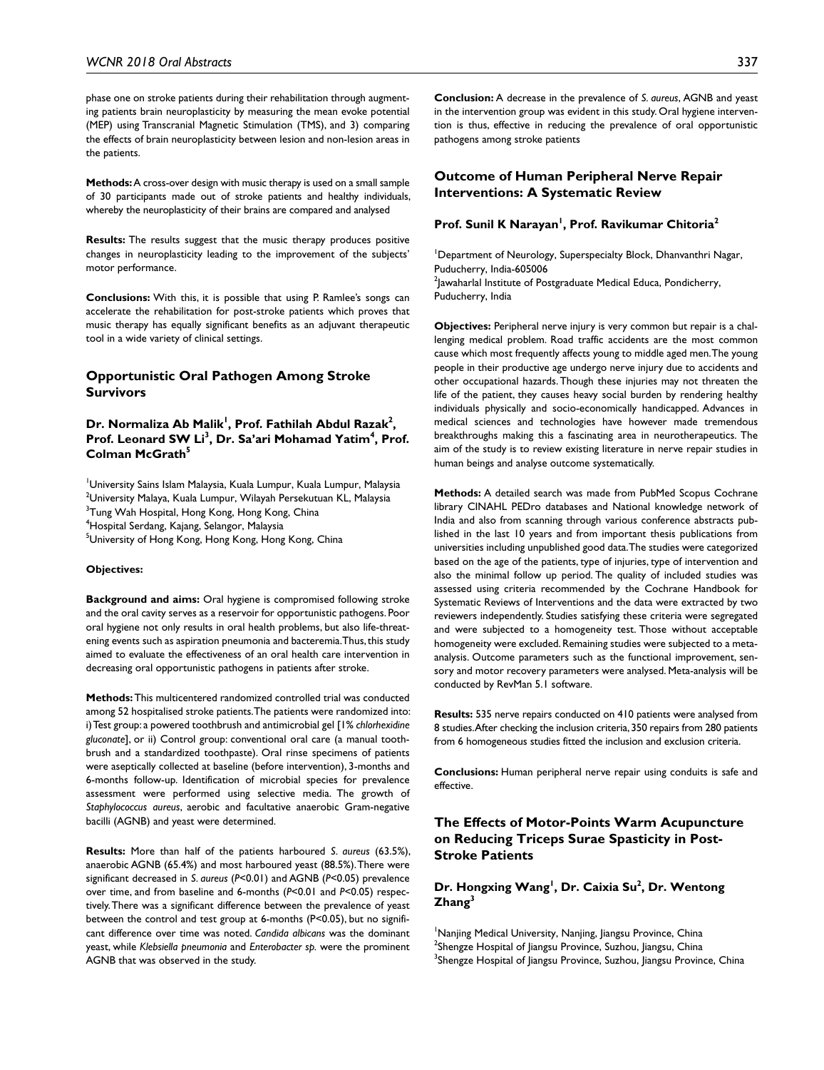phase one on stroke patients during their rehabilitation through augmenting patients brain neuroplasticity by measuring the mean evoke potential (MEP) using Transcranial Magnetic Stimulation (TMS), and 3) comparing the effects of brain neuroplasticity between lesion and non-lesion areas in the patients.

**Methods:** A cross-over design with music therapy is used on a small sample of 30 participants made out of stroke patients and healthy individuals, whereby the neuroplasticity of their brains are compared and analysed

**Results:** The results suggest that the music therapy produces positive changes in neuroplasticity leading to the improvement of the subjects' motor performance.

**Conclusions:** With this, it is possible that using P. Ramlee's songs can accelerate the rehabilitation for post-stroke patients which proves that music therapy has equally significant benefits as an adjuvant therapeutic tool in a wide variety of clinical settings.

## Opportunistic Oral Pathogen Among Stroke Survivors

### Dr. Normaliza Ab Malik[1], Prof. Fathilah Abdul Razak[2], Prof. Leonard SW Li[3], Dr. Sa'ari Mohamad Yatim[4], Prof. Colman McGrath[5]

[1]University Sains Islam Malaysia, Kuala Lumpur, Kuala Lumpur, Malaysia
[2]University Malaya, Kuala Lumpur, Wilayah Persekutuan KL, Malaysia
[3]Tung Wah Hospital, Hong Kong, Hong Kong, China
[4]Hospital Serdang, Kajang, Selangor, Malaysia
[5]University of Hong Kong, Hong Kong, Hong Kong, China

**Objectives:**

**Background and aims:** Oral hygiene is compromised following stroke and the oral cavity serves as a reservoir for opportunistic pathogens. Poor oral hygiene not only results in oral health problems, but also life-threatening events such as aspiration pneumonia and bacteremia. Thus, this study aimed to evaluate the effectiveness of an oral health care intervention in decreasing oral opportunistic pathogens in patients after stroke.

**Methods:** This multicentered randomized controlled trial was conducted among 52 hospitalised stroke patients. The patients were randomized into: i) Test group: a powered toothbrush and antimicrobial gel [1% *chlorhexidine gluconate*], or ii) Control group: conventional oral care (a manual toothbrush and a standardized toothpaste). Oral rinse specimens of patients were aseptically collected at baseline (before intervention), 3-months and 6-months follow-up. Identification of microbial species for prevalence assessment were performed using selective media. The growth of *Staphylococcus aureus*, aerobic and facultative anaerobic Gram-negative bacilli (AGNB) and yeast were determined.

**Results:** More than half of the patients harboured *S. aureus* (63.5%), anaerobic AGNB (65.4%) and most harboured yeast (88.5%). There were significant decreased in *S. aureus* ($P<0.01$) and AGNB ($P<0.05$) prevalence over time, and from baseline and 6-months ($P<0.01$ and $P<0.05$) respectively. There was a significant difference between the prevalence of yeast between the control and test group at 6-months ($P<0.05$), but no significant difference over time was noted. *Candida albicans* was the dominant yeast, while *Klebsiella pneumonia* and *Enterobacter sp.* were the prominent AGNB that was observed in the study.

**Conclusion:** A decrease in the prevalence of *S. aureus*, AGNB and yeast in the intervention group was evident in this study. Oral hygiene intervention is thus, effective in reducing the prevalence of oral opportunistic pathogens among stroke patients

## Outcome of Human Peripheral Nerve Repair Interventions: A Systematic Review

### Prof. Sunil K Narayan[1], Prof. Ravikumar Chitoria[2]

[1]Department of Neurology, Superspecialty Block, Dhanvanthri Nagar, Puducherry, India-605006
[2]Jawaharlal Institute of Postgraduate Medical Educa, Pondicherry, Puducherry, India

**Objectives:** Peripheral nerve injury is very common but repair is a challenging medical problem. Road traffic accidents are the most common cause which most frequently affects young to middle aged men. The young people in their productive age undergo nerve injury due to accidents and other occupational hazards. Though these injuries may not threaten the life of the patient, they causes heavy social burden by rendering healthy individuals physically and socio-economically handicapped. Advances in medical sciences and technologies have however made tremendous breakthroughs making this a fascinating area in neurotherapeutics. The aim of the study is to review existing literature in nerve repair studies in human beings and analyse outcome systematically.

**Methods:** A detailed search was made from PubMed Scopus Cochrane library CINAHL PEDro databases and National knowledge network of India and also from scanning through various conference abstracts published in the last 10 years and from important thesis publications from universities including unpublished good data. The studies were categorized based on the age of the patients, type of injuries, type of intervention and also the minimal follow up period. The quality of included studies was assessed using criteria recommended by the Cochrane Handbook for Systematic Reviews of Interventions and the data were extracted by two reviewers independently. Studies satisfying these criteria were segregated and were subjected to a homogeneity test. Those without acceptable homogeneity were excluded. Remaining studies were subjected to a meta-analysis. Outcome parameters such as the functional improvement, sensory and motor recovery parameters were analysed. Meta-analysis will be conducted by RevMan 5.1 software.

**Results:** 535 nerve repairs conducted on 410 patients were analysed from 8 studies. After checking the inclusion criteria, 350 repairs from 280 patients from 6 homogeneous studies fitted the inclusion and exclusion criteria.

**Conclusions:** Human peripheral nerve repair using conduits is safe and effective.

## The Effects of Motor-Points Warm Acupuncture on Reducing Triceps Surae Spasticity in Post-Stroke Patients

### Dr. Hongxing Wang[1], Dr. Caixia Su[2], Dr. Wentong Zhang[3]

[1]Nanjing Medical University, Nanjing, Jiangsu Province, China
[2]Shengze Hospital of Jiangsu Province, Suzhou, Jiangsu, China
[3]Shengze Hospital of Jiangsu Province, Suzhou, Jiangsu Province, China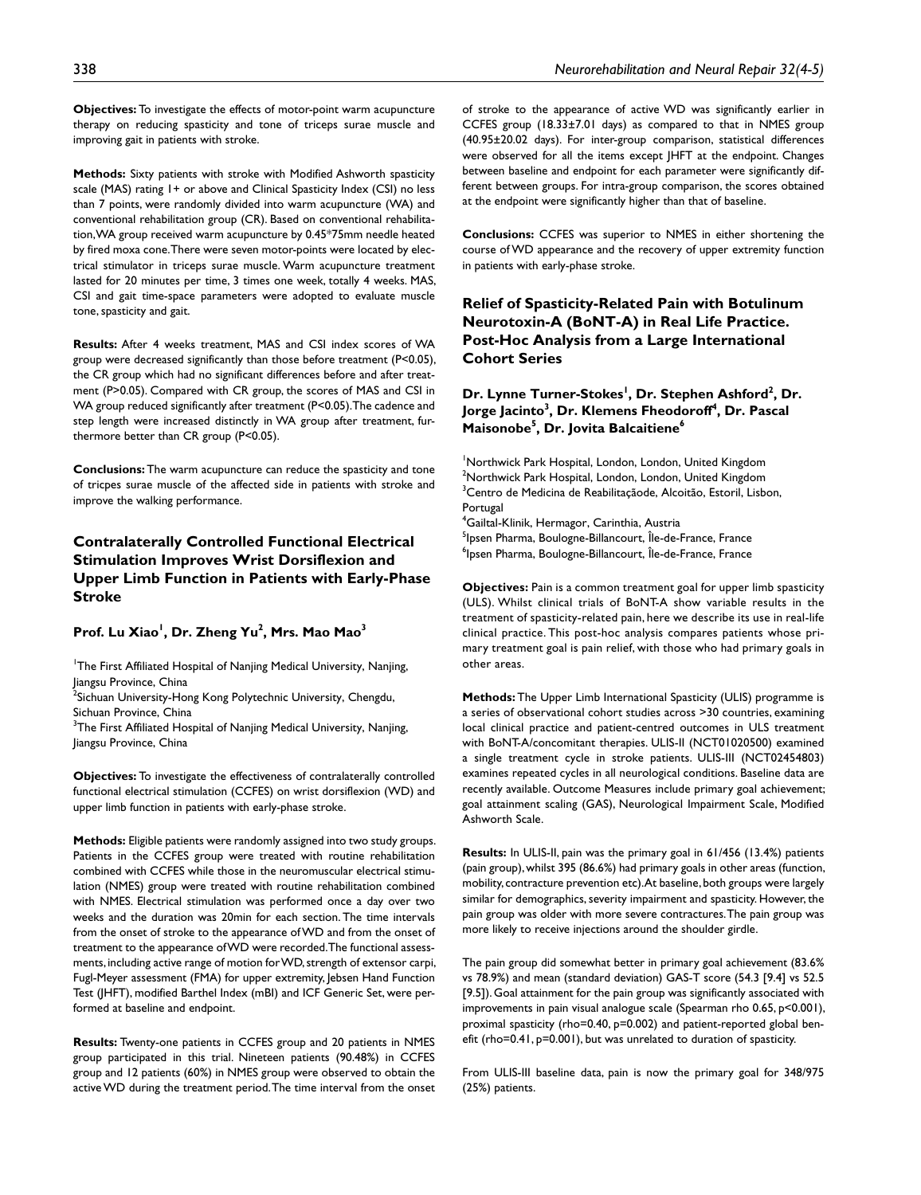**Objectives:** To investigate the effects of motor-point warm acupuncture therapy on reducing spasticity and tone of triceps surae muscle and improving gait in patients with stroke.

**Methods:** Sixty patients with stroke with Modified Ashworth spasticity scale (MAS) rating 1+ or above and Clinical Spasticity Index (CSI) no less than 7 points, were randomly divided into warm acupuncture (WA) and conventional rehabilitation group (CR). Based on conventional rehabilitation, WA group received warm acupuncture by 0.45*75mm needle heated by fired moxa cone. There were seven motor-points were located by electrical stimulator in triceps surae muscle. Warm acupuncture treatment lasted for 20 minutes per time, 3 times one week, totally 4 weeks. MAS, CSI and gait time-space parameters were adopted to evaluate muscle tone, spasticity and gait.

**Results:** After 4 weeks treatment, MAS and CSI index scores of WA group were decreased significantly than those before treatment (P<0.05), the CR group which had no significant differences before and after treatment (P>0.05). Compared with CR group, the scores of MAS and CSI in WA group reduced significantly after treatment (P<0.05). The cadence and step length were increased distinctly in WA group after treatment, furthermore better than CR group (P<0.05).

**Conclusions:** The warm acupuncture can reduce the spasticity and tone of tricpes surae muscle of the affected side in patients with stroke and improve the walking performance.

## Contralaterally Controlled Functional Electrical Stimulation Improves Wrist Dorsiflexion and Upper Limb Function in Patients with Early-Phase Stroke

**Prof. Lu Xiao[1], Dr. Zheng Yu[2], Mrs. Mao Mao[3]**

[1]The First Affiliated Hospital of Nanjing Medical University, Nanjing, Jiangsu Province, China
[2]Sichuan University-Hong Kong Polytechnic University, Chengdu, Sichuan Province, China
[3]The First Affiliated Hospital of Nanjing Medical University, Nanjing, Jiangsu Province, China

**Objectives:** To investigate the effectiveness of contralaterally controlled functional electrical stimulation (CCFES) on wrist dorsiflexion (WD) and upper limb function in patients with early-phase stroke.

**Methods:** Eligible patients were randomly assigned into two study groups. Patients in the CCFES group were treated with routine rehabilitation combined with CCFES while those in the neuromuscular electrical stimulation (NMES) group were treated with routine rehabilitation combined with NMES. Electrical stimulation was performed once a day over two weeks and the duration was 20min for each section. The time intervals from the onset of stroke to the appearance of WD and from the onset of treatment to the appearance of WD were recorded. The functional assessments, including active range of motion for WD, strength of extensor carpi, Fugl-Meyer assessment (FMA) for upper extremity, Jebsen Hand Function Test (JHFT), modified Barthel Index (mBI) and ICF Generic Set, were performed at baseline and endpoint.

**Results:** Twenty-one patients in CCFES group and 20 patients in NMES group participated in this trial. Nineteen patients (90.48%) in CCFES group and 12 patients (60%) in NMES group were observed to obtain the active WD during the treatment period. The time interval from the onset of stroke to the appearance of active WD was significantly earlier in CCFES group (18.33±7.01 days) as compared to that in NMES group (40.95±20.02 days). For inter-group comparison, statistical differences were observed for all the items except JHFT at the endpoint. Changes between baseline and endpoint for each parameter were significantly different between groups. For intra-group comparison, the scores obtained at the endpoint were significantly higher than that of baseline.

**Conclusions:** CCFES was superior to NMES in either shortening the course of WD appearance and the recovery of upper extremity function in patients with early-phase stroke.

## Relief of Spasticity-Related Pain with Botulinum Neurotoxin-A (BoNT-A) in Real Life Practice. Post-Hoc Analysis from a Large International Cohort Series

**Dr. Lynne Turner-Stokes[1], Dr. Stephen Ashford[2], Dr. Jorge Jacinto[3], Dr. Klemens Fheodoroff[4], Dr. Pascal Maisonobe[5], Dr. Jovita Balcaitiene[6]**

[1]Northwick Park Hospital, London, London, United Kingdom
[2]Northwick Park Hospital, London, London, United Kingdom
[3]Centro de Medicina de Reabilitaçãode, Alcoitão, Estoril, Lisbon, Portugal
[4]Gailtal-Klinik, Hermagor, Carinthia, Austria
[5]Ipsen Pharma, Boulogne-Billancourt, Île-de-France, France
[6]Ipsen Pharma, Boulogne-Billancourt, Île-de-France, France

**Objectives:** Pain is a common treatment goal for upper limb spasticity (ULS). Whilst clinical trials of BoNT-A show variable results in the treatment of spasticity-related pain, here we describe its use in real-life clinical practice. This post-hoc analysis compares patients whose primary treatment goal is pain relief, with those who had primary goals in other areas.

**Methods:** The Upper Limb International Spasticity (ULIS) programme is a series of observational cohort studies across >30 countries, examining local clinical practice and patient-centred outcomes in ULS treatment with BoNT-A/concomitant therapies. ULIS-II (NCT01020500) examined a single treatment cycle in stroke patients. ULIS-III (NCT02454803) examines repeated cycles in all neurological conditions. Baseline data are recently available. Outcome Measures include primary goal achievement; goal attainment scaling (GAS), Neurological Impairment Scale, Modified Ashworth Scale.

**Results:** In ULIS-II, pain was the primary goal in 61/456 (13.4%) patients (pain group), whilst 395 (86.6%) had primary goals in other areas (function, mobility, contracture prevention etc). At baseline, both groups were largely similar for demographics, severity impairment and spasticity. However, the pain group was older with more severe contractures. The pain group was more likely to receive injections around the shoulder girdle.

The pain group did somewhat better in primary goal achievement (83.6% vs 78.9%) and mean (standard deviation) GAS-T score (54.3 [9.4] vs 52.5 [9.5]). Goal attainment for the pain group was significantly associated with improvements in pain visual analogue scale (Spearman rho 0.65, p<0.001), proximal spasticity (rho=0.40, p=0.002) and patient-reported global benefit (rho=0.41, p=0.001), but was unrelated to duration of spasticity.

From ULIS-III baseline data, pain is now the primary goal for 348/975 (25%) patients.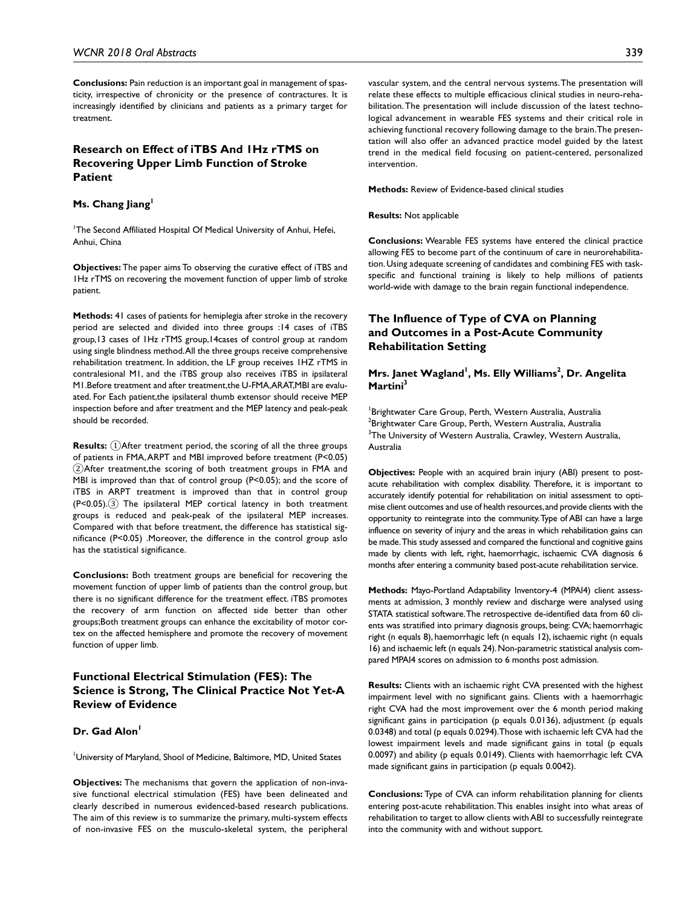**Conclusions:** Pain reduction is an important goal in management of spasticity, irrespective of chronicity or the presence of contractures. It is increasingly identified by clinicians and patients as a primary target for treatment.

## Research on Effect of iTBS And 1Hz rTMS on Recovering Upper Limb Function of Stroke Patient

### Ms. Chang Jiang[1]

[1]The Second Affiliated Hospital Of Medical University of Anhui, Hefei, Anhui, China

**Objectives:** The paper aims To observing the curative effect of iTBS and 1Hz rTMS on recovering the movement function of upper limb of stroke patient.

**Methods:** 41 cases of patients for hemiplegia after stroke in the recovery period are selected and divided into three groups :14 cases of iTBS group,13 cases of 1Hz rTMS group,14cases of control group at random using single blindness method.All the three groups receive comprehensive rehabilitation treatment. In addition, the LF group receives 1HZ rTMS in contralesional M1, and the iTBS group also receives iTBS in ipsilateral M1.Before treatment and after treatment,the U-FMA,ARAT,MBI are evaluated. For Each patient,the ipsilateral thumb extensor should receive MEP inspection before and after treatment and the MEP latency and peak-peak should be recorded.

**Results:** ①After treatment period, the scoring of all the three groups of patients in FMA,ARPT and MBI improved before treatment ($P<0.05$) ②After treatment,the scoring of both treatment groups in FMA and MBI is improved than that of control group ($P<0.05$); and the score of iTBS in ARPT treatment is improved than that in control group ($P<0.05$).③ The ipsilateral MEP cortical latency in both treatment groups is reduced and peak-peak of the ipsilateral MEP increases. Compared with that before treatment, the difference has statistical significance ($P<0.05$) .Moreover, the difference in the control group aslo has the statistical significance.

**Conclusions:** Both treatment groups are beneficial for recovering the movement function of upper limb of patients than the control group, but there is no significant difference for the treatment effect. iTBS promotes the recovery of arm function on affected side better than other groups;Both treatment groups can enhance the excitability of motor cortex on the affected hemisphere and promote the recovery of movement function of upper limb.

## Functional Electrical Stimulation (FES): The Science is Strong, The Clinical Practice Not Yet-A Review of Evidence

### Dr. Gad Alon[1]

[1]University of Maryland, Shool of Medicine, Baltimore, MD, United States

**Objectives:** The mechanisms that govern the application of non-invasive functional electrical stimulation (FES) have been delineated and clearly described in numerous evidenced-based research publications. The aim of this review is to summarize the primary, multi-system effects of non-invasive FES on the musculo-skeletal system, the peripheral vascular system, and the central nervous systems.The presentation will relate these effects to multiple efficacious clinical studies in neuro-rehabilitation.The presentation will include discussion of the latest technological advancement in wearable FES systems and their critical role in achieving functional recovery following damage to the brain.The presentation will also offer an advanced practice model guided by the latest trend in the medical field focusing on patient-centered, personalized intervention.

**Methods:** Review of Evidence-based clinical studies

**Results:** Not applicable

**Conclusions:** Wearable FES systems have entered the clinical practice allowing FES to become part of the continuum of care in neurorehabilitation. Using adequate screening of candidates and combining FES with task-specific and functional training is likely to help millions of patients world-wide with damage to the brain regain functional independence.

## The Influence of Type of CVA on Planning and Outcomes in a Post-Acute Community Rehabilitation Setting

### Mrs. Janet Wagland[1], Ms. Elly Williams[2], Dr. Angelita Martini[3]

[1]Brightwater Care Group, Perth, Western Australia, Australia
[2]Brightwater Care Group, Perth, Western Australia, Australia
[3]The University of Western Australia, Crawley, Western Australia, Australia

**Objectives:** People with an acquired brain injury (ABI) present to post-acute rehabilitation with complex disability. Therefore, it is important to accurately identify potential for rehabilitation on initial assessment to optimise client outcomes and use of health resources,and provide clients with the opportunity to reintegrate into the community.Type of ABI can have a large influence on severity of injury and the areas in which rehabilitation gains can be made.This study assessed and compared the functional and cognitive gains made by clients with left, right, haemorrhagic, ischaemic CVA diagnosis 6 months after entering a community based post-acute rehabilitation service.

**Methods:** Mayo-Portland Adaptability Inventory-4 (MPAI4) client assessments at admission, 3 monthly review and discharge were analysed using STATA statistical software.The retrospective de-identified data from 60 clients was stratified into primary diagnosis groups, being: CVA; haemorrhagic right (n equals 8), haemorrhagic left (n equals 12), ischaemic right (n equals 16) and ischaemic left (n equals 24). Non-parametric statistical analysis compared MPAI4 scores on admission to 6 months post admission.

**Results:** Clients with an ischaemic right CVA presented with the highest impairment level with no significant gains. Clients with a haemorrhagic right CVA had the most improvement over the 6 month period making significant gains in participation (p equals 0.0136), adjustment (p equals 0.0348) and total (p equals 0.0294).Those with ischaemic left CVA had the lowest impairment levels and made significant gains in total (p equals 0.0097) and ability (p equals 0.0149). Clients with haemorrhagic left CVA made significant gains in participation (p equals 0.0042).

**Conclusions:** Type of CVA can inform rehabilitation planning for clients entering post-acute rehabilitation.This enables insight into what areas of rehabilitation to target to allow clients with ABI to successfully reintegrate into the community with and without support.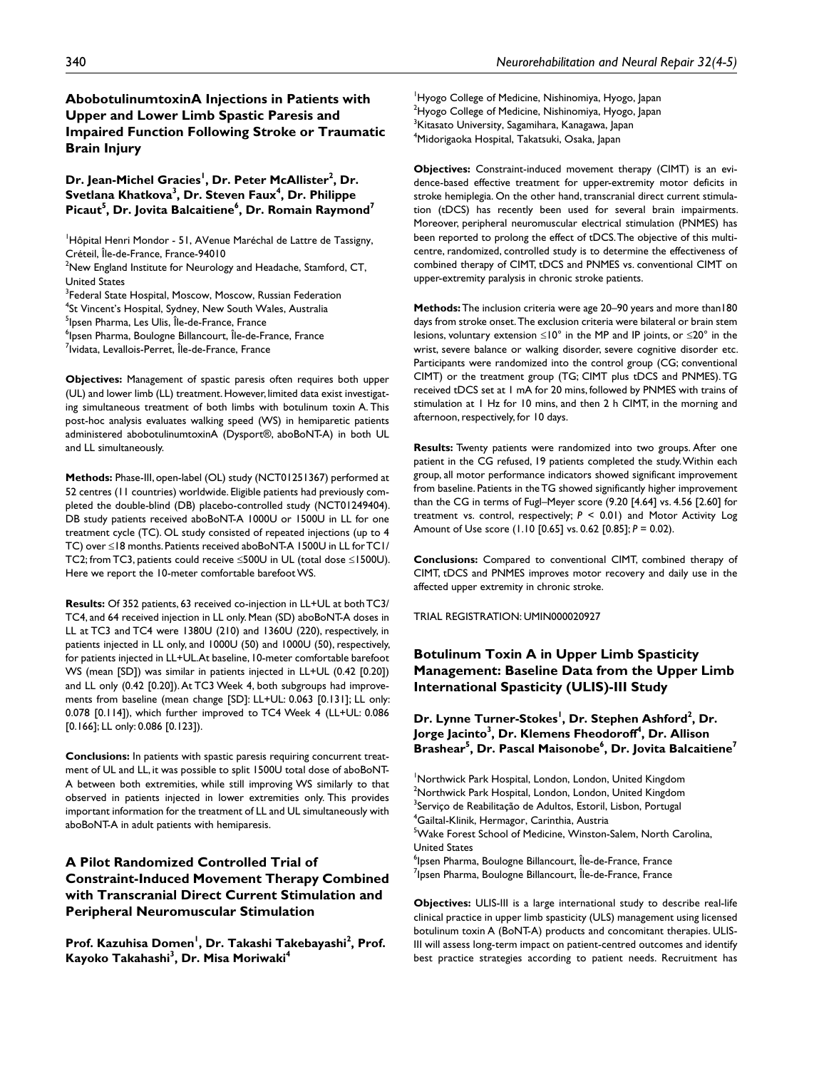## AbobotulinumtoxinA Injections in Patients with Upper and Lower Limb Spastic Paresis and Impaired Function Following Stroke or Traumatic Brain Injury

**Dr. Jean-Michel Gracies[1], Dr. Peter McAllister[2], Dr. Svetlana Khatkova[3], Dr. Steven Faux[4], Dr. Philippe Picaut[5], Dr. Jovita Balcaitiene[6], Dr. Romain Raymond[7]**

[1]Hôpital Henri Mondor - 51, AVenue Maréchal de Lattre de Tassigny, Créteil, Île-de-France, France-94010
[2]New England Institute for Neurology and Headache, Stamford, CT, United States
[3]Federal State Hospital, Moscow, Moscow, Russian Federation
[4]St Vincent's Hospital, Sydney, New South Wales, Australia
[5]Ipsen Pharma, Les Ulis, Île-de-France, France
[6]Ipsen Pharma, Boulogne Billancourt, Île-de-France, France
[7]Ividata, Levallois-Perret, Île-de-France, France

**Objectives:** Management of spastic paresis often requires both upper (UL) and lower limb (LL) treatment. However, limited data exist investigating simultaneous treatment of both limbs with botulinum toxin A. This post-hoc analysis evaluates walking speed (WS) in hemiparetic patients administered abobotulinumtoxinA (Dysport®, aboBoNT-A) in both UL and LL simultaneously.

**Methods:** Phase-III, open-label (OL) study (NCT01251367) performed at 52 centres (11 countries) worldwide. Eligible patients had previously completed the double-blind (DB) placebo-controlled study (NCT01249404). DB study patients received aboBoNT-A 1000U or 1500U in LL for one treatment cycle (TC). OL study consisted of repeated injections (up to 4 TC) over ≤18 months. Patients received aboBoNT-A 1500U in LL for TC1/TC2; from TC3, patients could receive ≤500U in UL (total dose ≤1500U). Here we report the 10-meter comfortable barefoot WS.

**Results:** Of 352 patients, 63 received co-injection in LL+UL at both TC3/TC4, and 64 received injection in LL only. Mean (SD) aboBoNT-A doses in LL at TC3 and TC4 were 1380U (210) and 1360U (220), respectively, in patients injected in LL only, and 1000U (50) and 1000U (50), respectively, for patients injected in LL+UL. At baseline, 10-meter comfortable barefoot WS (mean [SD]) was similar in patients injected in LL+UL (0.42 [0.20]) and LL only (0.42 [0.20]). At TC3 Week 4, both subgroups had improvements from baseline (mean change [SD]: LL+UL: 0.063 [0.131]; LL only: 0.078 [0.114]), which further improved to TC4 Week 4 (LL+UL: 0.086 [0.166]; LL only: 0.086 [0.123]).

**Conclusions:** In patients with spastic paresis requiring concurrent treatment of UL and LL, it was possible to split 1500U total dose of aboBoNT-A between both extremities, while still improving WS similarly to that observed in patients injected in lower extremities only. This provides important information for the treatment of LL and UL simultaneously with aboBoNT-A in adult patients with hemiparesis.

## A Pilot Randomized Controlled Trial of Constraint-Induced Movement Therapy Combined with Transcranial Direct Current Stimulation and Peripheral Neuromuscular Stimulation

**Prof. Kazuhisa Domen[1], Dr. Takashi Takebayashi[2], Prof. Kayoko Takahashi[3], Dr. Misa Moriwaki[4]**

[1]Hyogo College of Medicine, Nishinomiya, Hyogo, Japan
[2]Hyogo College of Medicine, Nishinomiya, Hyogo, Japan
[3]Kitasato University, Sagamihara, Kanagawa, Japan
[4]Midorigaoka Hospital, Takatsuki, Osaka, Japan

**Objectives:** Constraint-induced movement therapy (CIMT) is an evidence-based effective treatment for upper-extremity motor deficits in stroke hemiplegia. On the other hand, transcranial direct current stimulation (tDCS) has recently been used for several brain impairments. Moreover, peripheral neuromuscular electrical stimulation (PNMES) has been reported to prolong the effect of tDCS. The objective of this multicentre, randomized, controlled study is to determine the effectiveness of combined therapy of CIMT, tDCS and PNMES vs. conventional CIMT on upper-extremity paralysis in chronic stroke patients.

**Methods:** The inclusion criteria were age 20–90 years and more than180 days from stroke onset. The exclusion criteria were bilateral or brain stem lesions, voluntary extension ≤10° in the MP and IP joints, or ≤20° in the wrist, severe balance or walking disorder, severe cognitive disorder etc. Participants were randomized into the control group (CG; conventional CIMT) or the treatment group (TG; CIMT plus tDCS and PNMES). TG received tDCS set at 1 mA for 20 mins, followed by PNMES with trains of stimulation at 1 Hz for 10 mins, and then 2 h CIMT, in the morning and afternoon, respectively, for 10 days.

**Results:** Twenty patients were randomized into two groups. After one patient in the CG refused, 19 patients completed the study. Within each group, all motor performance indicators showed significant improvement from baseline. Patients in the TG showed significantly higher improvement than the CG in terms of Fugl–Meyer score (9.20 [4.64] vs. 4.56 [2.60] for treatment vs. control, respectively; $P < 0.01$) and Motor Activity Log Amount of Use score (1.10 [0.65] vs. 0.62 [0.85]; $P = 0.02$).

**Conclusions:** Compared to conventional CIMT, combined therapy of CIMT, tDCS and PNMES improves motor recovery and daily use in the affected upper extremity in chronic stroke.

TRIAL REGISTRATION: UMIN000020927

## Botulinum Toxin A in Upper Limb Spasticity Management: Baseline Data from the Upper Limb International Spasticity (ULIS)-III Study

**Dr. Lynne Turner-Stokes[1], Dr. Stephen Ashford[2], Dr. Jorge Jacinto[3], Dr. Klemens Fheodoroff[4], Dr. Allison Brashear[5], Dr. Pascal Maisonobe[6], Dr. Jovita Balcaitiene[7]**

[1]Northwick Park Hospital, London, London, United Kingdom
[2]Northwick Park Hospital, London, London, United Kingdom
[3]Serviço de Reabilitação de Adultos, Estoril, Lisbon, Portugal
[4]Gailtal-Klinik, Hermagor, Carinthia, Austria
[5]Wake Forest School of Medicine, Winston-Salem, North Carolina, United States
[6]Ipsen Pharma, Boulogne Billancourt, Île-de-France, France
[7]Ipsen Pharma, Boulogne Billancourt, Île-de-France, France

**Objectives:** ULIS-III is a large international study to describe real-life clinical practice in upper limb spasticity (ULS) management using licensed botulinum toxin A (BoNT-A) products and concomitant therapies. ULIS-III will assess long-term impact on patient-centred outcomes and identify best practice strategies according to patient needs. Recruitment has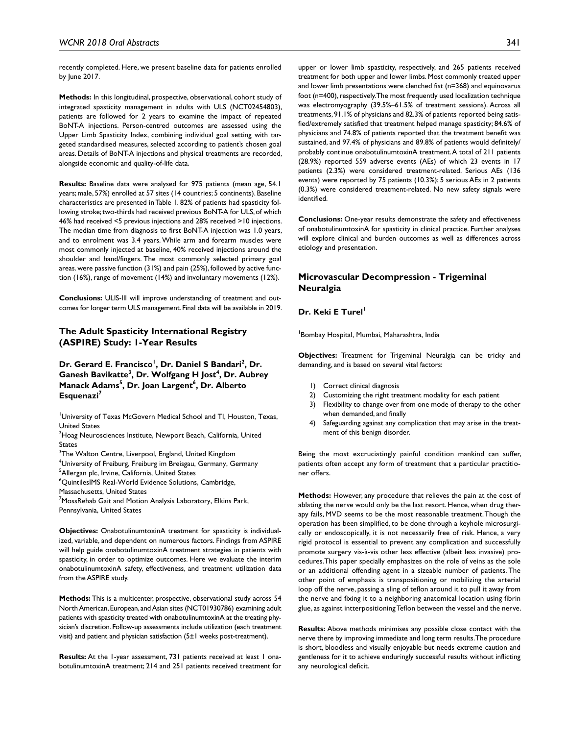recently completed. Here, we present baseline data for patients enrolled by June 2017.

**Methods:** In this longitudinal, prospective, observational, cohort study of integrated spasticity management in adults with ULS (NCT02454803), patients are followed for 2 years to examine the impact of repeated BoNT-A injections. Person-centred outcomes are assessed using the Upper Limb Spasticity Index, combining individual goal setting with targeted standardised measures, selected according to patient's chosen goal areas. Details of BoNT-A injections and physical treatments are recorded, alongside economic and quality-of-life data.

**Results:** Baseline data were analysed for 975 patients (mean age, 54.1 years; male, 57%) enrolled at 57 sites (14 countries; 5 continents). Baseline characteristics are presented in Table 1. 82% of patients had spasticity following stroke; two-thirds had received previous BoNT-A for ULS, of which 46% had received <5 previous injections and 28% received >10 injections. The median time from diagnosis to first BoNT-A injection was 1.0 years, and to enrolment was 3.4 years. While arm and forearm muscles were most commonly injected at baseline, 40% received injections around the shoulder and hand/fingers. The most commonly selected primary goal areas. were passive function (31%) and pain (25%), followed by active function (16%), range of movement (14%) and involuntary movements (12%).

**Conclusions:** ULIS-III will improve understanding of treatment and outcomes for longer term ULS management. Final data will be available in 2019.

## The Adult Spasticity International Registry (ASPIRE) Study: 1-Year Results

**Dr. Gerard E. Francisco[1], Dr. Daniel S Bandari[2], Dr. Ganesh Bavikatte[3], Dr. Wolfgang H Jost[4], Dr. Aubrey Manack Adams[5], Dr. Joan Largent[6], Dr. Alberto Esquenazi[7]**

[1]University of Texas McGovern Medical School and TI, Houston, Texas, United States
[2]Hoag Neurosciences Institute, Newport Beach, California, United States
[3]The Walton Centre, Liverpool, England, United Kingdom
[4]University of Freiburg, Freiburg im Breisgau, Germany, Germany
[5]Allergan plc, Irvine, California, United States
[6]QuintilesIMS Real-World Evidence Solutions, Cambridge, Massachusetts, United States
[7]MossRehab Gait and Motion Analysis Laboratory, Elkins Park, Pennsylvania, United States

**Objectives:** OnabotulinumtoxinA treatment for spasticity is individualized, variable, and dependent on numerous factors. Findings from ASPIRE will help guide onabotulinumtoxinA treatment strategies in patients with spasticity, in order to optimize outcomes. Here we evaluate the interim onabotulinumtoxinA safety, effectiveness, and treatment utilization data from the ASPIRE study.

**Methods:** This is a multicenter, prospective, observational study across 54 North American, European, and Asian sites (NCT01930786) examining adult patients with spasticity treated with onabotulinumtoxinA at the treating physician's discretion. Follow-up assessments include utilization (each treatment visit) and patient and physician satisfaction (5±1 weeks post-treatment).

**Results:** At the 1-year assessment, 731 patients received at least 1 onabotulinumtoxinA treatment; 214 and 251 patients received treatment for upper or lower limb spasticity, respectively, and 265 patients received treatment for both upper and lower limbs. Most commonly treated upper and lower limb presentations were clenched fist (n=368) and equinovarus foot (n=400), respectively. The most frequently used localization technique was electromyography (39.5%–61.5% of treatment sessions). Across all treatments, 91.1% of physicians and 82.3% of patients reported being satisfied/extremely satisfied that treatment helped manage spasticity; 84.6% of physicians and 74.8% of patients reported that the treatment benefit was sustained, and 97.4% of physicians and 89.8% of patients would definitely/probably continue onabotulinumtoxinA treatment. A total of 211 patients (28.9%) reported 559 adverse events (AEs) of which 23 events in 17 patients (2.3%) were considered treatment-related. Serious AEs (136 events) were reported by 75 patients (10.3%); 5 serious AEs in 2 patients (0.3%) were considered treatment-related. No new safety signals were identified.

**Conclusions:** One-year results demonstrate the safety and effectiveness of onabotulinumtoxinA for spasticity in clinical practice. Further analyses will explore clinical and burden outcomes as well as differences across etiology and presentation.

## Microvascular Decompression - Trigeminal Neuralgia

**Dr. Keki E Turel[1]**

[1]Bombay Hospital, Mumbai, Maharashtra, India

**Objectives:** Treatment for Trigeminal Neuralgia can be tricky and demanding, and is based on several vital factors:

1) Correct clinical diagnosis
2) Customizing the right treatment modality for each patient
3) Flexibility to change over from one mode of therapy to the other when demanded, and finally
4) Safeguarding against any complication that may arise in the treatment of this benign disorder.

Being the most excruciatingly painful condition mankind can suffer, patients often accept any form of treatment that a particular practitioner offers.

**Methods:** However, any procedure that relieves the pain at the cost of ablating the nerve would only be the last resort. Hence, when drug therapy fails, MVD seems to be the most reasonable treatment. Though the operation has been simplified, to be done through a keyhole microsurgically or endoscopically, it is not necessarily free of risk. Hence, a very rigid protocol is essential to prevent any complication and successfully promote surgery vis-à-vis other less effective (albeit less invasive) procedures. This paper specially emphasizes on the role of veins as the sole or an additional offending agent in a sizeable number of patients. The other point of emphasis is transpositioning or mobilizing the arterial loop off the nerve, passing a sling of teflon around it to pull it away from the nerve and fixing it to a neighboring anatomical location using fibrin glue, as against intterpositioning Teflon between the vessel and the nerve.

**Results:** Above methods minimises any possible close contact with the nerve there by improving immediate and long term results. The procedure is short, bloodless and visually enjoyable but needs extreme caution and gentleness for it to achieve enduringly successful results without inflicting any neurological deficit.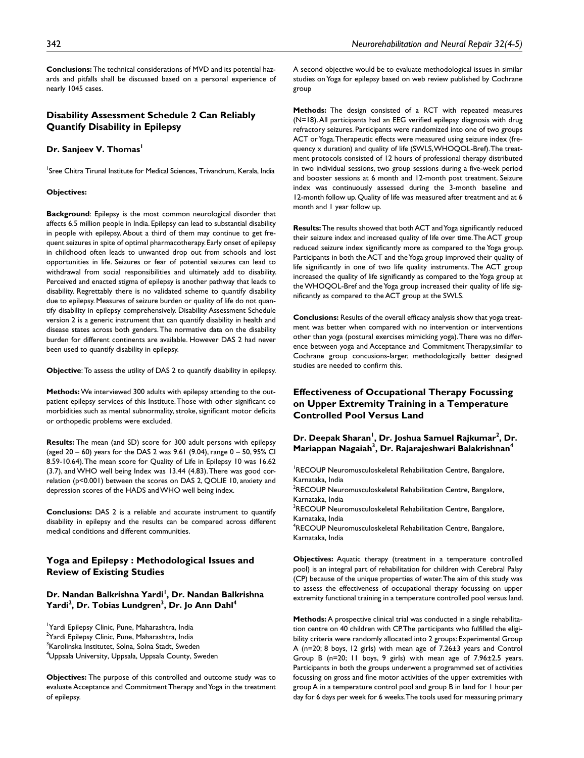**Conclusions:** The technical considerations of MVD and its potential hazards and pitfalls shall be discussed based on a personal experience of nearly 1045 cases.

## Disability Assessment Schedule 2 Can Reliably Quantify Disability in Epilepsy

### Dr. Sanjeev V. Thomas[1]

[1]Sree Chitra Tirunal Institute for Medical Sciences, Trivandrum, Kerala, India

**Objectives:**

**Background**: Epilepsy is the most common neurological disorder that affects 6.5 million people in India. Epilepsy can lead to substantial disability in people with epilepsy. About a third of them may continue to get frequent seizures in spite of optimal pharmacotherapy. Early onset of epilepsy in childhood often leads to unwanted drop out from schools and lost opportunities in life. Seizures or fear of potential seizures can lead to withdrawal from social responsibilities and ultimately add to disability. Perceived and enacted stigma of epilepsy is another pathway that leads to disability. Regrettably there is no validated scheme to quantify disability due to epilepsy. Measures of seizure burden or quality of life do not quantify disability in epilepsy comprehensively. Disability Assessment Schedule version 2 is a generic instrument that can quantify disability in health and disease states across both genders. The normative data on the disability burden for different continents are available. However DAS 2 had never been used to quantify disability in epilepsy.

**Objective**: To assess the utility of DAS 2 to quantify disability in epilepsy.

**Methods:** We interviewed 300 adults with epilepsy attending to the outpatient epilepsy services of this Institute. Those with other significant co morbidities such as mental subnormality, stroke, significant motor deficits or orthopedic problems were excluded.

**Results:** The mean (and SD) score for 300 adult persons with epilepsy (aged 20 – 60) years for the DAS 2 was 9.61 (9.04), range 0 – 50, 95% CI 8.59-10.64). The mean score for Quality of Life in Epilepsy 10 was 16.62 (3.7), and WHO well being Index was 13.44 (4.83). There was good correlation ($p<0.001$) between the scores on DAS 2, QOLIE 10, anxiety and depression scores of the HADS and WHO well being index.

**Conclusions:** DAS 2 is a reliable and accurate instrument to quantify disability in epilepsy and the results can be compared across different medical conditions and different communities.

## Yoga and Epilepsy : Methodological Issues and Review of Existing Studies

### Dr. Nandan Balkrishna Yardi[1], Dr. Nandan Balkrishna Yardi[2], Dr. Tobias Lundgren[3], Dr. Jo Ann Dahl[4]

[1]Yardi Epilepsy Clinic, Pune, Maharashtra, India
[2]Yardi Epilepsy Clinic, Pune, Maharashtra, India
[3]Karolinska Institutet, Solna, Solna Stadt, Sweden
[4]Uppsala University, Uppsala, Uppsala County, Sweden

**Objectives:** The purpose of this controlled and outcome study was to evaluate Acceptance and Commitment Therapy and Yoga in the treatment of epilepsy.

A second objective would be to evaluate methodological issues in similar studies on Yoga for epilepsy based on web review published by Cochrane group

**Methods:** The design consisted of a RCT with repeated measures (N=18). All participants had an EEG verified epilepsy diagnosis with drug refractory seizures. Participants were randomized into one of two groups ACT or Yoga. Therapeutic effects were measured using seizure index (frequency x duration) and quality of life (SWLS, WHOQOL-Bref). The treatment protocols consisted of 12 hours of professional therapy distributed in two individual sessions, two group sessions during a five-week period and booster sessions at 6 month and 12-month post treatment. Seizure index was continuously assessed during the 3-month baseline and 12-month follow up. Quality of life was measured after treatment and at 6 month and 1 year follow up.

**Results:** The results showed that both ACT and Yoga significantly reduced their seizure index and increased quality of life over time. The ACT group reduced seizure index significantly more as compared to the Yoga group. Participants in both the ACT and the Yoga group improved their quality of life significantly in one of two life quality instruments. The ACT group increased the quality of life significantly as compared to the Yoga group at the WHOQOL-Bref and the Yoga group increased their quality of life significantly as compared to the ACT group at the SWLS.

**Conclusions:** Results of the overall efficacy analysis show that yoga treatment was better when compared with no intervention or interventions other than yoga (postural exercises mimicking yoga). There was no difference between yoga and Acceptance and Commitment Therapy,similar to Cochrane group concusions-larger, methodologically better designed studies are needed to confirm this.

## Effectiveness of Occupational Therapy Focussing on Upper Extremity Training in a Temperature Controlled Pool Versus Land

### Dr. Deepak Sharan[1], Dr. Joshua Samuel Rajkumar[2], Dr. Mariappan Nagaiah[3], Dr. Rajarajeshwari Balakrishnan[4]

[1]RECOUP Neuromusculoskeletal Rehabilitation Centre, Bangalore, Karnataka, India
[2]RECOUP Neuromusculoskeletal Rehabilitation Centre, Bangalore, Karnataka, India
[3]RECOUP Neuromusculoskeletal Rehabilitation Centre, Bangalore, Karnataka, India
[4]RECOUP Neuromusculoskeletal Rehabilitation Centre, Bangalore, Karnataka, India

**Objectives:** Aquatic therapy (treatment in a temperature controlled pool) is an integral part of rehabilitation for children with Cerebral Palsy (CP) because of the unique properties of water. The aim of this study was to assess the effectiveness of occupational therapy focussing on upper extremity functional training in a temperature controlled pool versus land.

**Methods:** A prospective clinical trial was conducted in a single rehabilitation centre on 40 children with CP. The participants who fulfilled the eligibility criteria were randomly allocated into 2 groups: Experimental Group A (n=20; 8 boys, 12 girls) with mean age of 7.26±3 years and Control Group B (n=20; 11 boys, 9 girls) with mean age of 7.96±2.5 years. Participants in both the groups underwent a programmed set of activities focussing on gross and fine motor activities of the upper extremities with group A in a temperature control pool and group B in land for 1 hour per day for 6 days per week for 6 weeks. The tools used for measuring primary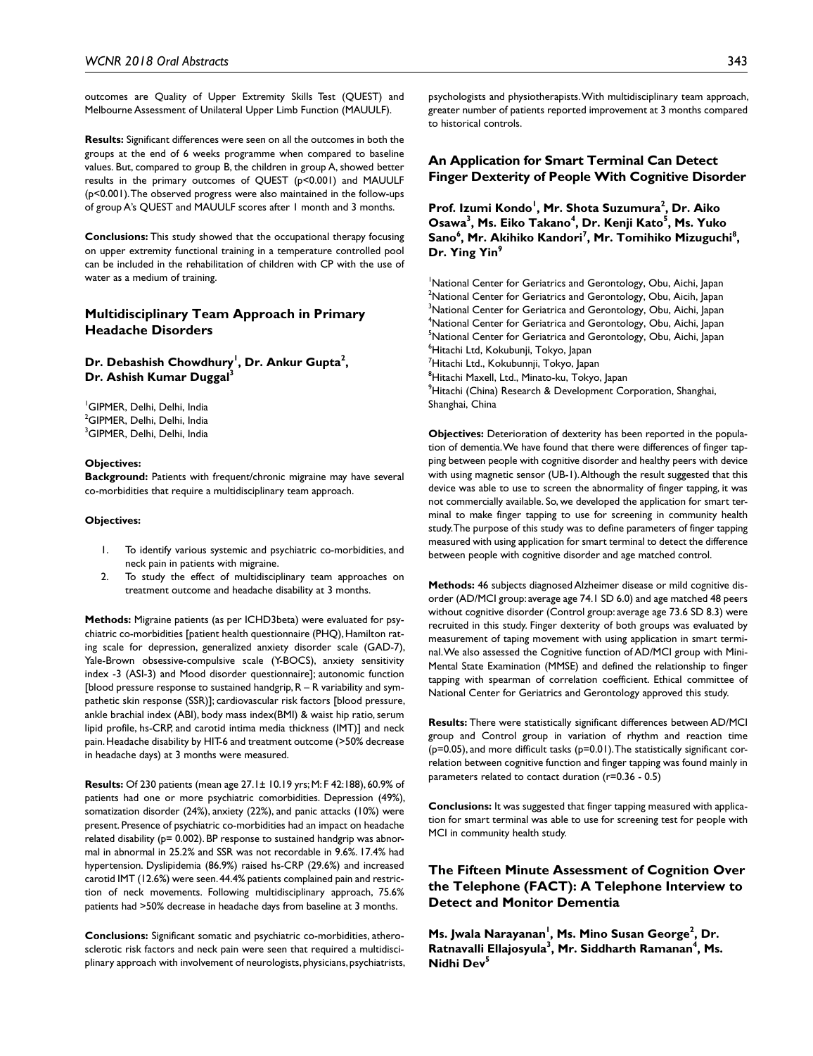outcomes are Quality of Upper Extremity Skills Test (QUEST) and Melbourne Assessment of Unilateral Upper Limb Function (MAUULF).

**Results:** Significant differences were seen on all the outcomes in both the groups at the end of 6 weeks programme when compared to baseline values. But, compared to group B, the children in group A, showed better results in the primary outcomes of QUEST ($p<0.001$) and MAUULF ($p<0.001$). The observed progress were also maintained in the follow-ups of group A's QUEST and MAUULF scores after 1 month and 3 months.

**Conclusions:** This study showed that the occupational therapy focusing on upper extremity functional training in a temperature controlled pool can be included in the rehabilitation of children with CP with the use of water as a medium of training.

## Multidisciplinary Team Approach in Primary Headache Disorders

**Dr. Debashish Chowdhury[1], Dr. Ankur Gupta[2], Dr. Ashish Kumar Duggal[3]**

[1]GIPMER, Delhi, Delhi, India
[2]GIPMER, Delhi, Delhi, India
[3]GIPMER, Delhi, Delhi, India

**Objectives:**

**Background:** Patients with frequent/chronic migraine may have several co-morbidities that require a multidisciplinary team approach.

**Objectives:**

1. To identify various systemic and psychiatric co-morbidities, and neck pain in patients with migraine.
2. To study the effect of multidisciplinary team approaches on treatment outcome and headache disability at 3 months.

**Methods:** Migraine patients (as per ICHD3beta) were evaluated for psychiatric co-morbidities [patient health questionnaire (PHQ), Hamilton rating scale for depression, generalized anxiety disorder scale (GAD-7), Yale-Brown obsessive-compulsive scale (Y-BOCS), anxiety sensitivity index -3 (ASI-3) and Mood disorder questionnaire]; autonomic function [blood pressure response to sustained handgrip, R – R variability and sympathetic skin response (SSR)]; cardiovascular risk factors [blood pressure, ankle brachial index (ABI), body mass index(BMI) & waist hip ratio, serum lipid profile, hs-CRP, and carotid intima media thickness (IMT)] and neck pain. Headache disability by HIT-6 and treatment outcome (>50% decrease in headache days) at 3 months were measured.

**Results:** Of 230 patients (mean age 27.1± 10.19 yrs; M: F 42:188), 60.9% of patients had one or more psychiatric comorbidities. Depression (49%), somatization disorder (24%), anxiety (22%), and panic attacks (10%) were present. Presence of psychiatric co-morbidities had an impact on headache related disability ($p= 0.002$). BP response to sustained handgrip was abnormal in abnormal in 25.2% and SSR was not recordable in 9.6%. 17.4% had hypertension. Dyslipidemia (86.9%) raised hs-CRP (29.6%) and increased carotid IMT (12.6%) were seen. 44.4% patients complained pain and restriction of neck movements. Following multidisciplinary approach, 75.6% patients had >50% decrease in headache days from baseline at 3 months.

**Conclusions:** Significant somatic and psychiatric co-morbidities, atherosclerotic risk factors and neck pain were seen that required a multidisciplinary approach with involvement of neurologists, physicians, psychiatrists, psychologists and physiotherapists. With multidisciplinary team approach, greater number of patients reported improvement at 3 months compared to historical controls.

## An Application for Smart Terminal Can Detect Finger Dexterity of People With Cognitive Disorder

**Prof. Izumi Kondo[1], Mr. Shota Suzumura[2], Dr. Aiko Osawa[3], Ms. Eiko Takano[4], Dr. Kenji Kato[5], Ms. Yuko Sano[6], Mr. Akihiko Kandori[7], Mr. Tomihiko Mizuguchi[8], Dr. Ying Yin[9]**

[1]National Center for Geriatrics and Gerontology, Obu, Aichi, Japan
[2]National Center for Geriatrics and Gerontology, Obu, Aicih, Japan
[3]National Center for Geriatrica and Gerontology, Obu, Aichi, Japan
[4]National Center for Geriatrics and Gerontology, Obu, Aichi, Japan
[5]National Center for Geriatrica and Gerontology, Obu, Aichi, Japan
[6]Hitachi Ltd, Kokubunji, Tokyo, Japan
[7]Hitachi Ltd., Kokubunnji, Tokyo, Japan
[8]Hitachi Maxell, Ltd., Minato-ku, Tokyo, Japan
[9]Hitachi (China) Research & Development Corporation, Shanghai, Shanghai, China

**Objectives:** Deterioration of dexterity has been reported in the population of dementia. We have found that there were differences of finger tapping between people with cognitive disorder and healthy peers with device with using magnetic sensor (UB-1). Although the result suggested that this device was able to use to screen the abnormality of finger tapping, it was not commercially available. So, we developed the application for smart terminal to make finger tapping to use for screening in community health study. The purpose of this study was to define parameters of finger tapping measured with using application for smart terminal to detect the difference between people with cognitive disorder and age matched control.

**Methods:** 46 subjects diagnosed Alzheimer disease or mild cognitive disorder (AD/MCI group: average age 74.1 SD 6.0) and age matched 48 peers without cognitive disorder (Control group: average age 73.6 SD 8.3) were recruited in this study. Finger dexterity of both groups was evaluated by measurement of taping movement with using application in smart terminal. We also assessed the Cognitive function of AD/MCI group with Mini-Mental State Examination (MMSE) and defined the relationship to finger tapping with spearman of correlation coefficient. Ethical committee of National Center for Geriatrics and Gerontology approved this study.

**Results:** There were statistically significant differences between AD/MCI group and Control group in variation of rhythm and reaction time ($p=0.05$), and more difficult tasks ($p=0.01$). The statistically significant correlation between cognitive function and finger tapping was found mainly in parameters related to contact duration ($r=0.36$ - $0.5$)

**Conclusions:** It was suggested that finger tapping measured with application for smart terminal was able to use for screening test for people with MCI in community health study.

## The Fifteen Minute Assessment of Cognition Over the Telephone (FACT): A Telephone Interview to Detect and Monitor Dementia

**Ms. Jwala Narayanan[1], Ms. Mino Susan George[2], Dr. Ratnavalli Ellajosyula[3], Mr. Siddharth Ramanan[4], Ms. Nidhi Dev[5]**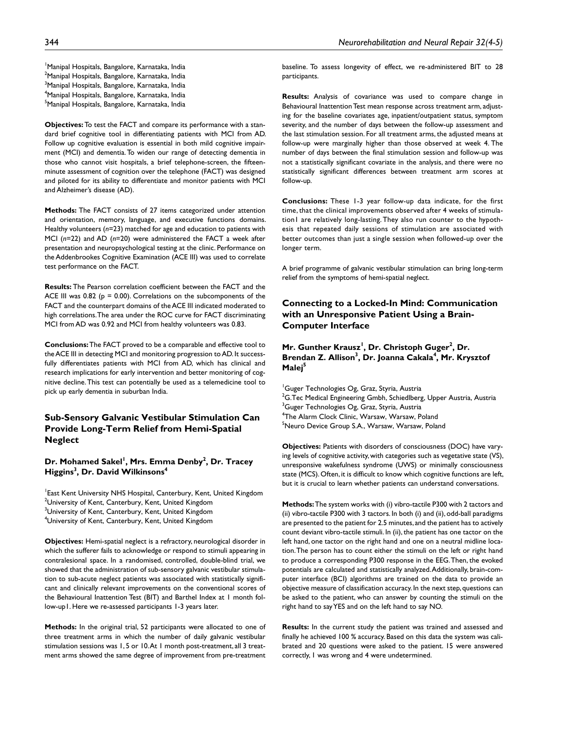[1]Manipal Hospitals, Bangalore, Karnataka, India
[2]Manipal Hospitals, Bangalore, Karnataka, India
[3]Manipal Hospitals, Bangalore, Karnataka, India
[4]Manipal Hospitals, Bangalore, Karnataka, India
[5]Manipal Hospitals, Bangalore, Karnataka, India

**Objectives:** To test the FACT and compare its performance with a standard brief cognitive tool in differentiating patients with MCI from AD. Follow up cognitive evaluation is essential in both mild cognitive impairment (MCI) and dementia. To widen our range of detecting dementia in those who cannot visit hospitals, a brief telephone-screen, the fifteen-minute assessment of cognition over the telephone (FACT) was designed and piloted for its ability to differentiate and monitor patients with MCI and Alzheimer's disease (AD).

**Methods:** The FACT consists of 27 items categorized under attention and orientation, memory, language, and executive functions domains. Healthy volunteers (*n*=23) matched for age and education to patients with MCI (*n*=22) and AD (*n*=20) were administered the FACT a week after presentation and neuropsychological testing at the clinic. Performance on the Addenbrookes Cognitive Examination (ACE III) was used to correlate test performance on the FACT.

**Results:** The Pearson correlation coefficient between the FACT and the ACE III was 0.82 ($p = 0.00$). Correlations on the subcomponents of the FACT and the counterpart domains of the ACE III indicated moderated to high correlations. The area under the ROC curve for FACT discriminating MCI from AD was 0.92 and MCI from healthy volunteers was 0.83.

**Conclusions:** The FACT proved to be a comparable and effective tool to the ACE III in detecting MCI and monitoring progression to AD. It successfully differentiates patients with MCI from AD, which has clinical and research implications for early intervention and better monitoring of cognitive decline. This test can potentially be used as a telemedicine tool to pick up early dementia in suburban India.

## Sub-Sensory Galvanic Vestibular Stimulation Can Provide Long-Term Relief from Hemi-Spatial Neglect

**Dr. Mohamed Sakel[1], Mrs. Emma Denby[2], Dr. Tracey Higgins[3], Dr. David Wilkinsons[4]**

[1]East Kent University NHS Hospital, Canterbury, Kent, United Kingdom
[2]University of Kent, Canterbury, Kent, United Kingdom
[3]University of Kent, Canterbury, Kent, United Kingdom
[4]University of Kent, Canterbury, Kent, United Kingdom

**Objectives:** Hemi-spatial neglect is a refractory, neurological disorder in which the sufferer fails to acknowledge or respond to stimuli appearing in contralesional space. In a randomised, controlled, double-blind trial, we showed that the administration of sub-sensory galvanic vestibular stimulation to sub-acute neglect patients was associated with statistically significant and clinically relevant improvements on the conventional scores of the Behavioural Inattention Test (BIT) and Barthel Index at 1 month follow-up1. Here we re-assessed participants 1-3 years later.

**Methods:** In the original trial, 52 participants were allocated to one of three treatment arms in which the number of daily galvanic vestibular stimulation sessions was 1, 5 or 10. At 1 month post-treatment, all 3 treatment arms showed the same degree of improvement from pre-treatment baseline. To assess longevity of effect, we re-administered BIT to 28 participants.

**Results:** Analysis of covariance was used to compare change in Behavioural Inattention Test mean response across treatment arm, adjusting for the baseline covariates age, inpatient/outpatient status, symptom severity, and the number of days between the follow-up assessment and the last stimulation session. For all treatment arms, the adjusted means at follow-up were marginally higher than those observed at week 4. The number of days between the final stimulation session and follow-up was not a statistically significant covariate in the analysis, and there were no statistically significant differences between treatment arm scores at follow-up.

**Conclusions:** These 1-3 year follow-up data indicate, for the first time, that the clinical improvements observed after 4 weeks of stimulation1 are relatively long-lasting. They also run counter to the hypothesis that repeated daily sessions of stimulation are associated with better outcomes than just a single session when followed-up over the longer term.

A brief programme of galvanic vestibular stimulation can bring long-term relief from the symptoms of hemi-spatial neglect.

## Connecting to a Locked-In Mind: Communication with an Unresponsive Patient Using a Brain-Computer Interface

**Mr. Gunther Krausz[1], Dr. Christoph Guger[2], Dr. Brendan Z. Allison[3], Dr. Joanna Cakala[4], Mr. Krysztof Malej[5]**

[1]Guger Technologies Og, Graz, Styria, Austria
[2]G.Tec Medical Engineering Gmbh, Schiedlberg, Upper Austria, Austria
[3]Guger Technologies Og, Graz, Styria, Austria
[4]The Alarm Clock Clinic, Warsaw, Warsaw, Poland
[5]Neuro Device Group S.A., Warsaw, Warsaw, Poland

**Objectives:** Patients with disorders of consciousness (DOC) have varying levels of cognitive activity, with categories such as vegetative state (VS), unresponsive wakefulness syndrome (UWS) or minimally consciousness state (MCS). Often, it is difficult to know which cognitive functions are left, but it is crucial to learn whether patients can understand conversations.

**Methods:** The system works with (i) vibro-tactile P300 with 2 tactors and (ii) vibro-tactile P300 with 3 tactors. In both (i) and (ii), odd-ball paradigms are presented to the patient for 2.5 minutes, and the patient has to actively count deviant vibro-tactile stimuli. In (ii), the patient has one tactor on the left hand, one tactor on the right hand and one on a neutral midline location. The person has to count either the stimuli on the left or right hand to produce a corresponding P300 response in the EEG. Then, the evoked potentials are calculated and statistically analyzed. Additionally, brain-computer interface (BCI) algorithms are trained on the data to provide an objective measure of classification accuracy. In the next step, questions can be asked to the patient, who can answer by counting the stimuli on the right hand to say YES and on the left hand to say NO.

**Results:** In the current study the patient was trained and assessed and finally he achieved 100 % accuracy. Based on this data the system was calibrated and 20 questions were asked to the patient. 15 were answered correctly, 1 was wrong and 4 were undetermined.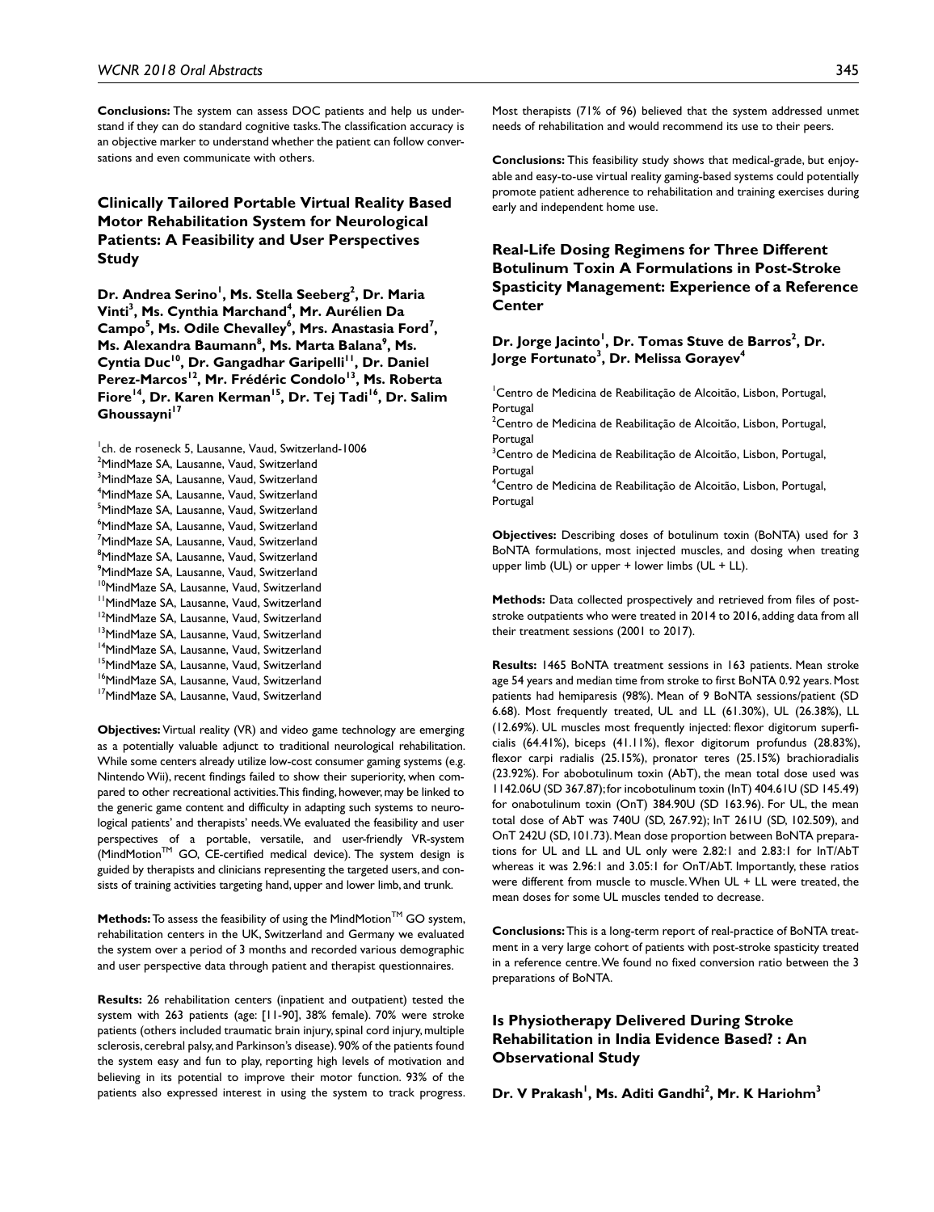**Conclusions:** The system can assess DOC patients and help us understand if they can do standard cognitive tasks. The classification accuracy is an objective marker to understand whether the patient can follow conversations and even communicate with others.

## Clinically Tailored Portable Virtual Reality Based Motor Rehabilitation System for Neurological Patients: A Feasibility and User Perspectives Study

**Dr. Andrea Serino[1], Ms. Stella Seeberg[2], Dr. Maria Vinti[3], Ms. Cynthia Marchand[4], Mr. Aurélien Da Campo[5], Ms. Odile Chevalley[6], Mrs. Anastasia Ford[7], Ms. Alexandra Baumann[8], Ms. Marta Balana[9], Ms. Cyntia Duc[10], Dr. Gangadhar Garipelli[11], Dr. Daniel Perez-Marcos[12], Mr. Frédéric Condolo[13], Ms. Roberta Fiore[14], Dr. Karen Kerman[15], Dr. Tej Tadi[16], Dr. Salim Ghoussayni[17]**

[1]ch. de roseneck 5, Lausanne, Vaud, Switzerland-1006
[2]MindMaze SA, Lausanne, Vaud, Switzerland
[3]MindMaze SA, Lausanne, Vaud, Switzerland
[4]MindMaze SA, Lausanne, Vaud, Switzerland
[5]MindMaze SA, Lausanne, Vaud, Switzerland
[6]MindMaze SA, Lausanne, Vaud, Switzerland
[7]MindMaze SA, Lausanne, Vaud, Switzerland
[8]MindMaze SA, Lausanne, Vaud, Switzerland
[9]MindMaze SA, Lausanne, Vaud, Switzerland
[10]MindMaze SA, Lausanne, Vaud, Switzerland
[11]MindMaze SA, Lausanne, Vaud, Switzerland
[12]MindMaze SA, Lausanne, Vaud, Switzerland
[13]MindMaze SA, Lausanne, Vaud, Switzerland
[14]MindMaze SA, Lausanne, Vaud, Switzerland
[15]MindMaze SA, Lausanne, Vaud, Switzerland
[16]MindMaze SA, Lausanne, Vaud, Switzerland
[17]MindMaze SA, Lausanne, Vaud, Switzerland

**Objectives:** Virtual reality (VR) and video game technology are emerging as a potentially valuable adjunct to traditional neurological rehabilitation. While some centers already utilize low-cost consumer gaming systems (e.g. Nintendo Wii), recent findings failed to show their superiority, when compared to other recreational activities. This finding, however, may be linked to the generic game content and difficulty in adapting such systems to neurological patients' and therapists' needs. We evaluated the feasibility and user perspectives of a portable, versatile, and user-friendly VR-system (MindMotion™ GO, CE-certified medical device). The system design is guided by therapists and clinicians representing the targeted users, and consists of training activities targeting hand, upper and lower limb, and trunk.

**Methods:** To assess the feasibility of using the MindMotion™ GO system, rehabilitation centers in the UK, Switzerland and Germany we evaluated the system over a period of 3 months and recorded various demographic and user perspective data through patient and therapist questionnaires.

**Results:** 26 rehabilitation centers (inpatient and outpatient) tested the system with 263 patients (age: [11-90], 38% female). 70% were stroke patients (others included traumatic brain injury, spinal cord injury, multiple sclerosis, cerebral palsy, and Parkinson's disease). 90% of the patients found the system easy and fun to play, reporting high levels of motivation and believing in its potential to improve their motor function. 93% of the patients also expressed interest in using the system to track progress. Most therapists (71% of 96) believed that the system addressed unmet needs of rehabilitation and would recommend its use to their peers.

**Conclusions:** This feasibility study shows that medical-grade, but enjoyable and easy-to-use virtual reality gaming-based systems could potentially promote patient adherence to rehabilitation and training exercises during early and independent home use.

## Real-Life Dosing Regimens for Three Different Botulinum Toxin A Formulations in Post-Stroke Spasticity Management: Experience of a Reference Center

**Dr. Jorge Jacinto[1], Dr. Tomas Stuve de Barros[2], Dr. Jorge Fortunato[3], Dr. Melissa Gorayev[4]**

[1]Centro de Medicina de Reabilitação de Alcoitão, Lisbon, Portugal, Portugal
[2]Centro de Medicina de Reabilitação de Alcoitão, Lisbon, Portugal, Portugal
[3]Centro de Medicina de Reabilitação de Alcoitão, Lisbon, Portugal, Portugal
[4]Centro de Medicina de Reabilitação de Alcoitão, Lisbon, Portugal, Portugal

**Objectives:** Describing doses of botulinum toxin (BoNTA) used for 3 BoNTA formulations, most injected muscles, and dosing when treating upper limb (UL) or upper + lower limbs (UL + LL).

**Methods:** Data collected prospectively and retrieved from files of post-stroke outpatients who were treated in 2014 to 2016, adding data from all their treatment sessions (2001 to 2017).

**Results:** 1465 BoNTA treatment sessions in 163 patients. Mean stroke age 54 years and median time from stroke to first BoNTA 0.92 years. Most patients had hemiparesis (98%). Mean of 9 BoNTA sessions/patient (SD 6.68). Most frequently treated, UL and LL (61.30%), UL (26.38%), LL (12.69%). UL muscles most frequently injected: flexor digitorum superficialis (64.41%), biceps (41.11%), flexor digitorum profundus (28.83%), flexor carpi radialis (25.15%), pronator teres (25.15%) brachioradialis (23.92%). For abobotulinum toxin (AbT), the mean total dose used was 1142.06U (SD 367.87); for incobotulinum toxin (InT) 404.61U (SD 145.49) for onabotulinum toxin (OnT) 384.90U (SD 163.96). For UL, the mean total dose of AbT was 740U (SD, 267.92); InT 261U (SD, 102.509), and OnT 242U (SD, 101.73). Mean dose proportion between BoNTA preparations for UL and LL and UL only were 2.82:1 and 2.83:1 for InT/AbT whereas it was 2.96:1 and 3.05:1 for OnT/AbT. Importantly, these ratios were different from muscle to muscle. When UL + LL were treated, the mean doses for some UL muscles tended to decrease.

**Conclusions:** This is a long-term report of real-practice of BoNTA treatment in a very large cohort of patients with post-stroke spasticity treated in a reference centre. We found no fixed conversion ratio between the 3 preparations of BoNTA.

## Is Physiotherapy Delivered During Stroke Rehabilitation in India Evidence Based? : An Observational Study

**Dr. V Prakash[1], Ms. Aditi Gandhi[2], Mr. K Hariohm[3]**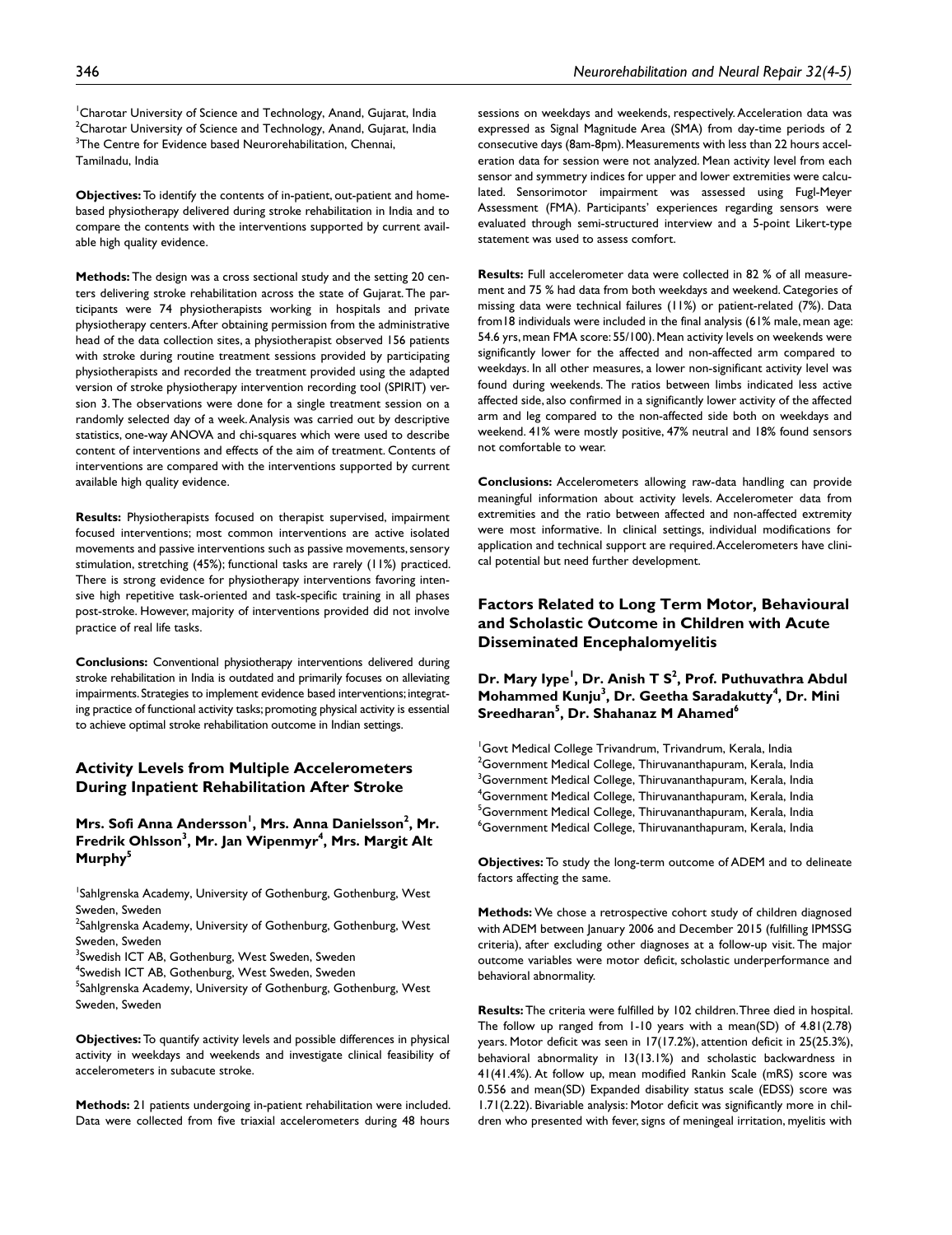[1]Charotar University of Science and Technology, Anand, Gujarat, India
[2]Charotar University of Science and Technology, Anand, Gujarat, India
[3]The Centre for Evidence based Neurorehabilitation, Chennai, Tamilnadu, India

**Objectives:** To identify the contents of in-patient, out-patient and home-based physiotherapy delivered during stroke rehabilitation in India and to compare the contents with the interventions supported by current available high quality evidence.

**Methods:** The design was a cross sectional study and the setting 20 centers delivering stroke rehabilitation across the state of Gujarat. The participants were 74 physiotherapists working in hospitals and private physiotherapy centers. After obtaining permission from the administrative head of the data collection sites, a physiotherapist observed 156 patients with stroke during routine treatment sessions provided by participating physiotherapists and recorded the treatment provided using the adapted version of stroke physiotherapy intervention recording tool (SPIRIT) version 3. The observations were done for a single treatment session on a randomly selected day of a week. Analysis was carried out by descriptive statistics, one-way ANOVA and chi-squares which were used to describe content of interventions and effects of the aim of treatment. Contents of interventions are compared with the interventions supported by current available high quality evidence.

**Results:** Physiotherapists focused on therapist supervised, impairment focused interventions; most common interventions are active isolated movements and passive interventions such as passive movements, sensory stimulation, stretching (45%); functional tasks are rarely (11%) practiced. There is strong evidence for physiotherapy interventions favoring intensive high repetitive task-oriented and task-specific training in all phases post-stroke. However, majority of interventions provided did not involve practice of real life tasks.

**Conclusions:** Conventional physiotherapy interventions delivered during stroke rehabilitation in India is outdated and primarily focuses on alleviating impairments. Strategies to implement evidence based interventions; integrating practice of functional activity tasks; promoting physical activity is essential to achieve optimal stroke rehabilitation outcome in Indian settings.

## Activity Levels from Multiple Accelerometers During Inpatient Rehabilitation After Stroke

**Mrs. Sofi Anna Andersson[1], Mrs. Anna Danielsson[2], Mr. Fredrik Ohlsson[3], Mr. Jan Wipenmyr[4], Mrs. Margit Alt Murphy[5]**

[1]Sahlgrenska Academy, University of Gothenburg, Gothenburg, West Sweden, Sweden
[2]Sahlgrenska Academy, University of Gothenburg, Gothenburg, West Sweden, Sweden
[3]Swedish ICT AB, Gothenburg, West Sweden, Sweden
[4]Swedish ICT AB, Gothenburg, West Sweden, Sweden
[5]Sahlgrenska Academy, University of Gothenburg, Gothenburg, West Sweden, Sweden

**Objectives:** To quantify activity levels and possible differences in physical activity in weekdays and weekends and investigate clinical feasibility of accelerometers in subacute stroke.

**Methods:** 21 patients undergoing in-patient rehabilitation were included. Data were collected from five triaxial accelerometers during 48 hours sessions on weekdays and weekends, respectively. Acceleration data was expressed as Signal Magnitude Area (SMA) from day-time periods of 2 consecutive days (8am-8pm). Measurements with less than 22 hours acceleration data for session were not analyzed. Mean activity level from each sensor and symmetry indices for upper and lower extremities were calculated. Sensorimotor impairment was assessed using Fugl-Meyer Assessment (FMA). Participants' experiences regarding sensors were evaluated through semi-structured interview and a 5-point Likert-type statement was used to assess comfort.

**Results:** Full accelerometer data were collected in 82 % of all measurement and 75 % had data from both weekdays and weekend. Categories of missing data were technical failures (11%) or patient-related (7%). Data from18 individuals were included in the final analysis (61% male, mean age: 54.6 yrs, mean FMA score: 55/100). Mean activity levels on weekends were significantly lower for the affected and non-affected arm compared to weekdays. In all other measures, a lower non-significant activity level was found during weekends. The ratios between limbs indicated less active affected side, also confirmed in a significantly lower activity of the affected arm and leg compared to the non-affected side both on weekdays and weekend. 41% were mostly positive, 47% neutral and 18% found sensors not comfortable to wear.

**Conclusions:** Accelerometers allowing raw-data handling can provide meaningful information about activity levels. Accelerometer data from extremities and the ratio between affected and non-affected extremity were most informative. In clinical settings, individual modifications for application and technical support are required. Accelerometers have clinical potential but need further development.

## Factors Related to Long Term Motor, Behavioural and Scholastic Outcome in Children with Acute Disseminated Encephalomyelitis

**Dr. Mary Iype[1], Dr. Anish T S[2], Prof. Puthuvathra Abdul Mohammed Kunju[3], Dr. Geetha Saradakutty[4], Dr. Mini Sreedharan[5], Dr. Shahanaz M Ahamed[6]**

[1]Govt Medical College Trivandrum, Trivandrum, Kerala, India
[2]Government Medical College, Thiruvananthapuram, Kerala, India
[3]Government Medical College, Thiruvananthapuram, Kerala, India
[4]Government Medical College, Thiruvananthapuram, Kerala, India
[5]Government Medical College, Thiruvananthapuram, Kerala, India
[6]Government Medical College, Thiruvananthapuram, Kerala, India

**Objectives:** To study the long-term outcome of ADEM and to delineate factors affecting the same.

**Methods:** We chose a retrospective cohort study of children diagnosed with ADEM between January 2006 and December 2015 (fulfilling IPMSSG criteria), after excluding other diagnoses at a follow-up visit. The major outcome variables were motor deficit, scholastic underperformance and behavioral abnormality.

**Results:** The criteria were fulfilled by 102 children. Three died in hospital. The follow up ranged from 1-10 years with a mean(SD) of 4.81(2.78) years. Motor deficit was seen in 17(17.2%), attention deficit in 25(25.3%), behavioral abnormality in 13(13.1%) and scholastic backwardness in 41(41.4%). At follow up, mean modified Rankin Scale (mRS) score was 0.556 and mean(SD) Expanded disability status scale (EDSS) score was 1.71(2.22). Bivariable analysis: Motor deficit was significantly more in children who presented with fever, signs of meningeal irritation, myelitis with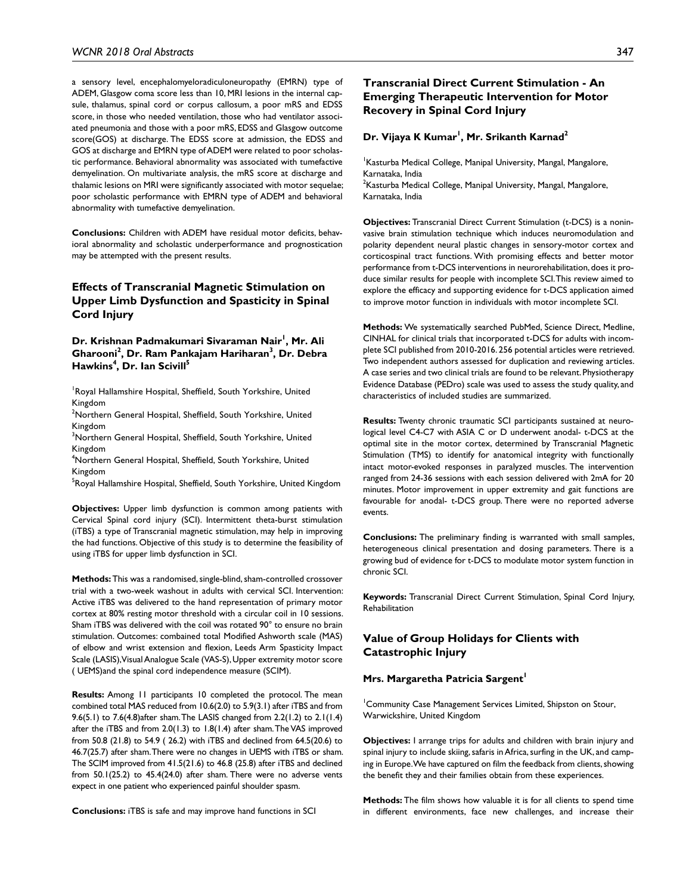a sensory level, encephalomyeloradiculoneuropathy (EMRN) type of ADEM, Glasgow coma score less than 10, MRI lesions in the internal capsule, thalamus, spinal cord or corpus callosum, a poor mRS and EDSS score, in those who needed ventilation, those who had ventilator associated pneumonia and those with a poor mRS, EDSS and Glasgow outcome score(GOS) at discharge. The EDSS score at admission, the EDSS and GOS at discharge and EMRN type of ADEM were related to poor scholastic performance. Behavioral abnormality was associated with tumefactive demyelination. On multivariate analysis, the mRS score at discharge and thalamic lesions on MRI were significantly associated with motor sequelae; poor scholastic performance with EMRN type of ADEM and behavioral abnormality with tumefactive demyelination.

**Conclusions:** Children with ADEM have residual motor deficits, behavioral abnormality and scholastic underperformance and prognostication may be attempted with the present results.

## Effects of Transcranial Magnetic Stimulation on Upper Limb Dysfunction and Spasticity in Spinal Cord Injury

**Dr. Krishnan Padmakumari Sivaraman Nair[1], Mr. Ali Gharooni[2], Dr. Ram Pankajam Hariharan[3], Dr. Debra Hawkins[4], Dr. Ian Scivill[5]**

[1]Royal Hallamshire Hospital, Sheffield, South Yorkshire, United Kingdom
[2]Northern General Hospital, Sheffield, South Yorkshire, United Kingdom
[3]Northern General Hospital, Sheffield, South Yorkshire, United Kingdom
[4]Northern General Hospital, Sheffield, South Yorkshire, United Kingdom
[5]Royal Hallamshire Hospital, Sheffield, South Yorkshire, United Kingdom

**Objectives:** Upper limb dysfunction is common among patients with Cervical Spinal cord injury (SCI). Intermittent theta-burst stimulation (iTBS) a type of Transcranial magnetic stimulation, may help in improving the had functions. Objective of this study is to determine the feasibility of using iTBS for upper limb dysfunction in SCI.

**Methods:** This was a randomised, single-blind, sham-controlled crossover trial with a two-week washout in adults with cervical SCI. Intervention: Active iTBS was delivered to the hand representation of primary motor cortex at 80% resting motor threshold with a circular coil in 10 sessions. Sham iTBS was delivered with the coil was rotated 90° to ensure no brain stimulation. Outcomes: combained total Modified Ashworth scale (MAS) of elbow and wrist extension and flexion, Leeds Arm Spasticity Impact Scale (LASIS), Visual Analogue Scale (VAS-S), Upper extremity motor score ( UEMS)and the spinal cord independence measure (SCIM).

**Results:** Among 11 participants 10 completed the protocol. The mean combined total MAS reduced from 10.6(2.0) to 5.9(3.1) after iTBS and from 9.6(5.1) to 7.6(4.8)after sham. The LASIS changed from 2.2(1.2) to 2.1(1.4) after the iTBS and from 2.0(1.3) to 1.8(1.4) after sham. The VAS improved from 50.8 (21.8) to 54.9 ( 26.2) with iTBS and declined from 64.5(20.6) to 46.7(25.7) after sham. There were no changes in UEMS with iTBS or sham. The SCIM improved from 41.5(21.6) to 46.8 (25.8) after iTBS and declined from 50.1(25.2) to 45.4(24.0) after sham. There were no adverse vents expect in one patient who experienced painful shoulder spasm.

**Conclusions:** iTBS is safe and may improve hand functions in SCI

## Transcranial Direct Current Stimulation - An Emerging Therapeutic Intervention for Motor Recovery in Spinal Cord Injury

**Dr. Vijaya K Kumar[1], Mr. Srikanth Karnad[2]**

[1]Kasturba Medical College, Manipal University, Mangal, Mangalore, Karnataka, India
[2]Kasturba Medical College, Manipal University, Mangal, Mangalore, Karnataka, India

**Objectives:** Transcranial Direct Current Stimulation (t-DCS) is a noninvasive brain stimulation technique which induces neuromodulation and polarity dependent neural plastic changes in sensory-motor cortex and corticospinal tract functions. With promising effects and better motor performance from t-DCS interventions in neurorehabilitation, does it produce similar results for people with incomplete SCI. This review aimed to explore the efficacy and supporting evidence for t-DCS application aimed to improve motor function in individuals with motor incomplete SCI.

**Methods:** We systematically searched PubMed, Science Direct, Medline, CINHAL for clinical trials that incorporated t-DCS for adults with incomplete SCI published from 2010-2016. 256 potential articles were retrieved. Two independent authors assessed for duplication and reviewing articles. A case series and two clinical trials are found to be relevant. Physiotherapy Evidence Database (PEDro) scale was used to assess the study quality, and characteristics of included studies are summarized.

**Results:** Twenty chronic traumatic SCI participants sustained at neurological level C4-C7 with ASIA C or D underwent anodal- t-DCS at the optimal site in the motor cortex, determined by Transcranial Magnetic Stimulation (TMS) to identify for anatomical integrity with functionally intact motor-evoked responses in paralyzed muscles. The intervention ranged from 24-36 sessions with each session delivered with 2mA for 20 minutes. Motor improvement in upper extremity and gait functions are favourable for anodal- t-DCS group. There were no reported adverse events.

**Conclusions:** The preliminary finding is warranted with small samples, heterogeneous clinical presentation and dosing parameters. There is a growing bud of evidence for t-DCS to modulate motor system function in chronic SCI.

**Keywords:** Transcranial Direct Current Stimulation, Spinal Cord Injury, Rehabilitation

## Value of Group Holidays for Clients with Catastrophic Injury

**Mrs. Margaretha Patricia Sargent[1]**

[1]Community Case Management Services Limited, Shipston on Stour, Warwickshire, United Kingdom

**Objectives:** I arrange trips for adults and children with brain injury and spinal injury to include skiing, safaris in Africa, surfing in the UK, and camping in Europe. We have captured on film the feedback from clients, showing the benefit they and their families obtain from these experiences.

**Methods:** The film shows how valuable it is for all clients to spend time in different environments, face new challenges, and increase their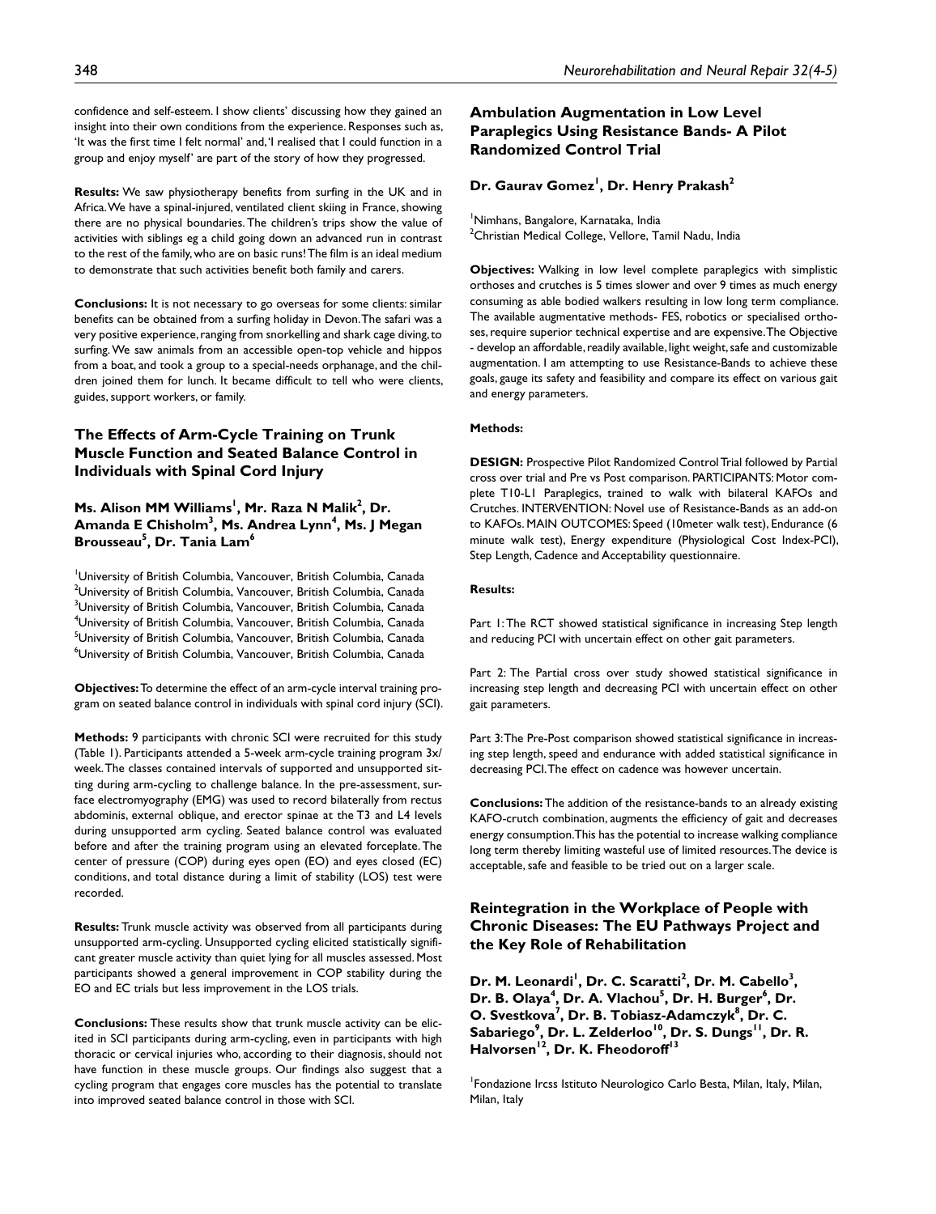confidence and self-esteem. I show clients' discussing how they gained an insight into their own conditions from the experience. Responses such as, 'It was the first time I felt normal' and, 'I realised that I could function in a group and enjoy myself' are part of the story of how they progressed.

**Results:** We saw physiotherapy benefits from surfing in the UK and in Africa. We have a spinal-injured, ventilated client skiing in France, showing there are no physical boundaries. The children's trips show the value of activities with siblings eg a child going down an advanced run in contrast to the rest of the family, who are on basic runs! The film is an ideal medium to demonstrate that such activities benefit both family and carers.

**Conclusions:** It is not necessary to go overseas for some clients: similar benefits can be obtained from a surfing holiday in Devon. The safari was a very positive experience, ranging from snorkelling and shark cage diving, to surfing. We saw animals from an accessible open-top vehicle and hippos from a boat, and took a group to a special-needs orphanage, and the children joined them for lunch. It became difficult to tell who were clients, guides, support workers, or family.

## The Effects of Arm-Cycle Training on Trunk Muscle Function and Seated Balance Control in Individuals with Spinal Cord Injury

**Ms. Alison MM Williams[1], Mr. Raza N Malik[2], Dr. Amanda E Chisholm[3], Ms. Andrea Lynn[4], Ms. J Megan Brousseau[5], Dr. Tania Lam[6]**

[1]University of British Columbia, Vancouver, British Columbia, Canada
[2]University of British Columbia, Vancouver, British Columbia, Canada
[3]University of British Columbia, Vancouver, British Columbia, Canada
[4]University of British Columbia, Vancouver, British Columbia, Canada
[5]University of British Columbia, Vancouver, British Columbia, Canada
[6]University of British Columbia, Vancouver, British Columbia, Canada

**Objectives:** To determine the effect of an arm-cycle interval training program on seated balance control in individuals with spinal cord injury (SCI).

**Methods:** 9 participants with chronic SCI were recruited for this study (Table 1). Participants attended a 5-week arm-cycle training program 3x/week. The classes contained intervals of supported and unsupported sitting during arm-cycling to challenge balance. In the pre-assessment, surface electromyography (EMG) was used to record bilaterally from rectus abdominis, external oblique, and erector spinae at the T3 and L4 levels during unsupported arm cycling. Seated balance control was evaluated before and after the training program using an elevated forceplate. The center of pressure (COP) during eyes open (EO) and eyes closed (EC) conditions, and total distance during a limit of stability (LOS) test were recorded.

**Results:** Trunk muscle activity was observed from all participants during unsupported arm-cycling. Unsupported cycling elicited statistically significant greater muscle activity than quiet lying for all muscles assessed. Most participants showed a general improvement in COP stability during the EO and EC trials but less improvement in the LOS trials.

**Conclusions:** These results show that trunk muscle activity can be elicited in SCI participants during arm-cycling, even in participants with high thoracic or cervical injuries who, according to their diagnosis, should not have function in these muscle groups. Our findings also suggest that a cycling program that engages core muscles has the potential to translate into improved seated balance control in those with SCI.

## Ambulation Augmentation in Low Level Paraplegics Using Resistance Bands- A Pilot Randomized Control Trial

**Dr. Gaurav Gomez[1], Dr. Henry Prakash[2]**

[1]Nimhans, Bangalore, Karnataka, India
[2]Christian Medical College, Vellore, Tamil Nadu, India

**Objectives:** Walking in low level complete paraplegics with simplistic orthoses and crutches is 5 times slower and over 9 times as much energy consuming as able bodied walkers resulting in low long term compliance. The available augmentative methods- FES, robotics or specialised orthoses, require superior technical expertise and are expensive. The Objective - develop an affordable, readily available, light weight, safe and customizable augmentation. I am attempting to use Resistance-Bands to achieve these goals, gauge its safety and feasibility and compare its effect on various gait and energy parameters.

**Methods:**

**DESIGN:** Prospective Pilot Randomized Control Trial followed by Partial cross over trial and Pre vs Post comparison. PARTICIPANTS: Motor complete T10-L1 Paraplegics, trained to walk with bilateral KAFOs and Crutches. INTERVENTION: Novel use of Resistance-Bands as an add-on to KAFOs. MAIN OUTCOMES: Speed (10meter walk test), Endurance (6 minute walk test), Energy expenditure (Physiological Cost Index-PCI), Step Length, Cadence and Acceptability questionnaire.

**Results:**

Part 1: The RCT showed statistical significance in increasing Step length and reducing PCI with uncertain effect on other gait parameters.

Part 2: The Partial cross over study showed statistical significance in increasing step length and decreasing PCI with uncertain effect on other gait parameters.

Part 3: The Pre-Post comparison showed statistical significance in increasing step length, speed and endurance with added statistical significance in decreasing PCI. The effect on cadence was however uncertain.

**Conclusions:** The addition of the resistance-bands to an already existing KAFO-crutch combination, augments the efficiency of gait and decreases energy consumption. This has the potential to increase walking compliance long term thereby limiting wasteful use of limited resources. The device is acceptable, safe and feasible to be tried out on a larger scale.

## Reintegration in the Workplace of People with Chronic Diseases: The EU Pathways Project and the Key Role of Rehabilitation

**Dr. M. Leonardi[1], Dr. C. Scaratti[2], Dr. M. Cabello[3], Dr. B. Olaya[4], Dr. A. Vlachou[5], Dr. H. Burger[6], Dr. O. Svestkova[7], Dr. B. Tobiasz-Adamczyk[8], Dr. C. Sabariego[9], Dr. L. Zelderloo[10], Dr. S. Dungs[11], Dr. R. Halvorsen[12], Dr. K. Fheodoroff[13]**

[1]Fondazione Ircss Istituto Neurologico Carlo Besta, Milan, Italy, Milan, Milan, Italy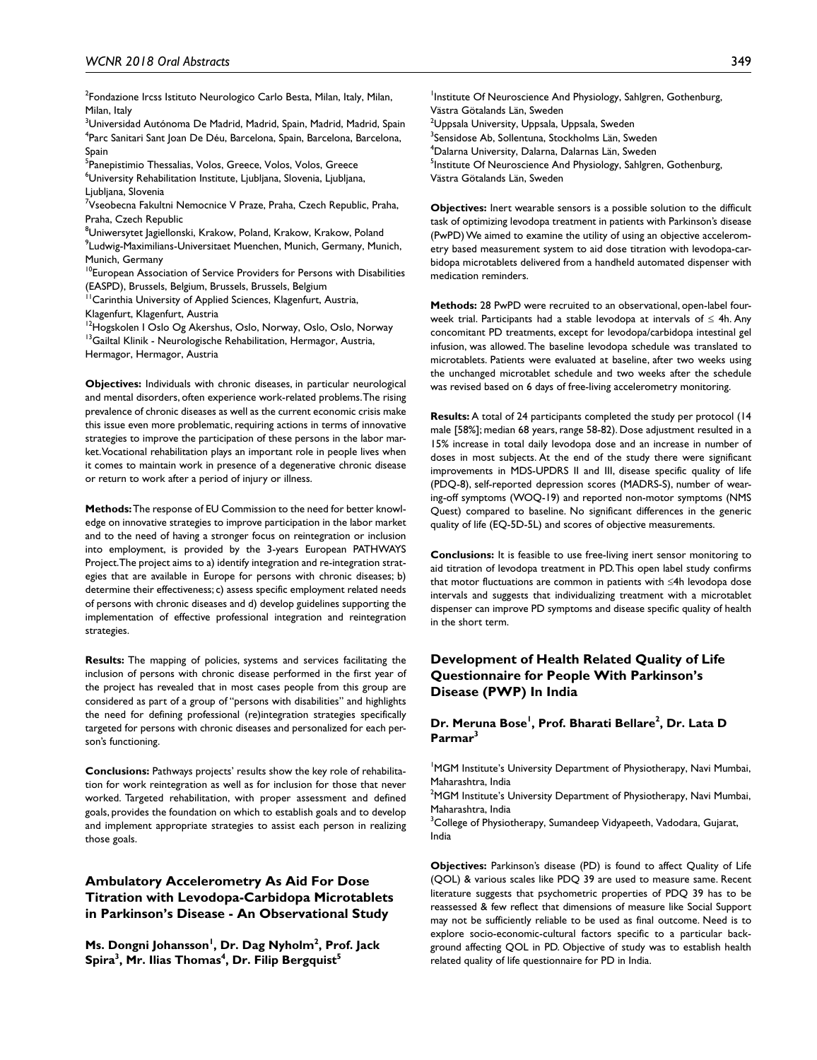[2]Fondazione Ircss Istituto Neurologico Carlo Besta, Milan, Italy, Milan, Milan, Italy
[3]Universidad Autónoma De Madrid, Madrid, Spain, Madrid, Madrid, Spain
[4]Parc Sanitari Sant Joan De Déu, Barcelona, Spain, Barcelona, Barcelona, Spain
[5]Panepistimio Thessalias, Volos, Greece, Volos, Volos, Greece
[6]University Rehabilitation Institute, Ljubljana, Slovenia, Ljubljana, Ljubljana, Slovenia
[7]Vseobecna Fakultni Nemocnice V Praze, Praha, Czech Republic, Praha, Praha, Czech Republic
[8]Uniwersytet Jagiellonski, Krakow, Poland, Krakow, Krakow, Poland
[9]Ludwig-Maximilians-Universitaet Muenchen, Munich, Germany, Munich, Munich, Germany
[10]European Association of Service Providers for Persons with Disabilities (EASPD), Brussels, Belgium, Brussels, Brussels, Belgium
[11]Carinthia University of Applied Sciences, Klagenfurt, Austria, Klagenfurt, Klagenfurt, Austria
[12]Hogskolen I Oslo Og Akershus, Oslo, Norway, Oslo, Oslo, Norway
[13]Gailtal Klinik - Neurologische Rehabilitation, Hermagor, Austria, Hermagor, Hermagor, Austria

**Objectives:** Individuals with chronic diseases, in particular neurological and mental disorders, often experience work-related problems. The rising prevalence of chronic diseases as well as the current economic crisis make this issue even more problematic, requiring actions in terms of innovative strategies to improve the participation of these persons in the labor market. Vocational rehabilitation plays an important role in people lives when it comes to maintain work in presence of a degenerative chronic disease or return to work after a period of injury or illness.

**Methods:** The response of EU Commission to the need for better knowledge on innovative strategies to improve participation in the labor market and to the need of having a stronger focus on reintegration or inclusion into employment, is provided by the 3-years European PATHWAYS Project. The project aims to a) identify integration and re-integration strategies that are available in Europe for persons with chronic diseases; b) determine their effectiveness; c) assess specific employment related needs of persons with chronic diseases and d) develop guidelines supporting the implementation of effective professional integration and reintegration strategies.

**Results:** The mapping of policies, systems and services facilitating the inclusion of persons with chronic disease performed in the first year of the project has revealed that in most cases people from this group are considered as part of a group of "persons with disabilities" and highlights the need for defining professional (re)integration strategies specifically targeted for persons with chronic diseases and personalized for each person's functioning.

**Conclusions:** Pathways projects' results show the key role of rehabilitation for work reintegration as well as for inclusion for those that never worked. Targeted rehabilitation, with proper assessment and defined goals, provides the foundation on which to establish goals and to develop and implement appropriate strategies to assist each person in realizing those goals.

## Ambulatory Accelerometry As Aid For Dose Titration with Levodopa-Carbidopa Microtablets in Parkinson's Disease - An Observational Study

**Ms. Dongni Johansson[1], Dr. Dag Nyholm[2], Prof. Jack Spira[3], Mr. Ilias Thomas[4], Dr. Filip Bergquist[5]**

[1]Institute Of Neuroscience And Physiology, Sahlgren, Gothenburg, Västra Götalands Län, Sweden
[2]Uppsala University, Uppsala, Uppsala, Sweden
[3]Sensidose Ab, Sollentuna, Stockholms Län, Sweden
[4]Dalarna University, Dalarna, Dalarnas Län, Sweden
[5]Institute Of Neuroscience And Physiology, Sahlgren, Gothenburg, Västra Götalands Län, Sweden

**Objectives:** Inert wearable sensors is a possible solution to the difficult task of optimizing levodopa treatment in patients with Parkinson's disease (PwPD) We aimed to examine the utility of using an objective accelerometry based measurement system to aid dose titration with levodopa-carbidopa microtablets delivered from a handheld automated dispenser with medication reminders.

**Methods:** 28 PwPD were recruited to an observational, open-label four-week trial. Participants had a stable levodopa at intervals of ≤ 4h. Any concomitant PD treatments, except for levodopa/carbidopa intestinal gel infusion, was allowed. The baseline levodopa schedule was translated to microtablets. Patients were evaluated at baseline, after two weeks using the unchanged microtablet schedule and two weeks after the schedule was revised based on 6 days of free-living accelerometry monitoring.

**Results:** A total of 24 participants completed the study per protocol (14 male [58%]; median 68 years, range 58-82). Dose adjustment resulted in a 15% increase in total daily levodopa dose and an increase in number of doses in most subjects. At the end of the study there were significant improvements in MDS-UPDRS II and III, disease specific quality of life (PDQ-8), self-reported depression scores (MADRS-S), number of wearing-off symptoms (WOQ-19) and reported non-motor symptoms (NMS Quest) compared to baseline. No significant differences in the generic quality of life (EQ-5D-5L) and scores of objective measurements.

**Conclusions:** It is feasible to use free-living inert sensor monitoring to aid titration of levodopa treatment in PD. This open label study confirms that motor fluctuations are common in patients with ≤4h levodopa dose intervals and suggests that individualizing treatment with a microtablet dispenser can improve PD symptoms and disease specific quality of health in the short term.

## Development of Health Related Quality of Life Questionnaire for People With Parkinson's Disease (PWP) In India

**Dr. Meruna Bose[1], Prof. Bharati Bellare[2], Dr. Lata D Parmar[3]**

[1]MGM Institute's University Department of Physiotherapy, Navi Mumbai, Maharashtra, India
[2]MGM Institute's University Department of Physiotherapy, Navi Mumbai, Maharashtra, India
[3]College of Physiotherapy, Sumandeep Vidyapeeth, Vadodara, Gujarat, India

**Objectives:** Parkinson's disease (PD) is found to affect Quality of Life (QOL) & various scales like PDQ 39 are used to measure same. Recent literature suggests that psychometric properties of PDQ 39 has to be reassessed & few reflect that dimensions of measure like Social Support may not be sufficiently reliable to be used as final outcome. Need is to explore socio-economic-cultural factors specific to a particular background affecting QOL in PD. Objective of study was to establish health related quality of life questionnaire for PD in India.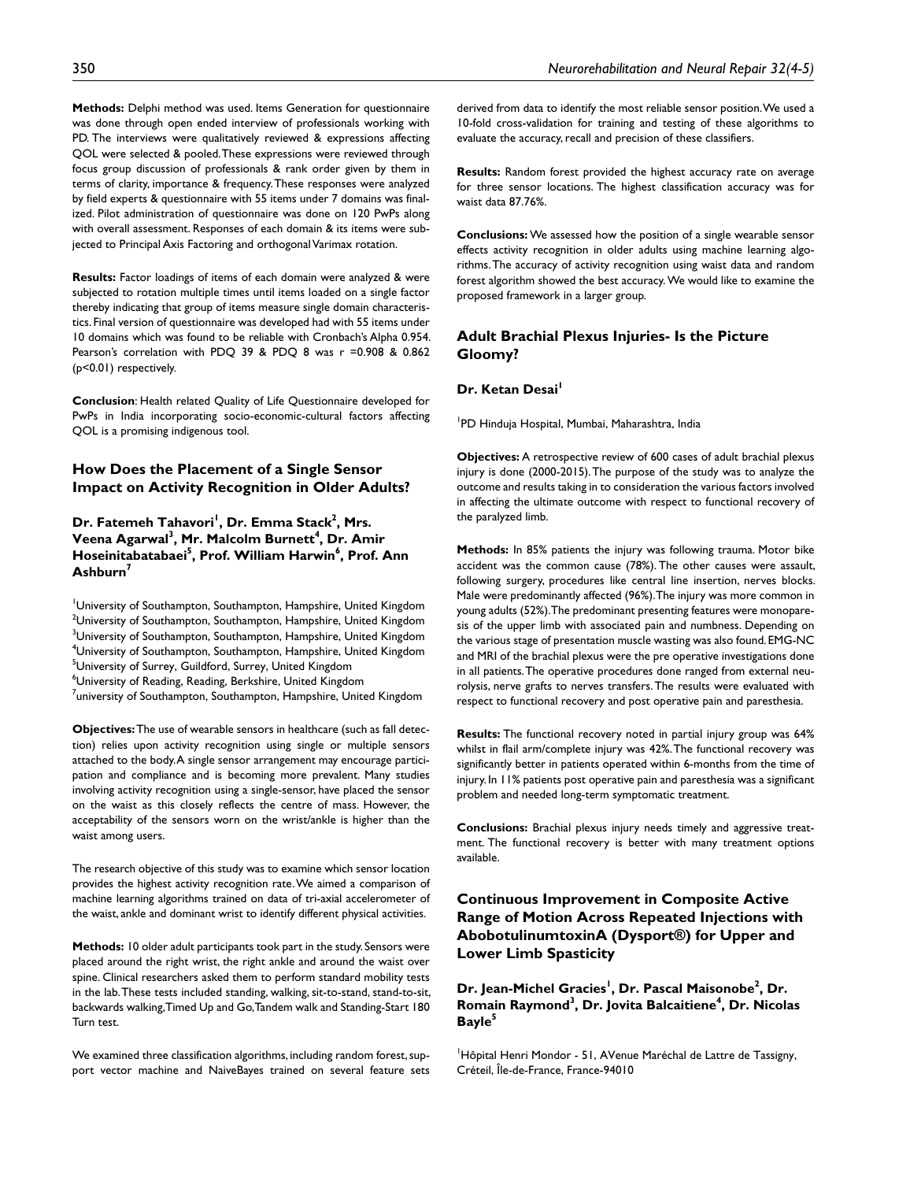**Methods:** Delphi method was used. Items Generation for questionnaire was done through open ended interview of professionals working with PD. The interviews were qualitatively reviewed & expressions affecting QOL were selected & pooled. These expressions were reviewed through focus group discussion of professionals & rank order given by them in terms of clarity, importance & frequency. These responses were analyzed by field experts & questionnaire with 55 items under 7 domains was finalized. Pilot administration of questionnaire was done on 120 PwPs along with overall assessment. Responses of each domain & its items were subjected to Principal Axis Factoring and orthogonal Varimax rotation.

**Results:** Factor loadings of items of each domain were analyzed & were subjected to rotation multiple times until items loaded on a single factor thereby indicating that group of items measure single domain characteristics. Final version of questionnaire was developed had with 55 items under 10 domains which was found to be reliable with Cronbach's Alpha 0.954. Pearson's correlation with PDQ 39 & PDQ 8 was r =0.908 & 0.862 (p<0.01) respectively.

**Conclusion**: Health related Quality of Life Questionnaire developed for PwPs in India incorporating socio-economic-cultural factors affecting QOL is a promising indigenous tool.

## How Does the Placement of a Single Sensor Impact on Activity Recognition in Older Adults?

**Dr. Fatemeh Tahavori[1], Dr. Emma Stack[2], Mrs. Veena Agarwal[3], Mr. Malcolm Burnett[4], Dr. Amir Hoseinitabatabaei[5], Prof. William Harwin[6], Prof. Ann Ashburn[7]**

[1]University of Southampton, Southampton, Hampshire, United Kingdom
[2]University of Southampton, Southampton, Hampshire, United Kingdom
[3]University of Southampton, Southampton, Hampshire, United Kingdom
[4]University of Southampton, Southampton, Hampshire, United Kingdom
[5]University of Surrey, Guildford, Surrey, United Kingdom
[6]University of Reading, Reading, Berkshire, United Kingdom
[7]university of Southampton, Southampton, Hampshire, United Kingdom

**Objectives:** The use of wearable sensors in healthcare (such as fall detection) relies upon activity recognition using single or multiple sensors attached to the body. A single sensor arrangement may encourage participation and compliance and is becoming more prevalent. Many studies involving activity recognition using a single-sensor, have placed the sensor on the waist as this closely reflects the centre of mass. However, the acceptability of the sensors worn on the wrist/ankle is higher than the waist among users.

The research objective of this study was to examine which sensor location provides the highest activity recognition rate. We aimed a comparison of machine learning algorithms trained on data of tri-axial accelerometer of the waist, ankle and dominant wrist to identify different physical activities.

**Methods:** 10 older adult participants took part in the study. Sensors were placed around the right wrist, the right ankle and around the waist over spine. Clinical researchers asked them to perform standard mobility tests in the lab. These tests included standing, walking, sit-to-stand, stand-to-sit, backwards walking, Timed Up and Go, Tandem walk and Standing-Start 180 Turn test.

We examined three classification algorithms, including random forest, support vector machine and NaiveBayes trained on several feature sets derived from data to identify the most reliable sensor position. We used a 10-fold cross-validation for training and testing of these algorithms to evaluate the accuracy, recall and precision of these classifiers.

**Results:** Random forest provided the highest accuracy rate on average for three sensor locations. The highest classification accuracy was for waist data 87.76%.

**Conclusions:** We assessed how the position of a single wearable sensor effects activity recognition in older adults using machine learning algorithms. The accuracy of activity recognition using waist data and random forest algorithm showed the best accuracy. We would like to examine the proposed framework in a larger group.

## Adult Brachial Plexus Injuries- Is the Picture Gloomy?

**Dr. Ketan Desai[1]**

[1]PD Hinduja Hospital, Mumbai, Maharashtra, India

**Objectives:** A retrospective review of 600 cases of adult brachial plexus injury is done (2000-2015). The purpose of the study was to analyze the outcome and results taking in to consideration the various factors involved in affecting the ultimate outcome with respect to functional recovery of the paralyzed limb.

**Methods:** In 85% patients the injury was following trauma. Motor bike accident was the common cause (78%). The other causes were assault, following surgery, procedures like central line insertion, nerves blocks. Male were predominantly affected (96%). The injury was more common in young adults (52%). The predominant presenting features were monoparesis of the upper limb with associated pain and numbness. Depending on the various stage of presentation muscle wasting was also found. EMG-NC and MRI of the brachial plexus were the pre operative investigations done in all patients. The operative procedures done ranged from external neurolysis, nerve grafts to nerves transfers. The results were evaluated with respect to functional recovery and post operative pain and paresthesia.

**Results:** The functional recovery noted in partial injury group was 64% whilst in flail arm/complete injury was 42%. The functional recovery was significantly better in patients operated within 6-months from the time of injury. In 11% patients post operative pain and paresthesia was a significant problem and needed long-term symptomatic treatment.

**Conclusions:** Brachial plexus injury needs timely and aggressive treatment. The functional recovery is better with many treatment options available.

## Continuous Improvement in Composite Active Range of Motion Across Repeated Injections with AbobotulinumtoxinA (Dysport®) for Upper and Lower Limb Spasticity

**Dr. Jean-Michel Gracies[1], Dr. Pascal Maisonobe[2], Dr. Romain Raymond[3], Dr. Jovita Balcaitiene[4], Dr. Nicolas Bayle[5]**

[1]Hôpital Henri Mondor - 51, AVenue Maréchal de Lattre de Tassigny, Créteil, Île-de-France, France-94010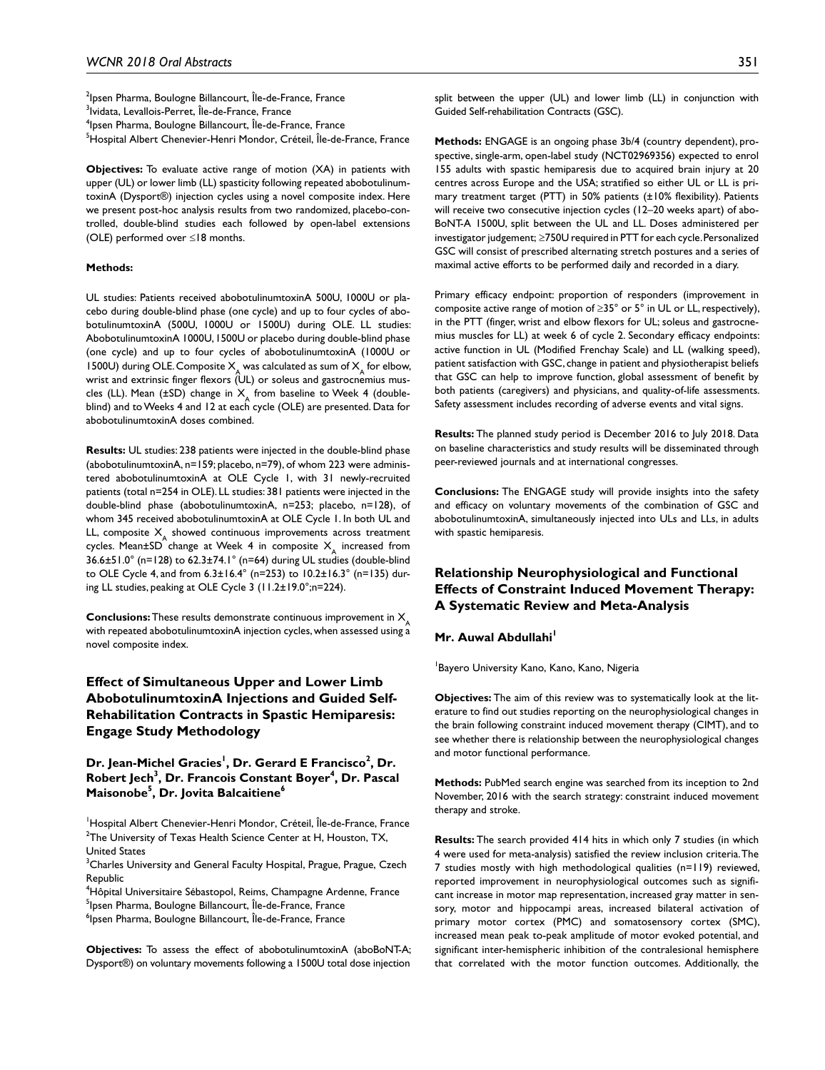[2]Ipsen Pharma, Boulogne Billancourt, Île-de-France, France
[3]Ividata, Levallois-Perret, Île-de-France, France
[4]Ipsen Pharma, Boulogne Billancourt, Île-de-France, France
[5]Hospital Albert Chenevier-Henri Mondor, Créteil, Île-de-France, France

**Objectives:** To evaluate active range of motion (XA) in patients with upper (UL) or lower limb (LL) spasticity following repeated abobotulinumtoxinA (Dysport®) injection cycles using a novel composite index. Here we present post-hoc analysis results from two randomized, placebo-controlled, double-blind studies each followed by open-label extensions (OLE) performed over ≤18 months.

**Methods:**

UL studies: Patients received abobotulinumtoxinA 500U, 1000U or placebo during double-blind phase (one cycle) and up to four cycles of abobotulinumtoxinA (500U, 1000U or 1500U) during OLE. LL studies: AbobotulinumtoxinA 1000U, 1500U or placebo during double-blind phase (one cycle) and up to four cycles of abobotulinumtoxinA (1000U or 1500U) during OLE. Composite $X_A$ was calculated as sum of $X_A$ for elbow, wrist and extrinsic finger flexors (UL) or soleus and gastrocnemius muscles (LL). Mean (±SD) change in $X_A$ from baseline to Week 4 (double-blind) and to Weeks 4 and 12 at each cycle (OLE) are presented. Data for abobotulinumtoxinA doses combined.

**Results:** UL studies: 238 patients were injected in the double-blind phase (abobotulinumtoxinA, n=159; placebo, n=79), of whom 223 were administered abobotulinumtoxinA at OLE Cycle 1, with 31 newly-recruited patients (total n=254 in OLE). LL studies: 381 patients were injected in the double-blind phase (abobotulinumtoxinA, n=253; placebo, n=128), of whom 345 received abobotulinumtoxinA at OLE Cycle 1. In both UL and LL, composite $X_A$ showed continuous improvements across treatment cycles. Mean±SD change at Week 4 in composite $X_A$ increased from 36.6±51.0° (n=128) to 62.3±74.1° (n=64) during UL studies (double-blind to OLE Cycle 4, and from 6.3±16.4° (n=253) to 10.2±16.3° (n=135) during LL studies, peaking at OLE Cycle 3 (11.2±19.0°;n=224).

**Conclusions:** These results demonstrate continuous improvement in $X_A$ with repeated abobotulinumtoxinA injection cycles, when assessed using a novel composite index.

## Effect of Simultaneous Upper and Lower Limb AbobotulinumtoxinA Injections and Guided Self-Rehabilitation Contracts in Spastic Hemiparesis: Engage Study Methodology

**Dr. Jean-Michel Gracies[1], Dr. Gerard E Francisco[2], Dr. Robert Jech[3], Dr. Francois Constant Boyer[4], Dr. Pascal Maisonobe[5], Dr. Jovita Balcaitiene[6]**

[1]Hospital Albert Chenevier-Henri Mondor, Créteil, Île-de-France, France
[2]The University of Texas Health Science Center at H, Houston, TX, United States
[3]Charles University and General Faculty Hospital, Prague, Prague, Czech Republic
[4]Hôpital Universitaire Sébastopol, Reims, Champagne Ardenne, France
[5]Ipsen Pharma, Boulogne Billancourt, Île-de-France, France
[6]Ipsen Pharma, Boulogne Billancourt, Île-de-France, France

**Objectives:** To assess the effect of abobotulinumtoxinA (aboBoNT-A; Dysport®) on voluntary movements following a 1500U total dose injection split between the upper (UL) and lower limb (LL) in conjunction with Guided Self-rehabilitation Contracts (GSC).

**Methods:** ENGAGE is an ongoing phase 3b/4 (country dependent), prospective, single-arm, open-label study (NCT02969356) expected to enrol 155 adults with spastic hemiparesis due to acquired brain injury at 20 centres across Europe and the USA; stratified so either UL or LL is primary treatment target (PTT) in 50% patients (±10% flexibility). Patients will receive two consecutive injection cycles (12–20 weeks apart) of aboBoNT-A 1500U, split between the UL and LL. Doses administered per investigator judgement; ≥750U required in PTT for each cycle. Personalized GSC will consist of prescribed alternating stretch postures and a series of maximal active efforts to be performed daily and recorded in a diary.

Primary efficacy endpoint: proportion of responders (improvement in composite active range of motion of ≥35° or 5° in UL or LL, respectively), in the PTT (finger, wrist and elbow flexors for UL; soleus and gastrocnemius muscles for LL) at week 6 of cycle 2. Secondary efficacy endpoints: active function in UL (Modified Frenchay Scale) and LL (walking speed), patient satisfaction with GSC, change in patient and physiotherapist beliefs that GSC can help to improve function, global assessment of benefit by both patients (caregivers) and physicians, and quality-of-life assessments. Safety assessment includes recording of adverse events and vital signs.

**Results:** The planned study period is December 2016 to July 2018. Data on baseline characteristics and study results will be disseminated through peer-reviewed journals and at international congresses.

**Conclusions:** The ENGAGE study will provide insights into the safety and efficacy on voluntary movements of the combination of GSC and abobotulinumtoxinA, simultaneously injected into ULs and LLs, in adults with spastic hemiparesis.

## Relationship Neurophysiological and Functional Effects of Constraint Induced Movement Therapy: A Systematic Review and Meta-Analysis

**Mr. Auwal Abdullahi[1]**

[1]Bayero University Kano, Kano, Kano, Nigeria

**Objectives:** The aim of this review was to systematically look at the literature to find out studies reporting on the neurophysiological changes in the brain following constraint induced movement therapy (CIMT), and to see whether there is relationship between the neurophysiological changes and motor functional performance.

**Methods:** PubMed search engine was searched from its inception to 2nd November, 2016 with the search strategy: constraint induced movement therapy and stroke.

**Results:** The search provided 414 hits in which only 7 studies (in which 4 were used for meta-analysis) satisfied the review inclusion criteria. The 7 studies mostly with high methodological qualities (n=119) reviewed, reported improvement in neurophysiological outcomes such as significant increase in motor map representation, increased gray matter in sensory, motor and hippocampi areas, increased bilateral activation of primary motor cortex (PMC) and somatosensory cortex (SMC), increased mean peak to-peak amplitude of motor evoked potential, and significant inter-hemispheric inhibition of the contralesional hemisphere that correlated with the motor function outcomes. Additionally, the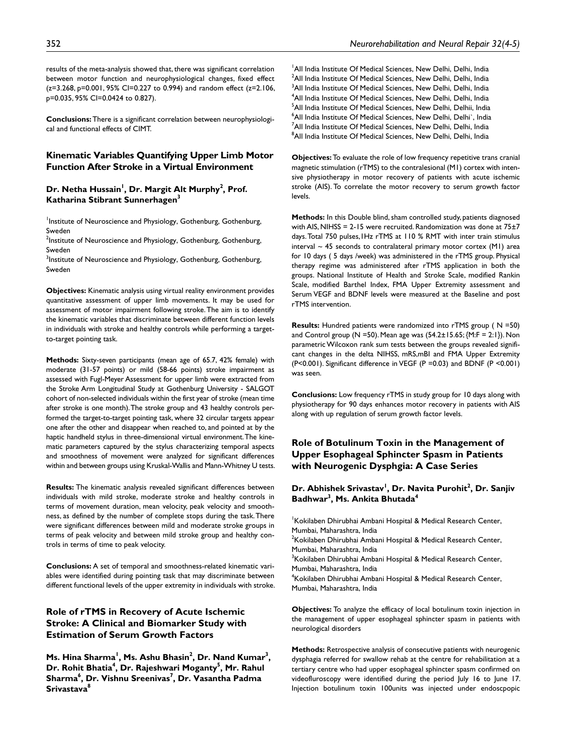results of the meta-analysis showed that, there was significant correlation between motor function and neurophysiological changes, fixed effect (z=3.268, p=0.001, 95% CI=0.227 to 0.994) and random effect (z=2.106, p=0.035, 95% CI=0.0424 to 0.827).

**Conclusions:** There is a significant correlation between neurophysiological and functional effects of CIMT.

## Kinematic Variables Quantifying Upper Limb Motor Function After Stroke in a Virtual Environment

**Dr. Netha Hussain[1], Dr. Margit Alt Murphy[2], Prof. Katharina Stibrant Sunnerhagen[3]**

[1]Institute of Neuroscience and Physiology, Gothenburg, Gothenburg, Sweden
[2]Institute of Neuroscience and Physiology, Gothenburg, Gothenburg, Sweden
[3]Institute of Neuroscience and Physiology, Gothenburg, Gothenburg, Sweden

**Objectives:** Kinematic analysis using virtual reality environment provides quantitative assessment of upper limb movements. It may be used for assessment of motor impairment following stroke. The aim is to identify the kinematic variables that discriminate between different function levels in individuals with stroke and healthy controls while performing a target-to-target pointing task.

**Methods:** Sixty-seven participants (mean age of 65.7, 42% female) with moderate (31-57 points) or mild (58-66 points) stroke impairment as assessed with Fugl-Meyer Assessment for upper limb were extracted from the Stroke Arm Longitudinal Study at Gothenburg University - SALGOT cohort of non-selected individuals within the first year of stroke (mean time after stroke is one month). The stroke group and 43 healthy controls performed the target-to-target pointing task, where 32 circular targets appear one after the other and disappear when reached to, and pointed at by the haptic handheld stylus in three-dimensional virtual environment. The kinematic parameters captured by the stylus characterizing temporal aspects and smoothness of movement were analyzed for significant differences within and between groups using Kruskal-Wallis and Mann-Whitney U tests.

**Results:** The kinematic analysis revealed significant differences between individuals with mild stroke, moderate stroke and healthy controls in terms of movement duration, mean velocity, peak velocity and smoothness, as defined by the number of complete stops during the task. There were significant differences between mild and moderate stroke groups in terms of peak velocity and between mild stroke group and healthy controls in terms of time to peak velocity.

**Conclusions:** A set of temporal and smoothness-related kinematic variables were identified during pointing task that may discriminate between different functional levels of the upper extremity in individuals with stroke.

## Role of rTMS in Recovery of Acute Ischemic Stroke: A Clinical and Biomarker Study with Estimation of Serum Growth Factors

**Ms. Hina Sharma[1], Ms. Ashu Bhasin[2], Dr. Nand Kumar[3], Dr. Rohit Bhatia[4], Dr. Rajeshwari Moganty[5], Mr. Rahul Sharma[6], Dr. Vishnu Sreenivas[7], Dr. Vasantha Padma Srivastava[8]**

[1]All India Institute Of Medical Sciences, New Delhi, Delhi, India
[2]All India Institute Of Medical Sciences, New Delhi, Delhi, India
[3]All India Institute Of Medical Sciences, New Delhi, Delhi, India
[4]All India Institute Of Medical Sciences, New Delhi, Delhi, India
[5]All India Institute Of Medical Sciences, New Delhi, Delhii, India
[6]All India Institute Of Medical Sciences, New Delhi, Delhi`, India
[7]All India Institute Of Medical Sciences, New Delhi, Delhi, India
[8]All India Institute Of Medical Sciences, New Delhi, Delhi, India

**Objectives:** To evaluate the role of low frequency repetitive trans cranial magnetic stimulation (rTMS) to the contralesional (M1) cortex with intensive physiotherapy in motor recovery of patients with acute ischemic stroke (AIS). To correlate the motor recovery to serum growth factor levels.

**Methods:** In this Double blind, sham controlled study, patients diagnosed with AIS, NIHSS = 2-15 were recruited. Randomization was done at 75±7 days. Total 750 pulses, 1Hz rTMS at 110 % RMT with inter train stimulus interval ~ 45 seconds to contralateral primary motor cortex (M1) area for 10 days ( 5 days /week) was administered in the rTMS group. Physical therapy regime was administered after rTMS application in both the groups. National Institute of Health and Stroke Scale, modified Rankin Scale, modified Barthel Index, FMA Upper Extremity assessment and Serum VEGF and BDNF levels were measured at the Baseline and post rTMS intervention.

**Results:** Hundred patients were randomized into rTMS group ( N =50) and Control group (N =50). Mean age was (54.2±15.65; {M:F = 2:1}). Non parametric Wilcoxon rank sum tests between the groups revealed significant changes in the delta NIHSS, mRS,mBI and FMA Upper Extremity (P<0.001). Significant difference in VEGF (P =0.03) and BDNF (P <0.001) was seen.

**Conclusions:** Low frequency rTMS in study group for 10 days along with physiotherapy for 90 days enhances motor recovery in patients with AIS along with up regulation of serum growth factor levels.

## Role of Botulinum Toxin in the Management of Upper Esophageal Sphincter Spasm in Patients with Neurogenic Dysphgia: A Case Series

**Dr. Abhishek Srivastav[1], Dr. Navita Purohit[2], Dr. Sanjiv Badhwar[3], Ms. Ankita Bhutada[4]**

[1]Kokilaben Dhirubhai Ambani Hospital & Medical Research Center, Mumbai, Maharashtra, India
[2]Kokilaben Dhirubhai Ambani Hospital & Medical Research Center, Mumbai, Maharashtra, India
[3]Kokilaben Dhirubhai Ambani Hospital & Medical Research Center, Mumbai, Maharashtra, India
[4]Kokilaben Dhirubhai Ambani Hospital & Medical Research Center, Mumbai, Maharashtra, India

**Objectives:** To analyze the efficacy of local botulinum toxin injection in the management of upper esophageal sphincter spasm in patients with neurological disorders

**Methods:** Retrospective analysis of consecutive patients with neurogenic dysphagia referred for swallow rehab at the centre for rehabilitation at a tertiary centre who had upper esophageal sphincter spasm confirmed on videofluroscopy were identified during the period July 16 to June 17. Injection botulinum toxin 100units was injected under endoscpopic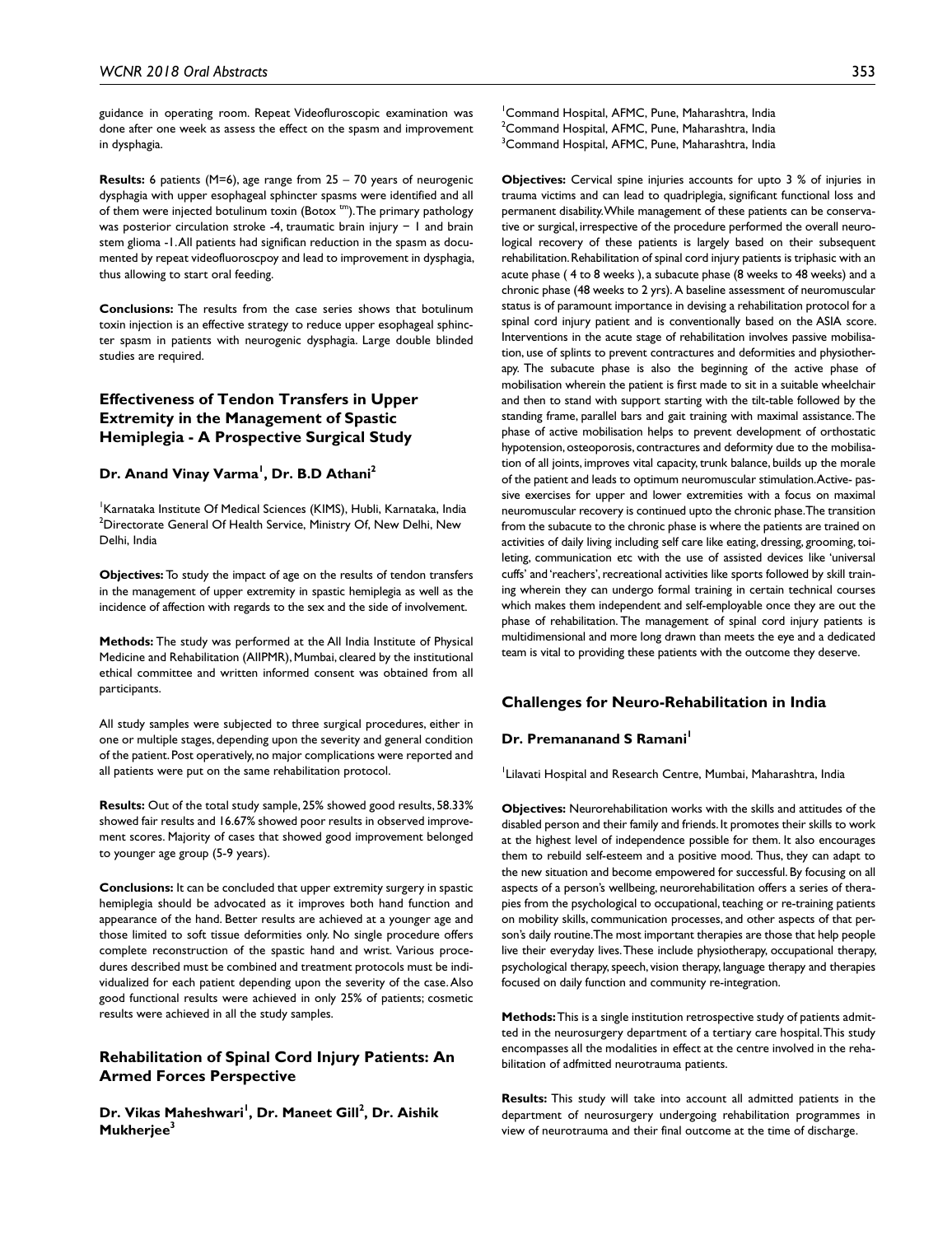guidance in operating room. Repeat Videofluroscopic examination was done after one week as assess the effect on the spasm and improvement in dysphagia.

**Results:** 6 patients (M=6), age range from 25 – 70 years of neurogenic dysphagia with upper esophageal sphincter spasms were identified and all of them were injected botulinum toxin (Botox ™). The primary pathology was posterior circulation stroke -4, traumatic brain injury − 1 and brain stem glioma -1. All patients had significan reduction in the spasm as documented by repeat videofluoroscpoy and lead to improvement in dysphagia, thus allowing to start oral feeding.

**Conclusions:** The results from the case series shows that botulinum toxin injection is an effective strategy to reduce upper esophageal sphincter spasm in patients with neurogenic dysphagia. Large double blinded studies are required.

## Effectiveness of Tendon Transfers in Upper Extremity in the Management of Spastic Hemiplegia - A Prospective Surgical Study

**Dr. Anand Vinay Varma[1], Dr. B.D Athani[2]**

[1]Karnataka Institute Of Medical Sciences (KIMS), Hubli, Karnataka, India
[2]Directorate General Of Health Service, Ministry Of, New Delhi, New Delhi, India

**Objectives:** To study the impact of age on the results of tendon transfers in the management of upper extremity in spastic hemiplegia as well as the incidence of affection with regards to the sex and the side of involvement.

**Methods:** The study was performed at the All India Institute of Physical Medicine and Rehabilitation (AIIPMR), Mumbai, cleared by the institutional ethical committee and written informed consent was obtained from all participants.

All study samples were subjected to three surgical procedures, either in one or multiple stages, depending upon the severity and general condition of the patient. Post operatively, no major complications were reported and all patients were put on the same rehabilitation protocol.

**Results:** Out of the total study sample, 25% showed good results, 58.33% showed fair results and 16.67% showed poor results in observed improvement scores. Majority of cases that showed good improvement belonged to younger age group (5-9 years).

**Conclusions:** It can be concluded that upper extremity surgery in spastic hemiplegia should be advocated as it improves both hand function and appearance of the hand. Better results are achieved at a younger age and those limited to soft tissue deformities only. No single procedure offers complete reconstruction of the spastic hand and wrist. Various procedures described must be combined and treatment protocols must be individualized for each patient depending upon the severity of the case. Also good functional results were achieved in only 25% of patients; cosmetic results were achieved in all the study samples.

## Rehabilitation of Spinal Cord Injury Patients: An Armed Forces Perspective

**Dr. Vikas Maheshwari[1], Dr. Maneet Gill[2], Dr. Aishik Mukherjee[3]**

[1]Command Hospital, AFMC, Pune, Maharashtra, India
[2]Command Hospital, AFMC, Pune, Maharashtra, India
[3]Command Hospital, AFMC, Pune, Maharashtra, India

**Objectives:** Cervical spine injuries accounts for upto 3 % of injuries in trauma victims and can lead to quadriplegia, significant functional loss and permanent disability. While management of these patients can be conservative or surgical, irrespective of the procedure performed the overall neurological recovery of these patients is largely based on their subsequent rehabilitation. Rehabilitation of spinal cord injury patients is triphasic with an acute phase ( 4 to 8 weeks ), a subacute phase (8 weeks to 48 weeks) and a chronic phase (48 weeks to 2 yrs). A baseline assessment of neuromuscular status is of paramount importance in devising a rehabilitation protocol for a spinal cord injury patient and is conventionally based on the ASIA score. Interventions in the acute stage of rehabilitation involves passive mobilisation, use of splints to prevent contractures and deformities and physiotherapy. The subacute phase is also the beginning of the active phase of mobilisation wherein the patient is first made to sit in a suitable wheelchair and then to stand with support starting with the tilt-table followed by the standing frame, parallel bars and gait training with maximal assistance. The phase of active mobilisation helps to prevent development of orthostatic hypotension, osteoporosis, contractures and deformity due to the mobilisation of all joints, improves vital capacity, trunk balance, builds up the morale of the patient and leads to optimum neuromuscular stimulation. Active- passive exercises for upper and lower extremities with a focus on maximal neuromuscular recovery is continued upto the chronic phase. The transition from the subacute to the chronic phase is where the patients are trained on activities of daily living including self care like eating, dressing, grooming, toileting, communication etc with the use of assisted devices like 'universal cuffs' and 'reachers', recreational activities like sports followed by skill training wherein they can undergo formal training in certain technical courses which makes them independent and self-employable once they are out the phase of rehabilitation. The management of spinal cord injury patients is multidimensional and more long drawn than meets the eye and a dedicated team is vital to providing these patients with the outcome they deserve.

## Challenges for Neuro-Rehabilitation in India

**Dr. Premananand S Ramani[1]**

[1]Lilavati Hospital and Research Centre, Mumbai, Maharashtra, India

**Objectives:** Neurorehabilitation works with the skills and attitudes of the disabled person and their family and friends. It promotes their skills to work at the highest level of independence possible for them. It also encourages them to rebuild self-esteem and a positive mood. Thus, they can adapt to the new situation and become empowered for successful. By focusing on all aspects of a person's wellbeing, neurorehabilitation offers a series of therapies from the psychological to occupational, teaching or re-training patients on mobility skills, communication processes, and other aspects of that person's daily routine. The most important therapies are those that help people live their everyday lives. These include physiotherapy, occupational therapy, psychological therapy, speech, vision therapy, language therapy and therapies focused on daily function and community re-integration.

**Methods:** This is a single institution retrospective study of patients admitted in the neurosurgery department of a tertiary care hospital. This study encompasses all the modalities in effect at the centre involved in the rehabilitation of adfmitted neurotrauma patients.

**Results:** This study will take into account all admitted patients in the department of neurosurgery undergoing rehabilitation programmes in view of neurotrauma and their final outcome at the time of discharge.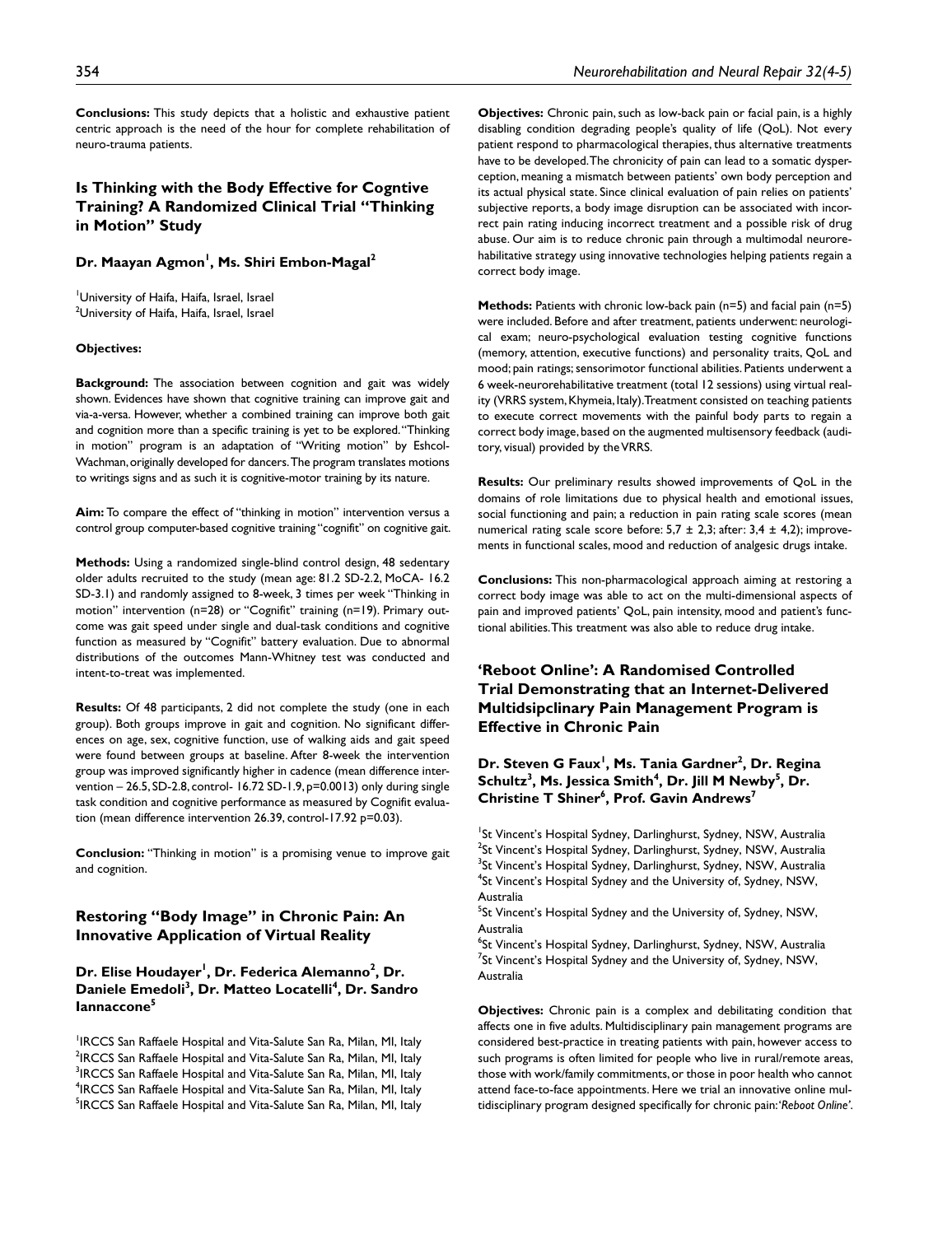**Conclusions:** This study depicts that a holistic and exhaustive patient centric approach is the need of the hour for complete rehabilitation of neuro-trauma patients.

## Is Thinking with the Body Effective for Cogntive Training? A Randomized Clinical Trial "Thinking in Motion" Study

**Dr. Maayan Agmon[1], Ms. Shiri Embon-Magal[2]**

[1]University of Haifa, Haifa, Israel, Israel
[2]University of Haifa, Haifa, Israel, Israel

**Objectives:**

**Background:** The association between cognition and gait was widely shown. Evidences have shown that cognitive training can improve gait and via-a-versa. However, whether a combined training can improve both gait and cognition more than a specific training is yet to be explored. "Thinking in motion" program is an adaptation of "Writing motion" by Eshcol-Wachman, originally developed for dancers. The program translates motions to writings signs and as such it is cognitive-motor training by its nature.

**Aim:** To compare the effect of "thinking in motion" intervention versus a control group computer-based cognitive training "cognifit" on cognitive gait.

**Methods:** Using a randomized single-blind control design, 48 sedentary older adults recruited to the study (mean age: 81.2 SD-2.2, MoCA- 16.2 SD-3.1) and randomly assigned to 8-week, 3 times per week "Thinking in motion" intervention (n=28) or "Cognifit" training (n=19). Primary outcome was gait speed under single and dual-task conditions and cognitive function as measured by "Cognifit" battery evaluation. Due to abnormal distributions of the outcomes Mann-Whitney test was conducted and intent-to-treat was implemented.

**Results:** Of 48 participants, 2 did not complete the study (one in each group). Both groups improve in gait and cognition. No significant differences on age, sex, cognitive function, use of walking aids and gait speed were found between groups at baseline. After 8-week the intervention group was improved significantly higher in cadence (mean difference intervention – 26.5, SD-2.8, control- 16.72 SD-1.9, p=0.0013) only during single task condition and cognitive performance as measured by Cognifit evaluation (mean difference intervention 26.39, control-17.92 p=0.03).

**Conclusion:** "Thinking in motion" is a promising venue to improve gait and cognition.

## Restoring "Body Image" in Chronic Pain: An Innovative Application of Virtual Reality

**Dr. Elise Houdayer[1], Dr. Federica Alemanno[2], Dr. Daniele Emedoli[3], Dr. Matteo Locatelli[4], Dr. Sandro Iannaccone[5]**

[1]IRCCS San Raffaele Hospital and Vita-Salute San Ra, Milan, MI, Italy
[2]IRCCS San Raffaele Hospital and Vita-Salute San Ra, Milan, MI, Italy
[3]IRCCS San Raffaele Hospital and Vita-Salute San Ra, Milan, MI, Italy
[4]IRCCS San Raffaele Hospital and Vita-Salute San Ra, Milan, MI, Italy
[5]IRCCS San Raffaele Hospital and Vita-Salute San Ra, Milan, MI, Italy

**Objectives:** Chronic pain, such as low-back pain or facial pain, is a highly disabling condition degrading people's quality of life (QoL). Not every patient respond to pharmacological therapies, thus alternative treatments have to be developed. The chronicity of pain can lead to a somatic dysperception, meaning a mismatch between patients' own body perception and its actual physical state. Since clinical evaluation of pain relies on patients' subjective reports, a body image disruption can be associated with incorrect pain rating inducing incorrect treatment and a possible risk of drug abuse. Our aim is to reduce chronic pain through a multimodal neurorehabilitative strategy using innovative technologies helping patients regain a correct body image.

**Methods:** Patients with chronic low-back pain (n=5) and facial pain (n=5) were included. Before and after treatment, patients underwent: neurological exam; neuro-psychological evaluation testing cognitive functions (memory, attention, executive functions) and personality traits, QoL and mood; pain ratings; sensorimotor functional abilities. Patients underwent a 6 week-neurorehabilitative treatment (total 12 sessions) using virtual reality (VRRS system, Khymeia, Italy). Treatment consisted on teaching patients to execute correct movements with the painful body parts to regain a correct body image, based on the augmented multisensory feedback (auditory, visual) provided by the VRRS.

**Results:** Our preliminary results showed improvements of QoL in the domains of role limitations due to physical health and emotional issues, social functioning and pain; a reduction in pain rating scale scores (mean numerical rating scale score before: 5,7 ± 2,3; after: 3,4 ± 4,2); improvements in functional scales, mood and reduction of analgesic drugs intake.

**Conclusions:** This non-pharmacological approach aiming at restoring a correct body image was able to act on the multi-dimensional aspects of pain and improved patients' QoL, pain intensity, mood and patient's functional abilities. This treatment was also able to reduce drug intake.

## 'Reboot Online': A Randomised Controlled Trial Demonstrating that an Internet-Delivered Multidsipclinary Pain Management Program is Effective in Chronic Pain

**Dr. Steven G Faux[1], Ms. Tania Gardner[2], Dr. Regina Schultz[3], Ms. Jessica Smith[4], Dr. Jill M Newby[5], Dr. Christine T Shiner[6], Prof. Gavin Andrews[7]**

[1]St Vincent's Hospital Sydney, Darlinghurst, Sydney, NSW, Australia
[2]St Vincent's Hospital Sydney, Darlinghurst, Sydney, NSW, Australia
[3]St Vincent's Hospital Sydney, Darlinghurst, Sydney, NSW, Australia
[4]St Vincent's Hospital Sydney and the University of, Sydney, NSW, Australia
[5]St Vincent's Hospital Sydney and the University of, Sydney, NSW, Australia
[6]St Vincent's Hospital Sydney, Darlinghurst, Sydney, NSW, Australia
[7]St Vincent's Hospital Sydney and the University of, Sydney, NSW, Australia

**Objectives:** Chronic pain is a complex and debilitating condition that affects one in five adults. Multidisciplinary pain management programs are considered best-practice in treating patients with pain, however access to such programs is often limited for people who live in rural/remote areas, those with work/family commitments, or those in poor health who cannot attend face-to-face appointments. Here we trial an innovative online multidisciplinary program designed specifically for chronic pain: *'Reboot Online'*.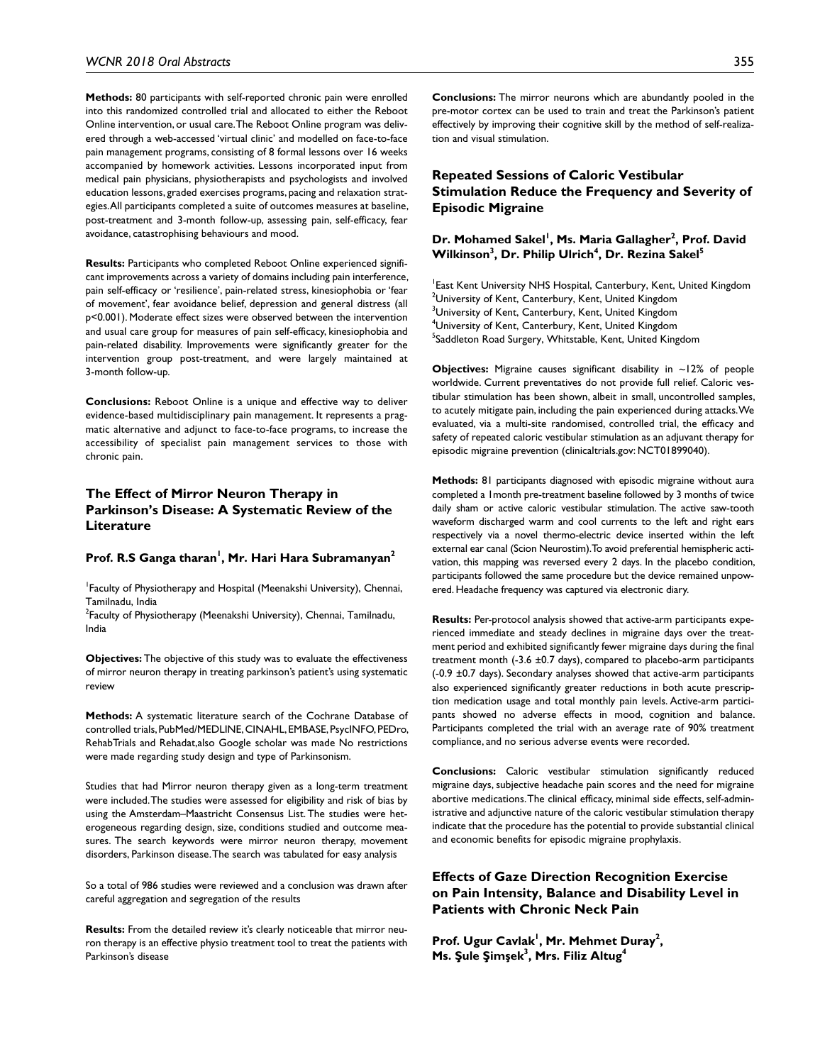**Methods:** 80 participants with self-reported chronic pain were enrolled into this randomized controlled trial and allocated to either the Reboot Online intervention, or usual care. The Reboot Online program was delivered through a web-accessed 'virtual clinic' and modelled on face-to-face pain management programs, consisting of 8 formal lessons over 16 weeks accompanied by homework activities. Lessons incorporated input from medical pain physicians, physiotherapists and psychologists and involved education lessons, graded exercises programs, pacing and relaxation strategies. All participants completed a suite of outcomes measures at baseline, post-treatment and 3-month follow-up, assessing pain, self-efficacy, fear avoidance, catastrophising behaviours and mood.

**Results:** Participants who completed Reboot Online experienced significant improvements across a variety of domains including pain interference, pain self-efficacy or 'resilience', pain-related stress, kinesiophobia or 'fear of movement', fear avoidance belief, depression and general distress (all $p<0.001$). Moderate effect sizes were observed between the intervention and usual care group for measures of pain self-efficacy, kinesiophobia and pain-related disability. Improvements were significantly greater for the intervention group post-treatment, and were largely maintained at 3-month follow-up.

**Conclusions:** Reboot Online is a unique and effective way to deliver evidence-based multidisciplinary pain management. It represents a pragmatic alternative and adjunct to face-to-face programs, to increase the accessibility of specialist pain management services to those with chronic pain.

## The Effect of Mirror Neuron Therapy in Parkinson's Disease: A Systematic Review of the Literature

**Prof. R.S Ganga tharan[1], Mr. Hari Hara Subramanyan[2]**

[1]Faculty of Physiotherapy and Hospital (Meenakshi University), Chennai, Tamilnadu, India
[2]Faculty of Physiotherapy (Meenakshi University), Chennai, Tamilnadu, India

**Objectives:** The objective of this study was to evaluate the effectiveness of mirror neuron therapy in treating parkinson's patient's using systematic review

**Methods:** A systematic literature search of the Cochrane Database of controlled trials, PubMed/MEDLINE, CINAHL, EMBASE, PsycINFO, PEDro, RehabTrials and Rehadat,also Google scholar was made No restrictions were made regarding study design and type of Parkinsonism.

Studies that had Mirror neuron therapy given as a long-term treatment were included. The studies were assessed for eligibility and risk of bias by using the Amsterdam–Maastricht Consensus List. The studies were heterogeneous regarding design, size, conditions studied and outcome measures. The search keywords were mirror neuron therapy, movement disorders, Parkinson disease. The search was tabulated for easy analysis

So a total of 986 studies were reviewed and a conclusion was drawn after careful aggregation and segregation of the results

**Results:** From the detailed review it's clearly noticeable that mirror neuron therapy is an effective physio treatment tool to treat the patients with Parkinson's disease

**Conclusions:** The mirror neurons which are abundantly pooled in the pre-motor cortex can be used to train and treat the Parkinson's patient effectively by improving their cognitive skill by the method of self-realization and visual stimulation.

## Repeated Sessions of Caloric Vestibular Stimulation Reduce the Frequency and Severity of Episodic Migraine

**Dr. Mohamed Sakel[1], Ms. Maria Gallagher[2], Prof. David Wilkinson[3], Dr. Philip Ulrich[4], Dr. Rezina Sakel[5]**

[1]East Kent University NHS Hospital, Canterbury, Kent, United Kingdom
[2]University of Kent, Canterbury, Kent, United Kingdom
[3]University of Kent, Canterbury, Kent, United Kingdom
[4]University of Kent, Canterbury, Kent, United Kingdom
[5]Saddleton Road Surgery, Whitstable, Kent, United Kingdom

**Objectives:** Migraine causes significant disability in ~12% of people worldwide. Current preventatives do not provide full relief. Caloric vestibular stimulation has been shown, albeit in small, uncontrolled samples, to acutely mitigate pain, including the pain experienced during attacks. We evaluated, via a multi-site randomised, controlled trial, the efficacy and safety of repeated caloric vestibular stimulation as an adjuvant therapy for episodic migraine prevention (clinicaltrials.gov: NCT01899040).

**Methods:** 81 participants diagnosed with episodic migraine without aura completed a 1month pre-treatment baseline followed by 3 months of twice daily sham or active caloric vestibular stimulation. The active saw-tooth waveform discharged warm and cool currents to the left and right ears respectively via a novel thermo-electric device inserted within the left external ear canal (Scion Neurostim). To avoid preferential hemispheric activation, this mapping was reversed every 2 days. In the placebo condition, participants followed the same procedure but the device remained unpowered. Headache frequency was captured via electronic diary.

**Results:** Per-protocol analysis showed that active-arm participants experienced immediate and steady declines in migraine days over the treatment period and exhibited significantly fewer migraine days during the final treatment month (-3.6 ±0.7 days), compared to placebo-arm participants (-0.9 ±0.7 days). Secondary analyses showed that active-arm participants also experienced significantly greater reductions in both acute prescription medication usage and total monthly pain levels. Active-arm participants showed no adverse effects in mood, cognition and balance. Participants completed the trial with an average rate of 90% treatment compliance, and no serious adverse events were recorded.

**Conclusions:** Caloric vestibular stimulation significantly reduced migraine days, subjective headache pain scores and the need for migraine abortive medications. The clinical efficacy, minimal side effects, self-administrative and adjunctive nature of the caloric vestibular stimulation therapy indicate that the procedure has the potential to provide substantial clinical and economic benefits for episodic migraine prophylaxis.

## Effects of Gaze Direction Recognition Exercise on Pain Intensity, Balance and Disability Level in Patients with Chronic Neck Pain

**Prof. Ugur Cavlak[1], Mr. Mehmet Duray[2], Ms. Şule Şimşek[3], Mrs. Filiz Altug[4]**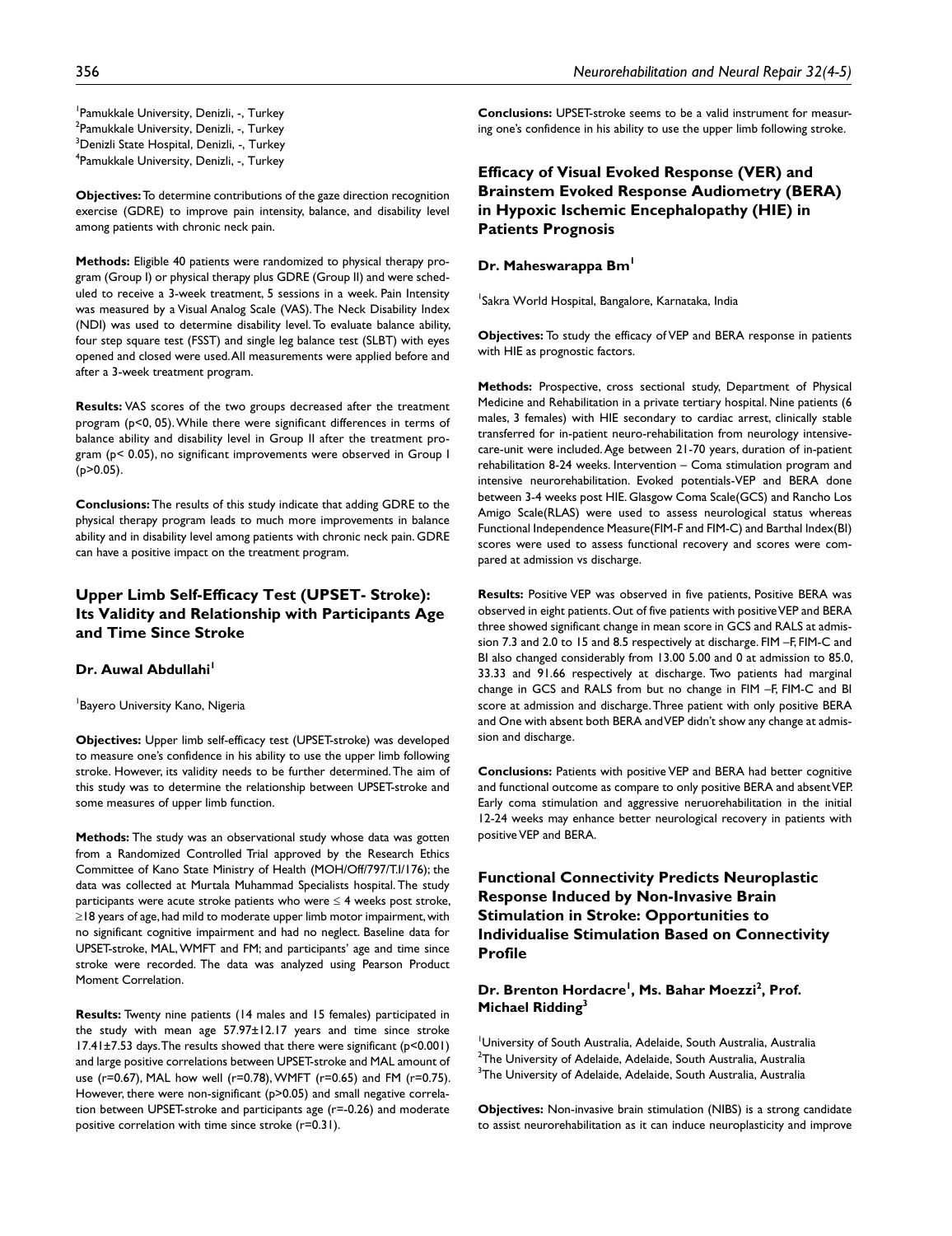[1]Pamukkale University, Denizli, -, Turkey
[2]Pamukkale University, Denizli, -, Turkey
[3]Denizli State Hospital, Denizli, -, Turkey
[4]Pamukkale University, Denizli, -, Turkey

**Objectives:** To determine contributions of the gaze direction recognition exercise (GDRE) to improve pain intensity, balance, and disability level among patients with chronic neck pain.

**Methods:** Eligible 40 patients were randomized to physical therapy program (Group I) or physical therapy plus GDRE (Group II) and were scheduled to receive a 3-week treatment, 5 sessions in a week. Pain Intensity was measured by a Visual Analog Scale (VAS). The Neck Disability Index (NDI) was used to determine disability level. To evaluate balance ability, four step square test (FSST) and single leg balance test (SLBT) with eyes opened and closed were used. All measurements were applied before and after a 3-week treatment program.

**Results:** VAS scores of the two groups decreased after the treatment program ($p<0, 05$). While there were significant differences in terms of balance ability and disability level in Group II after the treatment program ($p< 0.05$), no significant improvements were observed in Group I ($p>0.05$).

**Conclusions:** The results of this study indicate that adding GDRE to the physical therapy program leads to much more improvements in balance ability and in disability level among patients with chronic neck pain. GDRE can have a positive impact on the treatment program.

## Upper Limb Self-Efficacy Test (UPSET- Stroke): Its Validity and Relationship with Participants Age and Time Since Stroke

**Dr. Auwal Abdullahi[1]**

[1]Bayero University Kano, Nigeria

**Objectives:** Upper limb self-efficacy test (UPSET-stroke) was developed to measure one's confidence in his ability to use the upper limb following stroke. However, its validity needs to be further determined. The aim of this study was to determine the relationship between UPSET-stroke and some measures of upper limb function.

**Methods:** The study was an observational study whose data was gotten from a Randomized Controlled Trial approved by the Research Ethics Committee of Kano State Ministry of Health (MOH/Off/797/T.I/176); the data was collected at Murtala Muhammad Specialists hospital. The study participants were acute stroke patients who were ≤ 4 weeks post stroke, ≥18 years of age, had mild to moderate upper limb motor impairment, with no significant cognitive impairment and had no neglect. Baseline data for UPSET-stroke, MAL, WMFT and FM; and participants' age and time since stroke were recorded. The data was analyzed using Pearson Product Moment Correlation.

**Results:** Twenty nine patients (14 males and 15 females) participated in the study with mean age 57.97±12.17 years and time since stroke 17.41±7.53 days. The results showed that there were significant ($p<0.001$) and large positive correlations between UPSET-stroke and MAL amount of use ($r=0.67$), MAL how well ($r=0.78$), WMFT ($r=0.65$) and FM ($r=0.75$). However, there were non-significant ($p>0.05$) and small negative correlation between UPSET-stroke and participants age ($r=-0.26$) and moderate positive correlation with time since stroke ($r=0.31$).

**Conclusions:** UPSET-stroke seems to be a valid instrument for measuring one's confidence in his ability to use the upper limb following stroke.

## Efficacy of Visual Evoked Response (VER) and Brainstem Evoked Response Audiometry (BERA) in Hypoxic Ischemic Encephalopathy (HIE) in Patients Prognosis

**Dr. Maheswarappa Bm[1]**

[1]Sakra World Hospital, Bangalore, Karnataka, India

**Objectives:** To study the efficacy of VEP and BERA response in patients with HIE as prognostic factors.

**Methods:** Prospective, cross sectional study, Department of Physical Medicine and Rehabilitation in a private tertiary hospital. Nine patients (6 males, 3 females) with HIE secondary to cardiac arrest, clinically stable transferred for in-patient neuro-rehabilitation from neurology intensive-care-unit were included. Age between 21-70 years, duration of in-patient rehabilitation 8-24 weeks. Intervention – Coma stimulation program and intensive neurorehabilitation. Evoked potentials-VEP and BERA done between 3-4 weeks post HIE. Glasgow Coma Scale(GCS) and Rancho Los Amigo Scale(RLAS) were used to assess neurological status whereas Functional Independence Measure(FIM-F and FIM-C) and Barthal Index(BI) scores were used to assess functional recovery and scores were compared at admission vs discharge.

**Results:** Positive VEP was observed in five patients, Positive BERA was observed in eight patients. Out of five patients with positive VEP and BERA three showed significant change in mean score in GCS and RALS at admission 7.3 and 2.0 to 15 and 8.5 respectively at discharge. FIM –F, FIM-C and BI also changed considerably from 13.00 5.00 and 0 at admission to 85.0, 33.33 and 91.66 respectively at discharge. Two patients had marginal change in GCS and RALS from but no change in FIM –F, FIM-C and BI score at admission and discharge. Three patient with only positive BERA and One with absent both BERA and VEP didn't show any change at admission and discharge.

**Conclusions:** Patients with positive VEP and BERA had better cognitive and functional outcome as compare to only positive BERA and absent VEP. Early coma stimulation and aggressive neruorehabilitation in the initial 12-24 weeks may enhance better neurological recovery in patients with positive VEP and BERA.

## Functional Connectivity Predicts Neuroplastic Response Induced by Non-Invasive Brain Stimulation in Stroke: Opportunities to Individualise Stimulation Based on Connectivity Profile

**Dr. Brenton Hordacre[1], Ms. Bahar Moezzi[2], Prof. Michael Ridding[3]**

[1]University of South Australia, Adelaide, South Australia, Australia
[2]The University of Adelaide, Adelaide, South Australia, Australia
[3]The University of Adelaide, Adelaide, South Australia, Australia

**Objectives:** Non-invasive brain stimulation (NIBS) is a strong candidate to assist neurorehabilitation as it can induce neuroplasticity and improve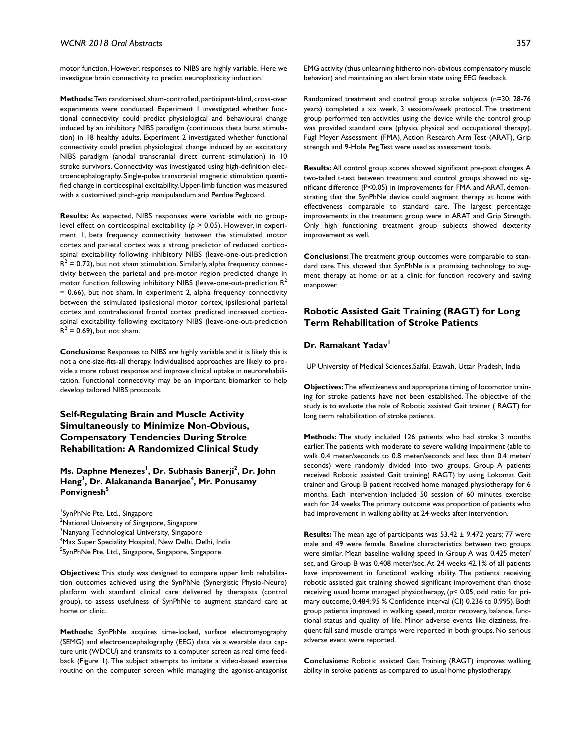motor function. However, responses to NIBS are highly variable. Here we investigate brain connectivity to predict neuroplasticity induction.

**Methods:** Two randomised, sham-controlled, participant-blind, cross-over experiments were conducted. Experiment 1 investigated whether functional connectivity could predict physiological and behavioural change induced by an inhibitory NIBS paradigm (continuous theta burst stimulation) in 18 healthy adults. Experiment 2 investigated whether functional connectivity could predict physiological change induced by an excitatory NIBS paradigm (anodal transcranial direct current stimulation) in 10 stroke survivors. Connectivity was investigated using high-definition electroencephalography. Single-pulse transcranial magnetic stimulation quantified change in corticospinal excitability. Upper-limb function was measured with a customised pinch-grip manipulandum and Perdue Pegboard.

**Results:** As expected, NIBS responses were variable with no group-level effect on corticospinal excitability ($p > 0.05$). However, in experiment 1, beta frequency connectivity between the stimulated motor cortex and parietal cortex was a strong predictor of reduced corticospinal excitability following inhibitory NIBS (leave-one-out-prediction $R^2 = 0.72$), but not sham stimulation. Similarly, alpha frequency connectivity between the parietal and pre-motor region predicted change in motor function following inhibitory NIBS (leave-one-out-prediction $R^2 = 0.66$), but not sham. In experiment 2, alpha frequency connectivity between the stimulated ipsilesional motor cortex, ipsilesional parietal cortex and contralesional frontal cortex predicted increased corticospinal excitability following excitatory NIBS (leave-one-out-prediction $R^2 = 0.69$), but not sham.

**Conclusions:** Responses to NIBS are highly variable and it is likely this is not a one-size-fits-all therapy. Individualised approaches are likely to provide a more robust response and improve clinical uptake in neurorehabilitation. Functional connectivity may be an important biomarker to help develop tailored NIBS protocols.

## Self-Regulating Brain and Muscle Activity Simultaneously to Minimize Non-Obvious, Compensatory Tendencies During Stroke Rehabilitation: A Randomized Clinical Study

**Ms. Daphne Menezes[1], Dr. Subhasis Banerji[2], Dr. John Heng[3], Dr. Alakananda Banerjee[4], Mr. Ponusamy Ponvignesh[5]**

[1]SynPhNe Pte. Ltd., Singapore
[2]National University of Singapore, Singapore
[3]Nanyang Technological University, Singapore
[4]Max Super Speciality Hospital, New Delhi, Delhi, India
[5]SynPhNe Pte. Ltd., Singapore, Singapore, Singapore

**Objectives:** This study was designed to compare upper limb rehabilitation outcomes achieved using the SynPhNe (Synergistic Physio-Neuro) platform with standard clinical care delivered by therapists (control group), to assess usefulness of SynPhNe to augment standard care at home or clinic.

**Methods:** SynPhNe acquires time-locked, surface electromyography (SEMG) and electroencephalography (EEG) data via a wearable data capture unit (WDCU) and transmits to a computer screen as real time feedback (Figure 1). The subject attempts to imitate a video-based exercise routine on the computer screen while managing the agonist-antagonist EMG activity (thus unlearning hitherto non-obvious compensatory muscle behavior) and maintaining an alert brain state using EEG feedback.

Randomized treatment and control group stroke subjects (n=30; 28-76 years) completed a six week, 3 sessions/week protocol. The treatment group performed ten activities using the device while the control group was provided standard care (physio, physical and occupational therapy). Fugl Meyer Assessment (FMA), Action Research Arm Test (ARAT), Grip strength and 9-Hole Peg Test were used as assessment tools.

**Results:** All control group scores showed significant pre-post changes. A two-tailed t-test between treatment and control groups showed no significant difference ($P<0.05$) in improvements for FMA and ARAT, demonstrating that the SynPhNe device could augment therapy at home with effectiveness comparable to standard care. The largest percentage improvements in the treatment group were in ARAT and Grip Strength. Only high functioning treatment group subjects showed dexterity improvement as well.

**Conclusions:** The treatment group outcomes were comparable to standard care. This showed that SynPhNe is a promising technology to augment therapy at home or at a clinic for function recovery and saving manpower.

## Robotic Assisted Gait Training (RAGT) for Long Term Rehabilitation of Stroke Patients

**Dr. Ramakant Yadav[1]**

[1]UP University of Medical Sciences,Saifai, Etawah, Uttar Pradesh, India

**Objectives:** The effectiveness and appropriate timing of locomotor training for stroke patients have not been established. The objective of the study is to evaluate the role of Robotic assisted Gait trainer ( RAGT) for long term rehabilitation of stroke patients.

**Methods:** The study included 126 patients who had stroke 3 months earlier. The patients with moderate to severe walking impairment (able to walk 0.4 meter/seconds to 0.8 meter/seconds and less than 0.4 meter/seconds) were randomly divided into two groups. Group A patients received Robotic assisted Gait training( RAGT) by using Lokomat Gait trainer and Group B patient received home managed physiotherapy for 6 months. Each intervention included 50 session of 60 minutes exercise each for 24 weeks. The primary outcome was proportion of patients who had improvement in walking ability at 24 weeks after intervention.

**Results:** The mean age of participants was 53.42 ± 9.472 years; 77 were male and 49 were female. Baseline characteristics between two groups were similar. Mean baseline walking speed in Group A was 0.425 meter/sec, and Group B was 0.408 meter/sec. At 24 weeks 42.1% of all patients have improvement in functional walking ability. The patients receiving robotic assisted gait training showed significant improvement than those receiving usual home managed physiotherapy, ($p< 0.05$, odd ratio for primary outcome, 0.484; 95 % Confidence interval (CI) 0.236 to 0.995). Both group patients improved in walking speed, motor recovery, balance, functional status and quality of life. Minor adverse events like dizziness, frequent fall sand muscle cramps were reported in both groups. No serious adverse event were reported.

**Conclusions:** Robotic assisted Gait Training (RAGT) improves walking ability in stroke patients as compared to usual home physiotherapy.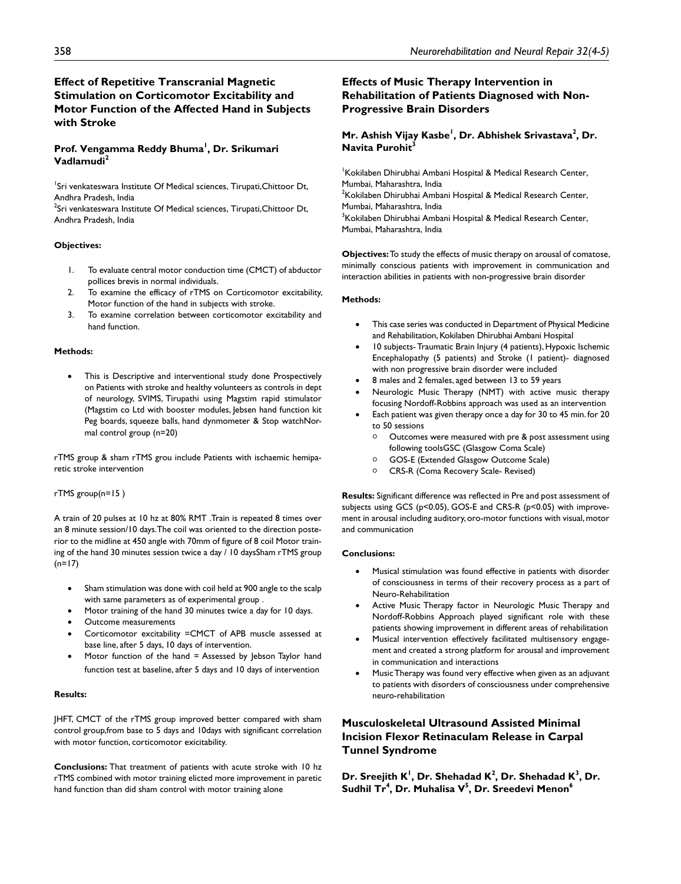## Effect of Repetitive Transcranial Magnetic Stimulation on Corticomotor Excitability and Motor Function of the Affected Hand in Subjects with Stroke

**Prof. Vengamma Reddy Bhuma[1], Dr. Srikumari Vadlamudi[2]**

[1]Sri venkateswara Institute Of Medical sciences, Tirupati,Chittoor Dt, Andhra Pradesh, India
[2]Sri venkateswara Institute Of Medical sciences, Tirupati,Chittoor Dt, Andhra Pradesh, India

**Objectives:**

1. To evaluate central motor conduction time (CMCT) of abductor pollices brevis in normal individuals.
2. To examine the efficacy of rTMS on Corticomotor excitability, Motor function of the hand in subjects with stroke.
3. To examine correlation between corticomotor excitability and hand function.

**Methods:**

- This is Descriptive and interventional study done Prospectively on Patients with stroke and healthy volunteers as controls in dept of neurology, SVIMS, Tirupathi using Magstim rapid stimulator (Magstim co Ltd with booster modules, Jebsen hand function kit Peg boards, squeeze balls, hand dynmometer & Stop watchNormal control group (n=20)

rTMS group & sham rTMS grou include Patients with ischaemic hemiparetic stroke intervention

rTMS group(n=15 )

A train of 20 pulses at 10 hz at 80% RMT .Train is repeated 8 times over an 8 minute session/10 days.The coil was oriented to the direction posterior to the midline at 450 angle with 70mm of figure of 8 coil Motor training of the hand 30 minutes session twice a day / 10 daysSham rTMS group (n=17)

- Sham stimulation was done with coil held at 900 angle to the scalp with same parameters as of experimental group .
- Motor training of the hand 30 minutes twice a day for 10 days.
- Outcome measurements
- Corticomotor excitability =CMCT of APB muscle assessed at base line, after 5 days, 10 days of intervention.
- Motor function of the hand = Assessed by Jebson Taylor hand function test at baseline, after 5 days and 10 days of intervention

**Results:**

JHFT, CMCT of the rTMS group improved better compared with sham control group,from base to 5 days and 10days with significant correlation with motor function, corticomotor excitability.

**Conclusions:** That treatment of patients with acute stroke with 10 hz rTMS combined with motor training elicted more improvement in paretic hand function than did sham control with motor training alone

## Effects of Music Therapy Intervention in Rehabilitation of Patients Diagnosed with Non-Progressive Brain Disorders

**Mr. Ashish Vijay Kasbe[1], Dr. Abhishek Srivastava[2], Dr. Navita Purohit[3]**

[1]Kokilaben Dhirubhai Ambani Hospital & Medical Research Center, Mumbai, Maharashtra, India
[2]Kokilaben Dhirubhai Ambani Hospital & Medical Research Center, Mumbai, Maharashtra, India
[3]Kokilaben Dhirubhai Ambani Hospital & Medical Research Center, Mumbai, Maharashtra, India

**Objectives:** To study the effects of music therapy on arousal of comatose, minimally conscious patients with improvement in communication and interaction abilities in patients with non-progressive brain disorder

**Methods:**

- This case series was conducted in Department of Physical Medicine and Rehabilitation, Kokilaben Dhirubhai Ambani Hospital
- 10 subjects- Traumatic Brain Injury (4 patients), Hypoxic Ischemic Encephalopathy (5 patients) and Stroke (1 patient)- diagnosed with non progressive brain disorder were included
- 8 males and 2 females, aged between 13 to 59 years
- Neurologic Music Therapy (NMT) with active music therapy focusing Nordoff-Robbins approach was used as an intervention
- Each patient was given therapy once a day for 30 to 45 min. for 20 to 50 sessions
    - Outcomes were measured with pre & post assessment using following toolsGSC (Glasgow Coma Scale)
    - GOS-E (Extended Glasgow Outcome Scale)
    - CRS-R (Coma Recovery Scale- Revised)

**Results:** Significant difference was reflected in Pre and post assessment of subjects using GCS ($p<0.05$), GOS-E and CRS-R ($p<0.05$) with improvement in arousal including auditory, oro-motor functions with visual, motor and communication

**Conclusions:**

- Musical stimulation was found effective in patients with disorder of consciousness in terms of their recovery process as a part of Neuro-Rehabilitation
- Active Music Therapy factor in Neurologic Music Therapy and Nordoff-Robbins Approach played significant role with these patients showing improvement in different areas of rehabilitation
- Musical intervention effectively facilitated multisensory engagement and created a strong platform for arousal and improvement in communication and interactions
- Music Therapy was found very effective when given as an adjuvant to patients with disorders of consciousness under comprehensive neuro-rehabilitation

## Musculoskeletal Ultrasound Assisted Minimal Incision Flexor Retinaculam Release in Carpal Tunnel Syndrome

**Dr. Sreejith K[1], Dr. Shehadad K[2], Dr. Shehadad K[3], Dr. Sudhil Tr[4], Dr. Muhalisa V[5], Dr. Sreedevi Menon[6]**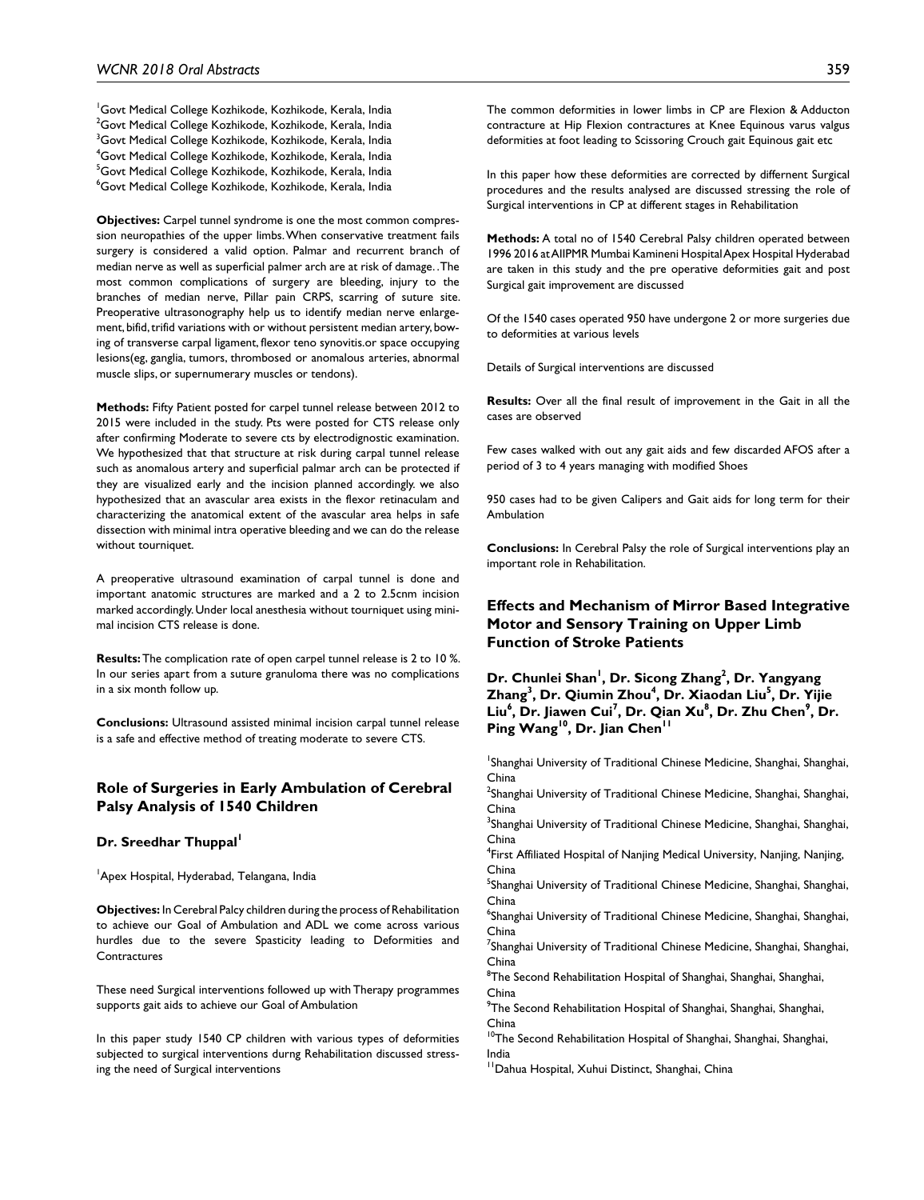[1]Govt Medical College Kozhikode, Kozhikode, Kerala, India
[2]Govt Medical College Kozhikode, Kozhikode, Kerala, India
[3]Govt Medical College Kozhikode, Kozhikode, Kerala, India
[4]Govt Medical College Kozhikode, Kozhikode, Kerala, India
[5]Govt Medical College Kozhikode, Kozhikode, Kerala, India
[6]Govt Medical College Kozhikode, Kozhikode, Kerala, India

**Objectives:** Carpel tunnel syndrome is one the most common compression neuropathies of the upper limbs. When conservative treatment fails surgery is considered a valid option. Palmar and recurrent branch of median nerve as well as superficial palmer arch are at risk of damage. . The most common complications of surgery are bleeding, injury to the branches of median nerve, Pillar pain CRPS, scarring of suture site. Preoperative ultrasonography help us to identify median nerve enlargement, bifid, trifid variations with or without persistent median artery, bowing of transverse carpal ligament, flexor teno synovitis.or space occupying lesions(eg, ganglia, tumors, thrombosed or anomalous arteries, abnormal muscle slips, or supernumerary muscles or tendons).

**Methods:** Fifty Patient posted for carpel tunnel release between 2012 to 2015 were included in the study. Pts were posted for CTS release only after confirming Moderate to severe cts by electrodignostic examination. We hypothesized that that structure at risk during carpal tunnel release such as anomalous artery and superficial palmar arch can be protected if they are visualized early and the incision planned accordingly. we also hypothesized that an avascular area exists in the flexor retinaculam and characterizing the anatomical extent of the avascular area helps in safe dissection with minimal intra operative bleeding and we can do the release without tourniquet.

A preoperative ultrasound examination of carpal tunnel is done and important anatomic structures are marked and a 2 to 2.5cnm incision marked accordingly. Under local anesthesia without tourniquet using minimal incision CTS release is done.

**Results:** The complication rate of open carpel tunnel release is 2 to 10 %. In our series apart from a suture granuloma there was no complications in a six month follow up.

**Conclusions:** Ultrasound assisted minimal incision carpal tunnel release is a safe and effective method of treating moderate to severe CTS.

## Role of Surgeries in Early Ambulation of Cerebral Palsy Analysis of 1540 Children

**Dr. Sreedhar Thuppal[1]**

[1]Apex Hospital, Hyderabad, Telangana, India

**Objectives:** In Cerebral Palcy children during the process of Rehabilitation to achieve our Goal of Ambulation and ADL we come across various hurdles due to the severe Spasticity leading to Deformities and Contractures

These need Surgical interventions followed up with Therapy programmes supports gait aids to achieve our Goal of Ambulation

In this paper study 1540 CP children with various types of deformities subjected to surgical interventions durng Rehabilitation discussed stressing the need of Surgical interventions

The common deformities in lower limbs in CP are Flexion & Adducton contracture at Hip Flexion contractures at Knee Equinous varus valgus deformities at foot leading to Scissoring Crouch gait Equinous gait etc

In this paper how these deformities are corrected by differnent Surgical procedures and the results analysed are discussed stressing the role of Surgical interventions in CP at different stages in Rehabilitation

**Methods:** A total no of 1540 Cerebral Palsy children operated between 1996 2016 at AIIPMR Mumbai Kamineni Hospital Apex Hospital Hyderabad are taken in this study and the pre operative deformities gait and post Surgical gait improvement are discussed

Of the 1540 cases operated 950 have undergone 2 or more surgeries due to deformities at various levels

Details of Surgical interventions are discussed

**Results:** Over all the final result of improvement in the Gait in all the cases are observed

Few cases walked with out any gait aids and few discarded AFOS after a period of 3 to 4 years managing with modified Shoes

950 cases had to be given Calipers and Gait aids for long term for their Ambulation

**Conclusions:** In Cerebral Palsy the role of Surgical interventions play an important role in Rehabilitation.

## Effects and Mechanism of Mirror Based Integrative Motor and Sensory Training on Upper Limb Function of Stroke Patients

**Dr. Chunlei Shan[1], Dr. Sicong Zhang[2], Dr. Yangyang Zhang[3], Dr. Qiumin Zhou[4], Dr. Xiaodan Liu[5], Dr. Yijie Liu[6], Dr. Jiawen Cui[7], Dr. Qian Xu[8], Dr. Zhu Chen[9], Dr. Ping Wang[10], Dr. Jian Chen[11]**

[1]Shanghai University of Traditional Chinese Medicine, Shanghai, Shanghai, China
[2]Shanghai University of Traditional Chinese Medicine, Shanghai, Shanghai, China
[3]Shanghai University of Traditional Chinese Medicine, Shanghai, Shanghai, China
[4]First Affiliated Hospital of Nanjing Medical University, Nanjing, Nanjing, China
[5]Shanghai University of Traditional Chinese Medicine, Shanghai, Shanghai, China
[6]Shanghai University of Traditional Chinese Medicine, Shanghai, Shanghai, China
[7]Shanghai University of Traditional Chinese Medicine, Shanghai, Shanghai, China
[8]The Second Rehabilitation Hospital of Shanghai, Shanghai, Shanghai, China
[9]The Second Rehabilitation Hospital of Shanghai, Shanghai, Shanghai, China
[10]The Second Rehabilitation Hospital of Shanghai, Shanghai, Shanghai, India
[11]Dahua Hospital, Xuhui Distinct, Shanghai, China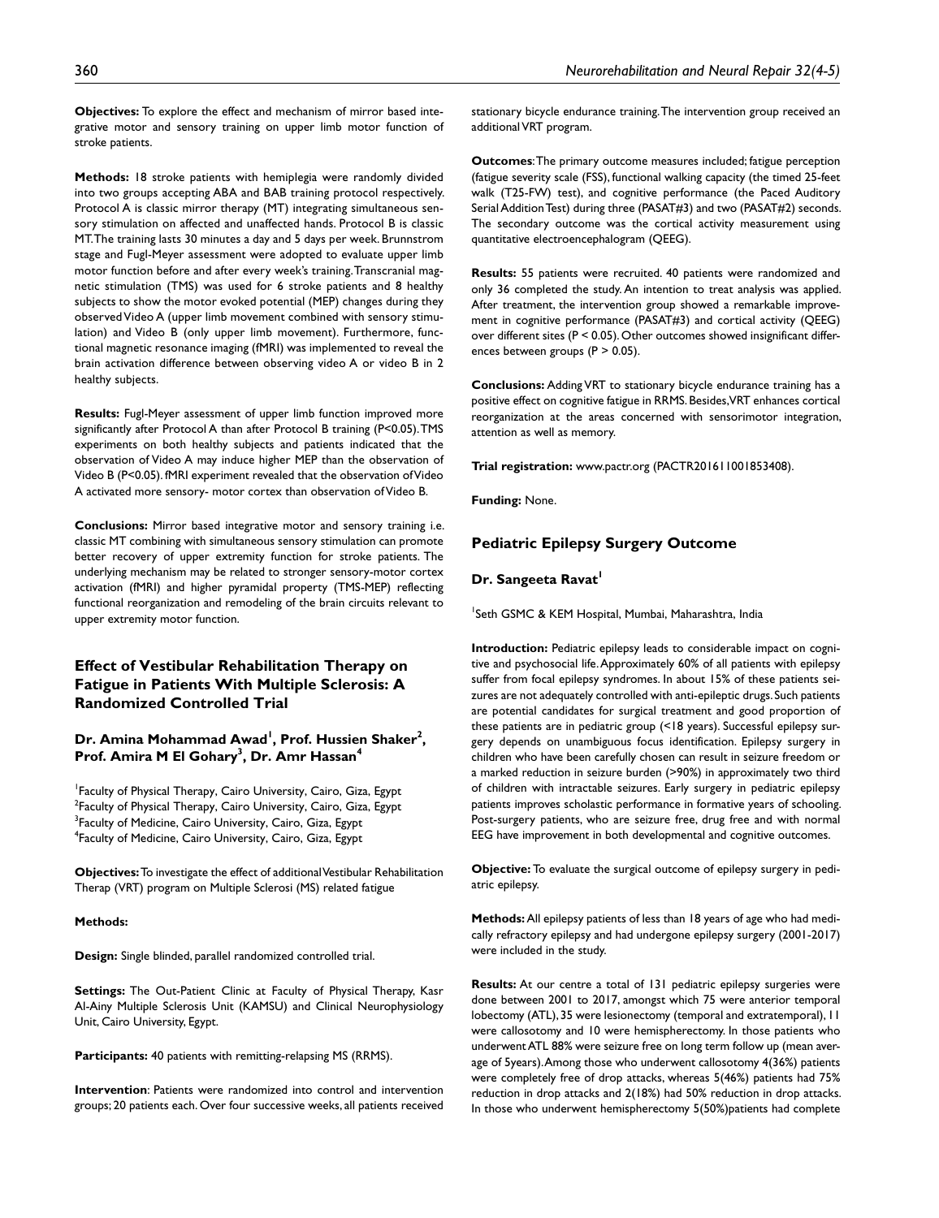**Objectives:** To explore the effect and mechanism of mirror based integrative motor and sensory training on upper limb motor function of stroke patients.

**Methods:** 18 stroke patients with hemiplegia were randomly divided into two groups accepting ABA and BAB training protocol respectively. Protocol A is classic mirror therapy (MT) integrating simultaneous sensory stimulation on affected and unaffected hands. Protocol B is classic MT. The training lasts 30 minutes a day and 5 days per week. Brunnstrom stage and Fugl-Meyer assessment were adopted to evaluate upper limb motor function before and after every week's training. Transcranial magnetic stimulation (TMS) was used for 6 stroke patients and 8 healthy subjects to show the motor evoked potential (MEP) changes during they observed Video A (upper limb movement combined with sensory stimulation) and Video B (only upper limb movement). Furthermore, functional magnetic resonance imaging (fMRI) was implemented to reveal the brain activation difference between observing video A or video B in 2 healthy subjects.

**Results:** Fugl-Meyer assessment of upper limb function improved more significantly after Protocol A than after Protocol B training (P<0.05). TMS experiments on both healthy subjects and patients indicated that the observation of Video A may induce higher MEP than the observation of Video B (P<0.05). fMRI experiment revealed that the observation of Video A activated more sensory- motor cortex than observation of Video B.

**Conclusions:** Mirror based integrative motor and sensory training i.e. classic MT combining with simultaneous sensory stimulation can promote better recovery of upper extremity function for stroke patients. The underlying mechanism may be related to stronger sensory-motor cortex activation (fMRI) and higher pyramidal property (TMS-MEP) reflecting functional reorganization and remodeling of the brain circuits relevant to upper extremity motor function.

## Effect of Vestibular Rehabilitation Therapy on Fatigue in Patients With Multiple Sclerosis: A Randomized Controlled Trial

### Dr. Amina Mohammad Awad[1], Prof. Hussien Shaker[2], Prof. Amira M El Gohary[3], Dr. Amr Hassan[4]

[1]Faculty of Physical Therapy, Cairo University, Cairo, Giza, Egypt
[2]Faculty of Physical Therapy, Cairo University, Cairo, Giza, Egypt
[3]Faculty of Medicine, Cairo University, Cairo, Giza, Egypt
[4]Faculty of Medicine, Cairo University, Cairo, Giza, Egypt

**Objectives:** To investigate the effect of additional Vestibular Rehabilitation Therap (VRT) program on Multiple Sclerosi (MS) related fatigue

**Methods:**

**Design:** Single blinded, parallel randomized controlled trial.

**Settings:** The Out-Patient Clinic at Faculty of Physical Therapy, Kasr Al-Ainy Multiple Sclerosis Unit (KAMSU) and Clinical Neurophysiology Unit, Cairo University, Egypt.

**Participants:** 40 patients with remitting-relapsing MS (RRMS).

**Intervention**: Patients were randomized into control and intervention groups; 20 patients each. Over four successive weeks, all patients received stationary bicycle endurance training. The intervention group received an additional VRT program.

**Outcomes**: The primary outcome measures included; fatigue perception (fatigue severity scale (FSS), functional walking capacity (the timed 25-feet walk (T25-FW) test), and cognitive performance (the Paced Auditory Serial Addition Test) during three (PASAT#3) and two (PASAT#2) seconds. The secondary outcome was the cortical activity measurement using quantitative electroencephalogram (QEEG).

**Results:** 55 patients were recruited. 40 patients were randomized and only 36 completed the study. An intention to treat analysis was applied. After treatment, the intervention group showed a remarkable improvement in cognitive performance (PASAT#3) and cortical activity (QEEG) over different sites (P < 0.05). Other outcomes showed insignificant differences between groups (P > 0.05).

**Conclusions:** Adding VRT to stationary bicycle endurance training has a positive effect on cognitive fatigue in RRMS. Besides, VRT enhances cortical reorganization at the areas concerned with sensorimotor integration, attention as well as memory.

**Trial registration:** www.pactr.org (PACTR201611001853408).

**Funding:** None.

## Pediatric Epilepsy Surgery Outcome

### Dr. Sangeeta Ravat[1]

[1]Seth GSMC & KEM Hospital, Mumbai, Maharashtra, India

**Introduction:** Pediatric epilepsy leads to considerable impact on cognitive and psychosocial life. Approximately 60% of all patients with epilepsy suffer from focal epilepsy syndromes. In about 15% of these patients seizures are not adequately controlled with anti-epileptic drugs. Such patients are potential candidates for surgical treatment and good proportion of these patients are in pediatric group (<18 years). Successful epilepsy surgery depends on unambiguous focus identification. Epilepsy surgery in children who have been carefully chosen can result in seizure freedom or a marked reduction in seizure burden (>90%) in approximately two third of children with intractable seizures. Early surgery in pediatric epilepsy patients improves scholastic performance in formative years of schooling. Post-surgery patients, who are seizure free, drug free and with normal EEG have improvement in both developmental and cognitive outcomes.

**Objective:** To evaluate the surgical outcome of epilepsy surgery in pediatric epilepsy.

**Methods:** All epilepsy patients of less than 18 years of age who had medically refractory epilepsy and had undergone epilepsy surgery (2001-2017) were included in the study.

**Results:** At our centre a total of 131 pediatric epilepsy surgeries were done between 2001 to 2017, amongst which 75 were anterior temporal lobectomy (ATL), 35 were lesionectomy (temporal and extratemporal), 11 were callosotomy and 10 were hemispherectomy. In those patients who underwent ATL 88% were seizure free on long term follow up (mean average of 5years). Among those who underwent callosotomy 4(36%) patients were completely free of drop attacks, whereas 5(46%) patients had 75% reduction in drop attacks and 2(18%) had 50% reduction in drop attacks. In those who underwent hemispherectomy 5(50%)patients had complete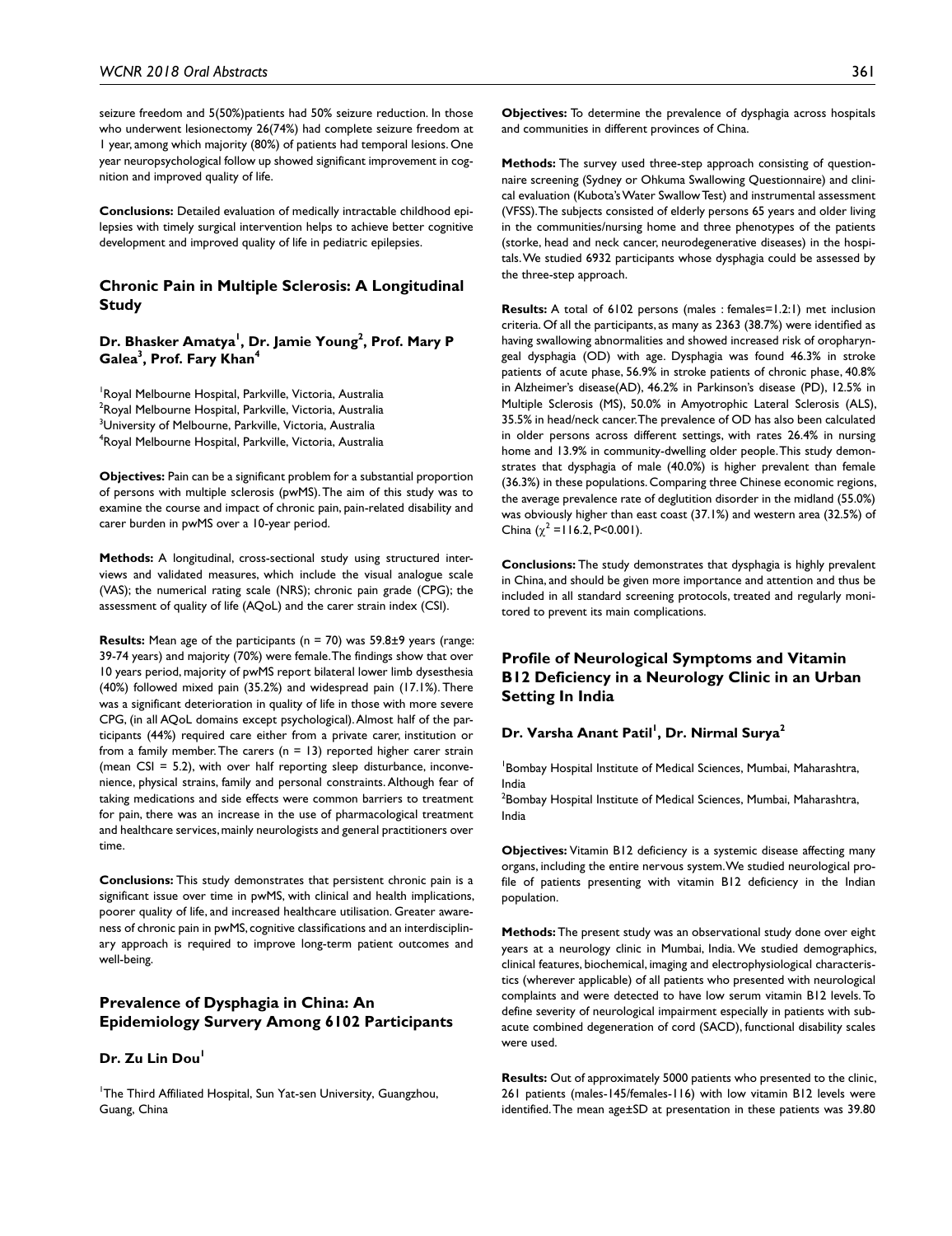seizure freedom and 5(50%)patients had 50% seizure reduction. In those who underwent lesionectomy 26(74%) had complete seizure freedom at 1 year, among which majority (80%) of patients had temporal lesions. One year neuropsychological follow up showed significant improvement in cognition and improved quality of life.

**Conclusions:** Detailed evaluation of medically intractable childhood epilepsies with timely surgical intervention helps to achieve better cognitive development and improved quality of life in pediatric epilepsies.

## Chronic Pain in Multiple Sclerosis: A Longitudinal Study

### Dr. Bhasker Amatya[1], Dr. Jamie Young[2], Prof. Mary P Galea[3], Prof. Fary Khan[4]

[1]Royal Melbourne Hospital, Parkville, Victoria, Australia
[2]Royal Melbourne Hospital, Parkville, Victoria, Australia
[3]University of Melbourne, Parkville, Victoria, Australia
[4]Royal Melbourne Hospital, Parkville, Victoria, Australia

**Objectives:** Pain can be a significant problem for a substantial proportion of persons with multiple sclerosis (pwMS). The aim of this study was to examine the course and impact of chronic pain, pain-related disability and carer burden in pwMS over a 10-year period.

**Methods:** A longitudinal, cross-sectional study using structured interviews and validated measures, which include the visual analogue scale (VAS); the numerical rating scale (NRS); chronic pain grade (CPG); the assessment of quality of life (AQoL) and the carer strain index (CSI).

**Results:** Mean age of the participants (n = 70) was 59.8±9 years (range: 39-74 years) and majority (70%) were female. The findings show that over 10 years period, majority of pwMS report bilateral lower limb dysesthesia (40%) followed mixed pain (35.2%) and widespread pain (17.1%). There was a significant deterioration in quality of life in those with more severe CPG, (in all AQoL domains except psychological). Almost half of the participants (44%) required care either from a private carer, institution or from a family member. The carers (n = 13) reported higher carer strain (mean CSI = 5.2), with over half reporting sleep disturbance, inconvenience, physical strains, family and personal constraints. Although fear of taking medications and side effects were common barriers to treatment for pain, there was an increase in the use of pharmacological treatment and healthcare services, mainly neurologists and general practitioners over time.

**Conclusions:** This study demonstrates that persistent chronic pain is a significant issue over time in pwMS, with clinical and health implications, poorer quality of life, and increased healthcare utilisation. Greater awareness of chronic pain in pwMS, cognitive classifications and an interdisciplinary approach is required to improve long-term patient outcomes and well-being.

## Prevalence of Dysphagia in China: An Epidemiology Survery Among 6102 Participants

### Dr. Zu Lin Dou[1]

[1]The Third Affiliated Hospital, Sun Yat-sen University, Guangzhou, Guang, China

**Objectives:** To determine the prevalence of dysphagia across hospitals and communities in different provinces of China.

**Methods:** The survey used three-step approach consisting of questionnaire screening (Sydney or Ohkuma Swallowing Questionnaire) and clinical evaluation (Kubota's Water Swallow Test) and instrumental assessment (VFSS). The subjects consisted of elderly persons 65 years and older living in the communities/nursing home and three phenotypes of the patients (storke, head and neck cancer, neurodegenerative diseases) in the hospitals. We studied 6932 participants whose dysphagia could be assessed by the three-step approach.

**Results:** A total of 6102 persons (males : females=1.2:1) met inclusion criteria. Of all the participants, as many as 2363 (38.7%) were identified as having swallowing abnormalities and showed increased risk of oropharyngeal dysphagia (OD) with age. Dysphagia was found 46.3% in stroke patients of acute phase, 56.9% in stroke patients of chronic phase, 40.8% in Alzheimer's disease(AD), 46.2% in Parkinson's disease (PD), 12.5% in Multiple Sclerosis (MS), 50.0% in Amyotrophic Lateral Sclerosis (ALS), 35.5% in head/neck cancer. The prevalence of OD has also been calculated in older persons across different settings, with rates 26.4% in nursing home and 13.9% in community-dwelling older people. This study demonstrates that dysphagia of male (40.0%) is higher prevalent than female (36.3%) in these populations. Comparing three Chinese economic regions, the average prevalence rate of deglutition disorder in the midland (55.0%) was obviously higher than east coast (37.1%) and western area (32.5%) of China ($\chi^2$ =116.2, P<0.001).

**Conclusions:** The study demonstrates that dysphagia is highly prevalent in China, and should be given more importance and attention and thus be included in all standard screening protocols, treated and regularly monitored to prevent its main complications.

## Profile of Neurological Symptoms and Vitamin B12 Deficiency in a Neurology Clinic in an Urban Setting In India

### Dr. Varsha Anant Patil[1], Dr. Nirmal Surya[2]

[1]Bombay Hospital Institute of Medical Sciences, Mumbai, Maharashtra, India
[2]Bombay Hospital Institute of Medical Sciences, Mumbai, Maharashtra, India

**Objectives:** Vitamin B12 deficiency is a systemic disease affecting many organs, including the entire nervous system. We studied neurological profile of patients presenting with vitamin B12 deficiency in the Indian population.

**Methods:** The present study was an observational study done over eight years at a neurology clinic in Mumbai, India. We studied demographics, clinical features, biochemical, imaging and electrophysiological characteristics (wherever applicable) of all patients who presented with neurological complaints and were detected to have low serum vitamin B12 levels. To define severity of neurological impairment especially in patients with subacute combined degeneration of cord (SACD), functional disability scales were used.

**Results:** Out of approximately 5000 patients who presented to the clinic, 261 patients (males-145/females-116) with low vitamin B12 levels were identified. The mean age±SD at presentation in these patients was 39.80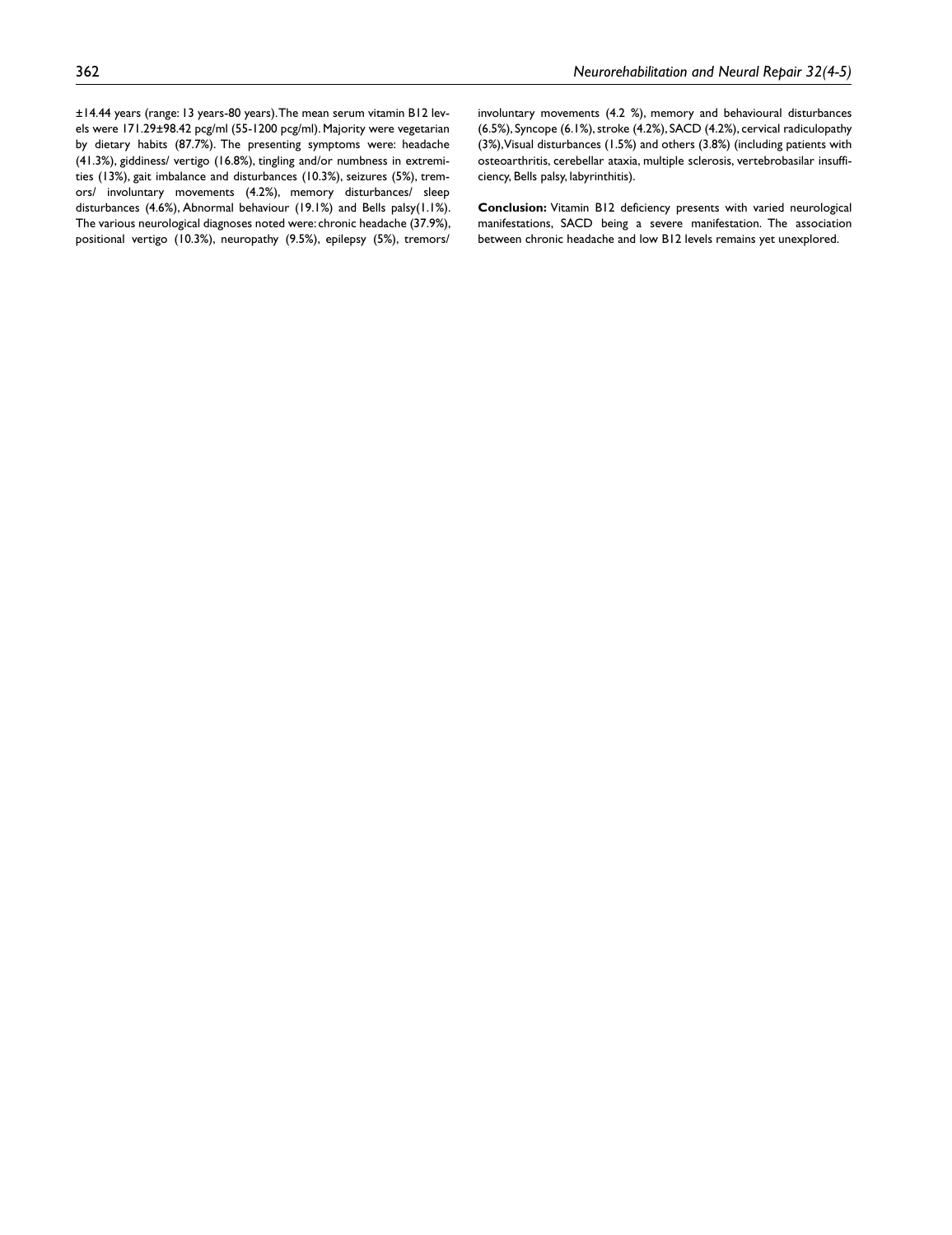±14.44 years (range: 13 years-80 years). The mean serum vitamin B12 levels were 171.29±98.42 pcg/ml (55-1200 pcg/ml). Majority were vegetarian by dietary habits (87.7%). The presenting symptoms were: headache (41.3%), giddiness/ vertigo (16.8%), tingling and/or numbness in extremities (13%), gait imbalance and disturbances (10.3%), seizures (5%), tremors/ involuntary movements (4.2%), memory disturbances/ sleep disturbances (4.6%), Abnormal behaviour (19.1%) and Bells palsy(1.1%). The various neurological diagnoses noted were: chronic headache (37.9%), positional vertigo (10.3%), neuropathy (9.5%), epilepsy (5%), tremors/ involuntary movements (4.2 %), memory and behavioural disturbances (6.5%), Syncope (6.1%), stroke (4.2%), SACD (4.2%), cervical radiculopathy (3%), Visual disturbances (1.5%) and others (3.8%) (including patients with osteoarthritis, cerebellar ataxia, multiple sclerosis, vertebrobasilar insufficiency, Bells palsy, labyrinthitis).

**Conclusion:** Vitamin B12 deficiency presents with varied neurological manifestations, SACD being a severe manifestation. The association between chronic headache and low B12 levels remains yet unexplored.